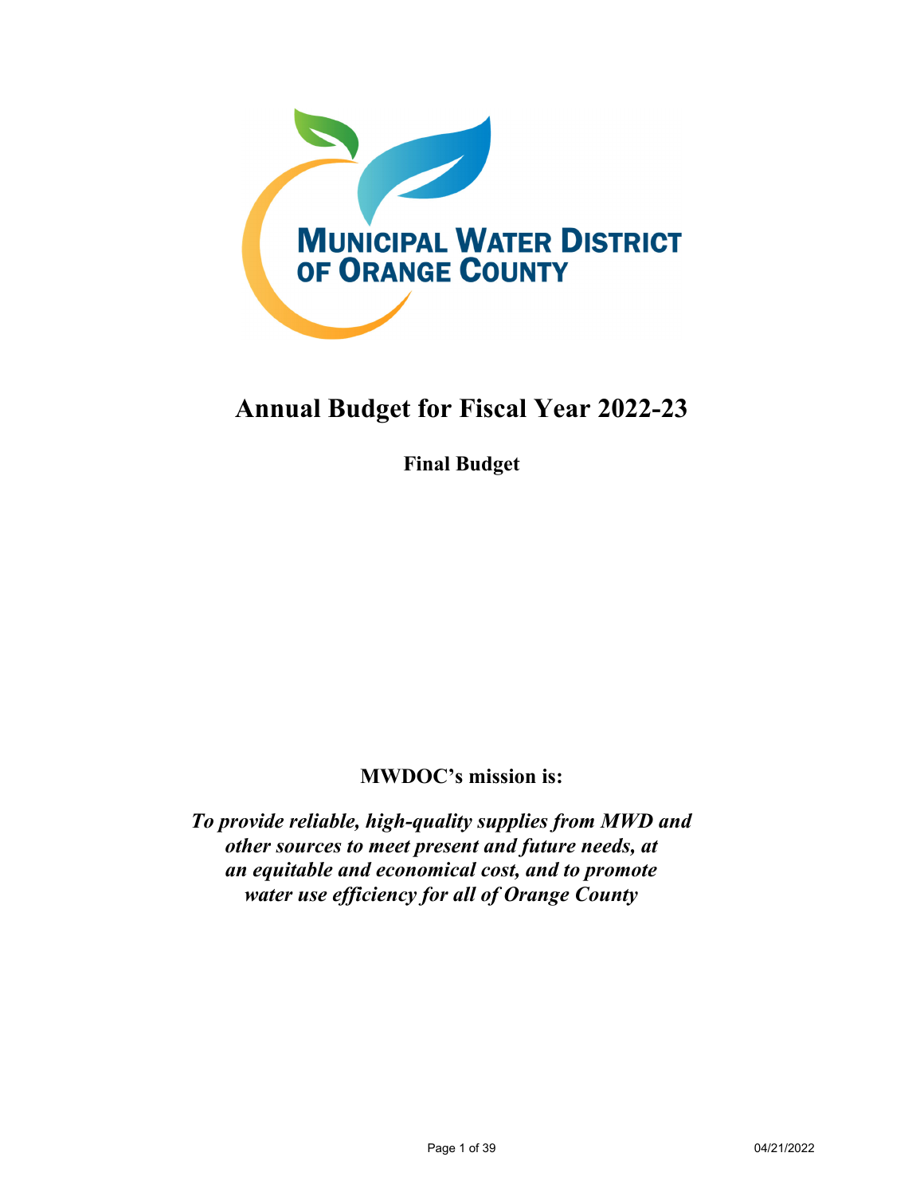**MUNICIPAL WATER DISTRICT OF ORANGE COUNTY**

# Annual Budget for Fiscal Year 2022-23

**Final Budget**

**MWDOC's mission is:**

***To provide reliable, high-quality supplies from MWD and other sources to meet present and future needs, at an equitable and economical cost, and to promote water use efficiency for all of Orange County***

04/21/2022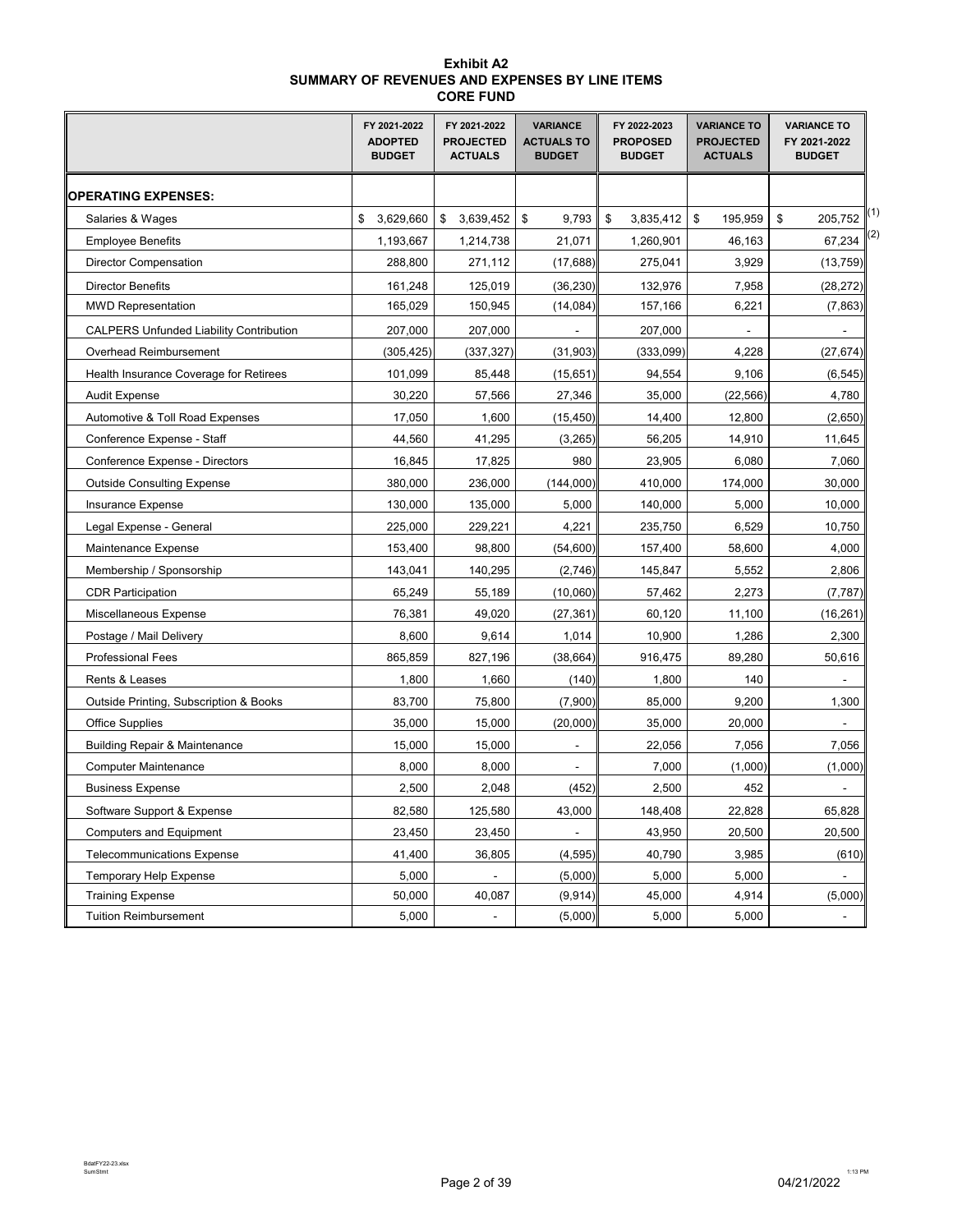**Exhibit A2**
**SUMMARY OF REVENUES AND EXPENSES BY LINE ITEMS**
**CORE FUND**

| | FY 2021-2022 ADOPTED BUDGET | FY 2021-2022 PROJECTED ACTUALS | VARIANCE ACTUALS TO BUDGET | FY 2022-2023 PROPOSED BUDGET | VARIANCE TO PROJECTED ACTUALS | VARIANCE TO FY 2021-2022 BUDGET | |
|---|---|---|---|---|---|---|---|
| **OPERATING EXPENSES:** | | | | | | | |
| Salaries & Wages | $ 3,629,660 | $ 3,639,452 | $ 9,793 | $ 3,835,412 | $ 195,959 | $ 205,752 | (1) |
| Employee Benefits | 1,193,667 | 1,214,738 | 21,071 | 1,260,901 | 46,163 | 67,234 | (2) |
| Director Compensation | 288,800 | 271,112 | (17,688) | 275,041 | 3,929 | (13,759) | |
| Director Benefits | 161,248 | 125,019 | (36,230) | 132,976 | 7,958 | (28,272) | |
| MWD Representation | 165,029 | 150,945 | (14,084) | 157,166 | 6,221 | (7,863) | |
| CALPERS Unfunded Liability Contribution | 207,000 | 207,000 | - | 207,000 | - | - | |
| Overhead Reimbursement | (305,425) | (337,327) | (31,903) | (333,099) | 4,228 | (27,674) | |
| Health Insurance Coverage for Retirees | 101,099 | 85,448 | (15,651) | 94,554 | 9,106 | (6,545) | |
| Audit Expense | 30,220 | 57,566 | 27,346 | 35,000 | (22,566) | 4,780 | |
| Automotive & Toll Road Expenses | 17,050 | 1,600 | (15,450) | 14,400 | 12,800 | (2,650) | |
| Conference Expense - Staff | 44,560 | 41,295 | (3,265) | 56,205 | 14,910 | 11,645 | |
| Conference Expense - Directors | 16,845 | 17,825 | 980 | 23,905 | 6,080 | 7,060 | |
| Outside Consulting Expense | 380,000 | 236,000 | (144,000) | 410,000 | 174,000 | 30,000 | |
| Insurance Expense | 130,000 | 135,000 | 5,000 | 140,000 | 5,000 | 10,000 | |
| Legal Expense - General | 225,000 | 229,221 | 4,221 | 235,750 | 6,529 | 10,750 | |
| Maintenance Expense | 153,400 | 98,800 | (54,600) | 157,400 | 58,600 | 4,000 | |
| Membership / Sponsorship | 143,041 | 140,295 | (2,746) | 145,847 | 5,552 | 2,806 | |
| CDR Participation | 65,249 | 55,189 | (10,060) | 57,462 | 2,273 | (7,787) | |
| Miscellaneous Expense | 76,381 | 49,020 | (27,361) | 60,120 | 11,100 | (16,261) | |
| Postage / Mail Delivery | 8,600 | 9,614 | 1,014 | 10,900 | 1,286 | 2,300 | |
| Professional Fees | 865,859 | 827,196 | (38,664) | 916,475 | 89,280 | 50,616 | |
| Rents & Leases | 1,800 | 1,660 | (140) | 1,800 | 140 | - | |
| Outside Printing, Subscription & Books | 83,700 | 75,800 | (7,900) | 85,000 | 9,200 | 1,300 | |
| Office Supplies | 35,000 | 15,000 | (20,000) | 35,000 | 20,000 | - | |
| Building Repair & Maintenance | 15,000 | 15,000 | - | 22,056 | 7,056 | 7,056 | |
| Computer Maintenance | 8,000 | 8,000 | - | 7,000 | (1,000) | (1,000) | |
| Business Expense | 2,500 | 2,048 | (452) | 2,500 | 452 | - | |
| Software Support & Expense | 82,580 | 125,580 | 43,000 | 148,408 | 22,828 | 65,828 | |
| Computers and Equipment | 23,450 | 23,450 | - | 43,950 | 20,500 | 20,500 | |
| Telecommunications Expense | 41,400 | 36,805 | (4,595) | 40,790 | 3,985 | (610) | |
| Temporary Help Expense | 5,000 | - | (5,000) | 5,000 | 5,000 | - | |
| Training Expense | 50,000 | 40,087 | (9,914) | 45,000 | 4,914 | (5,000) | |
| Tuition Reimbursement | 5,000 | - | (5,000) | 5,000 | 5,000 | - | |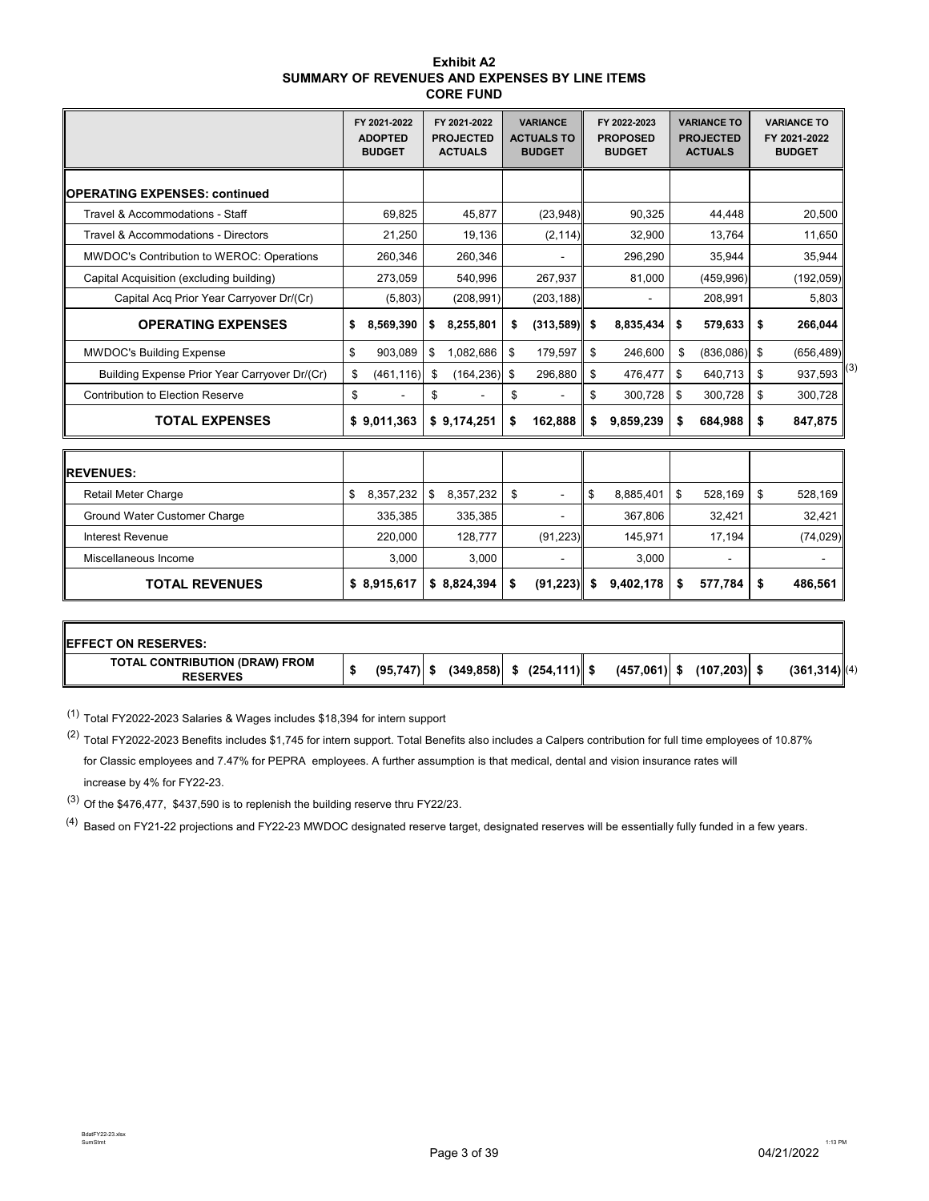**Exhibit A2**
**SUMMARY OF REVENUES AND EXPENSES BY LINE ITEMS**
**CORE FUND**

| | FY 2021-2022 ADOPTED BUDGET | FY 2021-2022 PROJECTED ACTUALS | VARIANCE ACTUALS TO BUDGET | FY 2022-2023 PROPOSED BUDGET | VARIANCE TO PROJECTED ACTUALS | VARIANCE TO FY 2021-2022 BUDGET |
|---|---|---|---|---|---|---|
| **OPERATING EXPENSES: continued** | | | | | | |
| Travel & Accommodations - Staff | 69,825 | 45,877 | (23,948) | 90,325 | 44,448 | 20,500 |
| Travel & Accommodations - Directors | 21,250 | 19,136 | (2,114) | 32,900 | 13,764 | 11,650 |
| MWDOC's Contribution to WEROC: Operations | 260,346 | 260,346 | - | 296,290 | 35,944 | 35,944 |
| Capital Acquisition (excluding building) | 273,059 | 540,996 | 267,937 | 81,000 | (459,996) | (192,059) |
| Capital Acq Prior Year Carryover Dr/(Cr) | (5,803) | (208,991) | (203,188) | - | 208,991 | 5,803 |
| **OPERATING EXPENSES** | **$ 8,569,390** | **$ 8,255,801** | **$ (313,589)** | **$ 8,835,434** | **$ 579,633** | **$ 266,044** |
| MWDOC's Building Expense | $ 903,089 | $ 1,082,686 | $ 179,597 | $ 246,600 | $ (836,086) | $ (656,489) |
| Building Expense Prior Year Carryover Dr/(Cr) | $ (461,116) | $ (164,236) | $ 296,880 | $ 476,477 | $ 640,713 | $ 937,593 (3) |
| Contribution to Election Reserve | $ - | $ - | $ - | $ 300,728 | $ 300,728 | $ 300,728 |
| **TOTAL EXPENSES** | **$ 9,011,363** | **$ 9,174,251** | **$ 162,888** | **$ 9,859,239** | **$ 684,988** | **$ 847,875** |
| **REVENUES:** | | | | | | |
| Retail Meter Charge | $ 8,357,232 | $ 8,357,232 | $ - | $ 8,885,401 | $ 528,169 | $ 528,169 |
| Ground Water Customer Charge | 335,385 | 335,385 | - | 367,806 | 32,421 | 32,421 |
| Interest Revenue | 220,000 | 128,777 | (91,223) | 145,971 | 17,194 | (74,029) |
| Miscellaneous Income | 3,000 | 3,000 | - | 3,000 | - | - |
| **TOTAL REVENUES** | **$ 8,915,617** | **$ 8,824,394** | **$ (91,223)** | **$ 9,402,178** | **$ 577,784** | **$ 486,561** |
| **EFFECT ON RESERVES:** | | | | | | |
| **TOTAL CONTRIBUTION (DRAW) FROM RESERVES** | **$ (95,747)** | **$ (349,858)** | **$ (254,111)** | **$ (457,061)** | **$ (107,203)** | **$ (361,314)** (4) |

(1) Total FY2022-2023 Salaries & Wages includes $18,394 for intern support

(2) Total FY2022-2023 Benefits includes $1,745 for intern support. Total Benefits also includes a Calpers contribution for full time employees of 10.87% for Classic employees and 7.47% for PEPRA employees. A further assumption is that medical, dental and vision insurance rates will increase by 4% for FY22-23.

(3) Of the $476,477, $437,590 is to replenish the building reserve thru FY22/23.

(4) Based on FY21-22 projections and FY22-23 MWDOC designated reserve target, designated reserves will be essentially fully funded in a few years.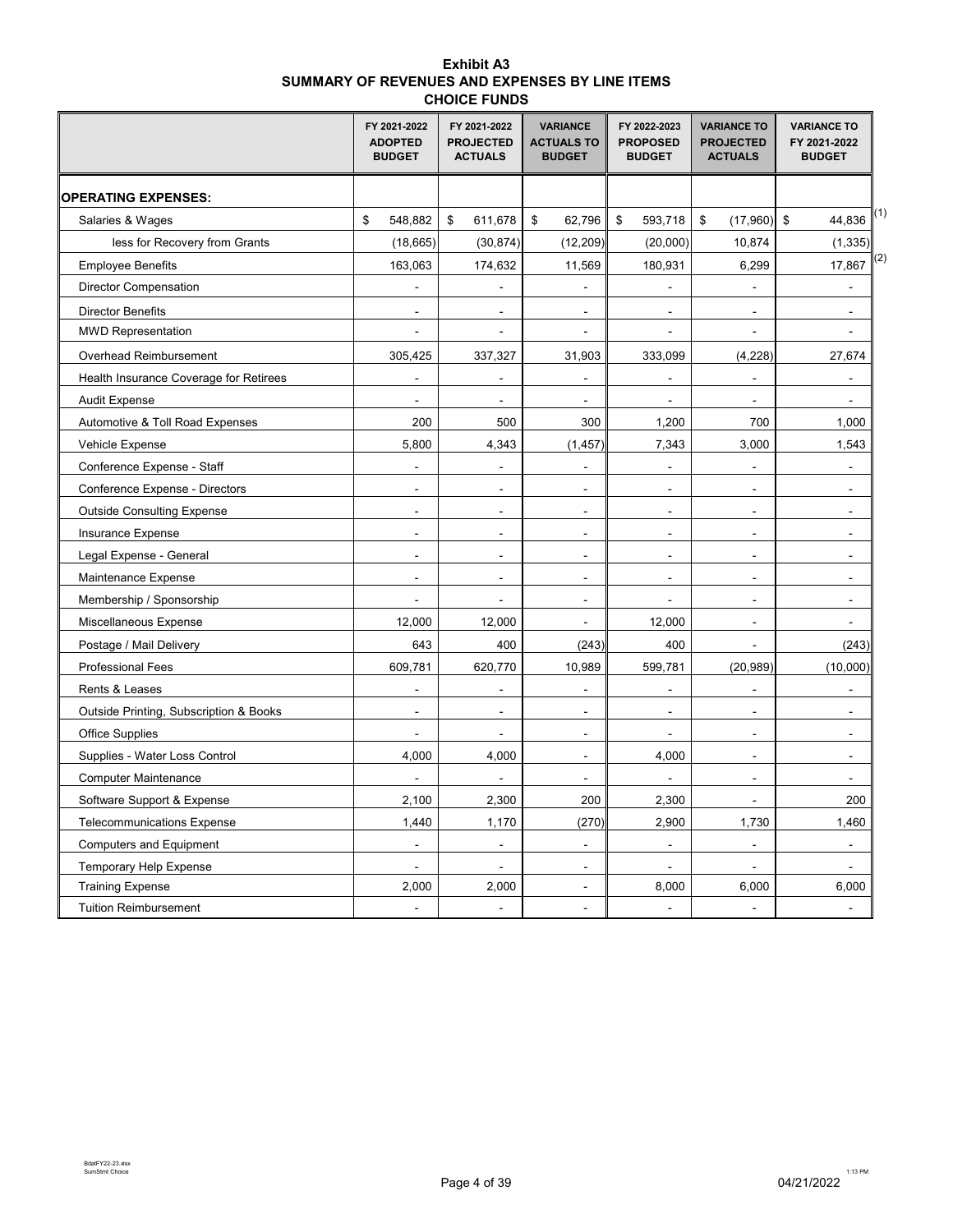# Exhibit A3
## SUMMARY OF REVENUES AND EXPENSES BY LINE ITEMS
## CHOICE FUNDS

| | FY 2021-2022 ADOPTED BUDGET | FY 2021-2022 PROJECTED ACTUALS | VARIANCE ACTUALS TO BUDGET | FY 2022-2023 PROPOSED BUDGET | VARIANCE TO PROJECTED ACTUALS | VARIANCE TO FY 2021-2022 BUDGET | |
|---|---|---|---|---|---|---|---|
| **OPERATING EXPENSES:** | | | | | | | |
| Salaries & Wages | $ 548,882 | $ 611,678 | $ 62,796 | $ 593,718 | $ (17,960) | $ 44,836 | (1) |
| less for Recovery from Grants | (18,665) | (30,874) | (12,209) | (20,000) | 10,874 | (1,335) | |
| Employee Benefits | 163,063 | 174,632 | 11,569 | 180,931 | 6,299 | 17,867 | (2) |
| Director Compensation | - | - | - | - | - | - | |
| Director Benefits | - | - | - | - | - | - | |
| MWD Representation | - | - | - | - | - | - | |
| Overhead Reimbursement | 305,425 | 337,327 | 31,903 | 333,099 | (4,228) | 27,674 | |
| Health Insurance Coverage for Retirees | - | - | - | - | - | - | |
| Audit Expense | - | - | - | - | - | - | |
| Automotive & Toll Road Expenses | 200 | 500 | 300 | 1,200 | 700 | 1,000 | |
| Vehicle Expense | 5,800 | 4,343 | (1,457) | 7,343 | 3,000 | 1,543 | |
| Conference Expense - Staff | - | - | - | - | - | - | |
| Conference Expense - Directors | - | - | - | - | - | - | |
| Outside Consulting Expense | - | - | - | - | - | - | |
| Insurance Expense | - | - | - | - | - | - | |
| Legal Expense - General | - | - | - | - | - | - | |
| Maintenance Expense | - | - | - | - | - | - | |
| Membership / Sponsorship | - | - | - | - | - | - | |
| Miscellaneous Expense | 12,000 | 12,000 | - | 12,000 | - | - | |
| Postage / Mail Delivery | 643 | 400 | (243) | 400 | - | (243) | |
| Professional Fees | 609,781 | 620,770 | 10,989 | 599,781 | (20,989) | (10,000) | |
| Rents & Leases | - | - | - | - | - | - | |
| Outside Printing, Subscription & Books | - | - | - | - | - | - | |
| Office Supplies | - | - | - | - | - | - | |
| Supplies - Water Loss Control | 4,000 | 4,000 | - | 4,000 | - | - | |
| Computer Maintenance | - | - | - | - | - | - | |
| Software Support & Expense | 2,100 | 2,300 | 200 | 2,300 | - | 200 | |
| Telecommunications Expense | 1,440 | 1,170 | (270) | 2,900 | 1,730 | 1,460 | |
| Computers and Equipment | - | - | - | - | - | - | |
| Temporary Help Expense | - | - | - | - | - | - | |
| Training Expense | 2,000 | 2,000 | - | 8,000 | 6,000 | 6,000 | |
| Tuition Reimbursement | - | - | - | - | - | - | |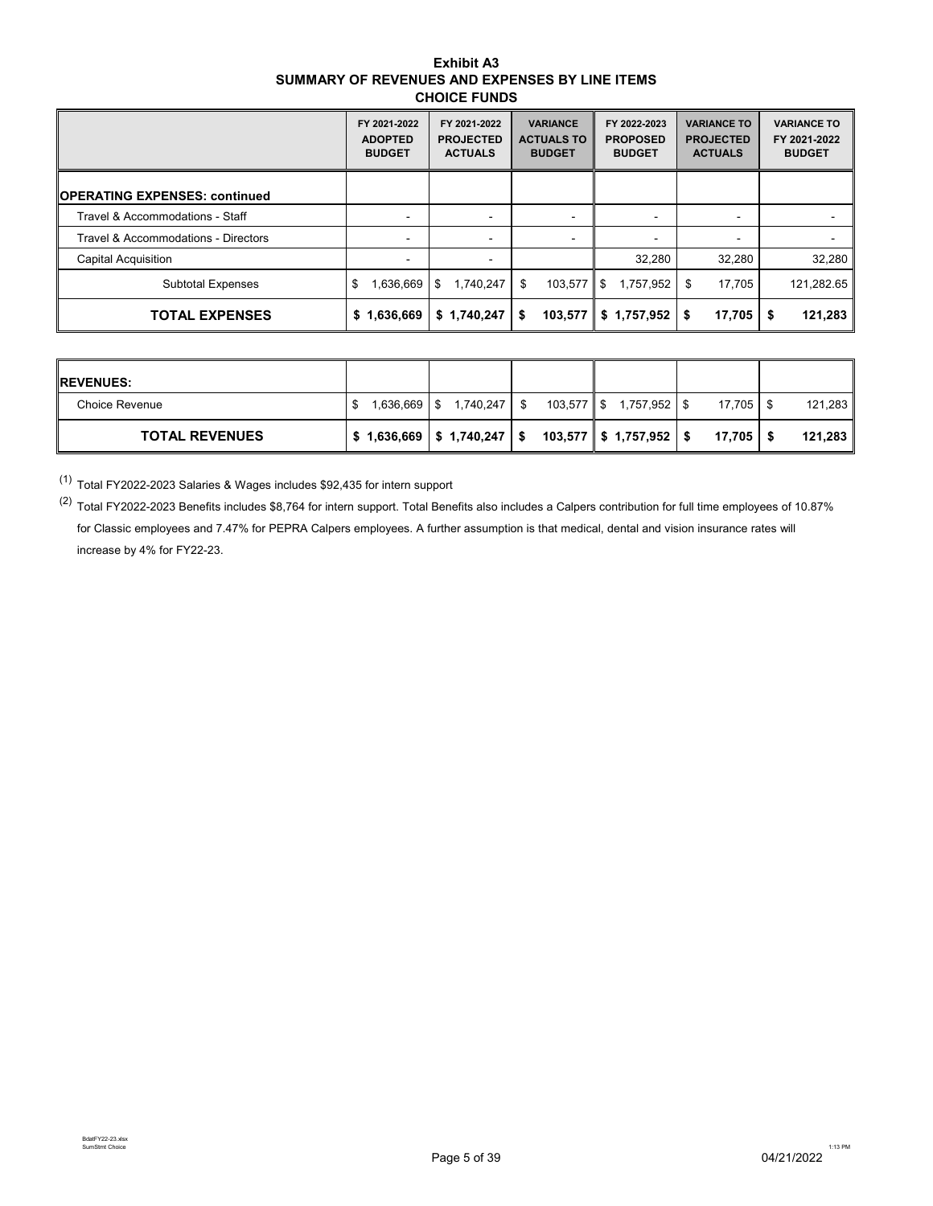# Exhibit A3
## SUMMARY OF REVENUES AND EXPENSES BY LINE ITEMS
## CHOICE FUNDS

| | FY 2021-2022 ADOPTED BUDGET | FY 2021-2022 PROJECTED ACTUALS | VARIANCE ACTUALS TO BUDGET | FY 2022-2023 PROPOSED BUDGET | VARIANCE TO PROJECTED ACTUALS | VARIANCE TO FY 2021-2022 BUDGET |
|---|---|---|---|---|---|---|
| **OPERATING EXPENSES: continued** | | | | | | |
| Travel & Accommodations - Staff | - | - | - | - | - | - |
| Travel & Accommodations - Directors | - | - | - | - | - | - |
| Capital Acquisition | - | - | | 32,280 | 32,280 | 32,280 |
| Subtotal Expenses | $ 1,636,669 | $ 1,740,247 | $ 103,577 | $ 1,757,952 | $ 17,705 | 121,282.65 |
| **TOTAL EXPENSES** | **$ 1,636,669** | **$ 1,740,247** | **$ 103,577** | **$ 1,757,952** | **$ 17,705** | **$ 121,283** |

| | | | | | | |
|---|---|---|---|---|---|---|
| **REVENUES:** | | | | | | |
| Choice Revenue | $ 1,636,669 | $ 1,740,247 | $ 103,577 | $ 1,757,952 | $ 17,705 | $ 121,283 |
| **TOTAL REVENUES** | **$ 1,636,669** | **$ 1,740,247** | **$ 103,577** | **$ 1,757,952** | **$ 17,705** | **$ 121,283** |

(1) Total FY2022-2023 Salaries & Wages includes $92,435 for intern support

(2) Total FY2022-2023 Benefits includes $8,764 for intern support. Total Benefits also includes a Calpers contribution for full time employees of 10.87% for Classic employees and 7.47% for PEPRA Calpers employees. A further assumption is that medical, dental and vision insurance rates will increase by 4% for FY22-23.

BdatFY22-23.xlsx
SumStmt Choice

1:13 PM
04/21/2022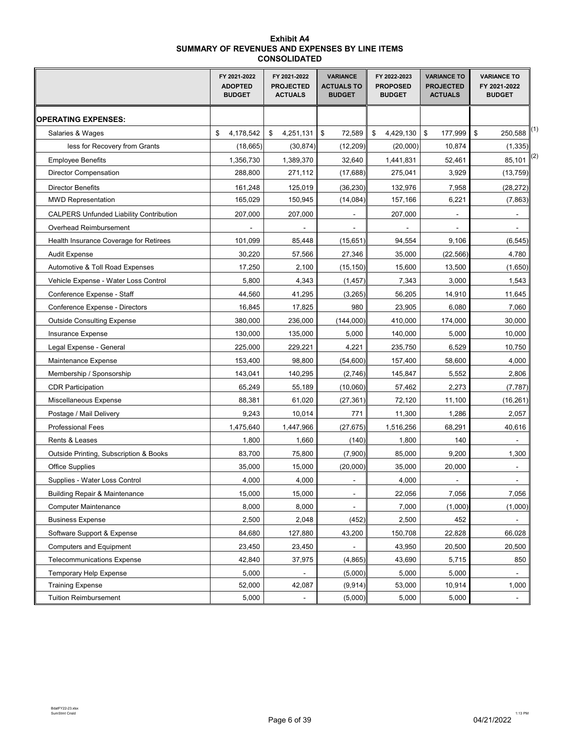**Exhibit A4**
**SUMMARY OF REVENUES AND EXPENSES BY LINE ITEMS**
**CONSOLIDATED**

| | FY 2021-2022 ADOPTED BUDGET | FY 2021-2022 PROJECTED ACTUALS | VARIANCE ACTUALS TO BUDGET | FY 2022-2023 PROPOSED BUDGET | VARIANCE TO PROJECTED ACTUALS | VARIANCE TO FY 2021-2022 BUDGET | |
|---|---|---|---|---|---|---|---|
| **OPERATING EXPENSES:** | | | | | | | |
| Salaries & Wages | $ 4,178,542 | $ 4,251,131 | $ 72,589 | $ 4,429,130 | $ 177,999 | $ 250,588 | (1) |
| less for Recovery from Grants | (18,665) | (30,874) | (12,209) | (20,000) | 10,874 | (1,335) | |
| Employee Benefits | 1,356,730 | 1,389,370 | 32,640 | 1,441,831 | 52,461 | 85,101 | (2) |
| Director Compensation | 288,800 | 271,112 | (17,688) | 275,041 | 3,929 | (13,759) | |
| Director Benefits | 161,248 | 125,019 | (36,230) | 132,976 | 7,958 | (28,272) | |
| MWD Representation | 165,029 | 150,945 | (14,084) | 157,166 | 6,221 | (7,863) | |
| CALPERS Unfunded Liability Contribution | 207,000 | 207,000 | - | 207,000 | - | - | |
| Overhead Reimbursement | - | - | - | - | - | - | |
| Health Insurance Coverage for Retirees | 101,099 | 85,448 | (15,651) | 94,554 | 9,106 | (6,545) | |
| Audit Expense | 30,220 | 57,566 | 27,346 | 35,000 | (22,566) | 4,780 | |
| Automotive & Toll Road Expenses | 17,250 | 2,100 | (15,150) | 15,600 | 13,500 | (1,650) | |
| Vehicle Expense - Water Loss Control | 5,800 | 4,343 | (1,457) | 7,343 | 3,000 | 1,543 | |
| Conference Expense - Staff | 44,560 | 41,295 | (3,265) | 56,205 | 14,910 | 11,645 | |
| Conference Expense - Directors | 16,845 | 17,825 | 980 | 23,905 | 6,080 | 7,060 | |
| Outside Consulting Expense | 380,000 | 236,000 | (144,000) | 410,000 | 174,000 | 30,000 | |
| Insurance Expense | 130,000 | 135,000 | 5,000 | 140,000 | 5,000 | 10,000 | |
| Legal Expense - General | 225,000 | 229,221 | 4,221 | 235,750 | 6,529 | 10,750 | |
| Maintenance Expense | 153,400 | 98,800 | (54,600) | 157,400 | 58,600 | 4,000 | |
| Membership / Sponsorship | 143,041 | 140,295 | (2,746) | 145,847 | 5,552 | 2,806 | |
| CDR Participation | 65,249 | 55,189 | (10,060) | 57,462 | 2,273 | (7,787) | |
| Miscellaneous Expense | 88,381 | 61,020 | (27,361) | 72,120 | 11,100 | (16,261) | |
| Postage / Mail Delivery | 9,243 | 10,014 | 771 | 11,300 | 1,286 | 2,057 | |
| Professional Fees | 1,475,640 | 1,447,966 | (27,675) | 1,516,256 | 68,291 | 40,616 | |
| Rents & Leases | 1,800 | 1,660 | (140) | 1,800 | 140 | - | |
| Outside Printing, Subscription & Books | 83,700 | 75,800 | (7,900) | 85,000 | 9,200 | 1,300 | |
| Office Supplies | 35,000 | 15,000 | (20,000) | 35,000 | 20,000 | - | |
| Supplies - Water Loss Control | 4,000 | 4,000 | - | 4,000 | - | - | |
| Building Repair & Maintenance | 15,000 | 15,000 | - | 22,056 | 7,056 | 7,056 | |
| Computer Maintenance | 8,000 | 8,000 | - | 7,000 | (1,000) | (1,000) | |
| Business Expense | 2,500 | 2,048 | (452) | 2,500 | 452 | - | |
| Software Support & Expense | 84,680 | 127,880 | 43,200 | 150,708 | 22,828 | 66,028 | |
| Computers and Equipment | 23,450 | 23,450 | - | 43,950 | 20,500 | 20,500 | |
| Telecommunications Expense | 42,840 | 37,975 | (4,865) | 43,690 | 5,715 | 850 | |
| Temporary Help Expense | 5,000 | - | (5,000) | 5,000 | 5,000 | - | |
| Training Expense | 52,000 | 42,087 | (9,914) | 53,000 | 10,914 | 1,000 | |
| Tuition Reimbursement | 5,000 | - | (5,000) | 5,000 | 5,000 | - | |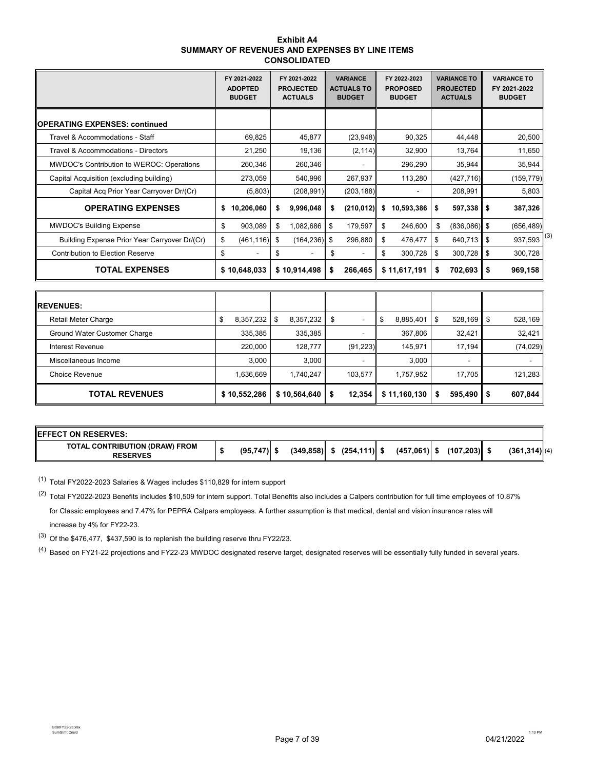**Exhibit A4**
**SUMMARY OF REVENUES AND EXPENSES BY LINE ITEMS**
**CONSOLIDATED**

| | FY 2021-2022 ADOPTED BUDGET | FY 2021-2022 PROJECTED ACTUALS | VARIANCE ACTUALS TO BUDGET | FY 2022-2023 PROPOSED BUDGET | VARIANCE TO PROJECTED ACTUALS | VARIANCE TO FY 2021-2022 BUDGET |
|---|---|---|---|---|---|---|
| **OPERATING EXPENSES: continued** | | | | | | |
| Travel & Accommodations - Staff | 69,825 | 45,877 | (23,948) | 90,325 | 44,448 | 20,500 |
| Travel & Accommodations - Directors | 21,250 | 19,136 | (2,114) | 32,900 | 13,764 | 11,650 |
| MWDOC's Contribution to WEROC: Operations | 260,346 | 260,346 | - | 296,290 | 35,944 | 35,944 |
| Capital Acquisition (excluding building) | 273,059 | 540,996 | 267,937 | 113,280 | (427,716) | (159,779) |
| Capital Acq Prior Year Carryover Dr/(Cr) | (5,803) | (208,991) | (203,188) | - | 208,991 | 5,803 |
| **OPERATING EXPENSES** | **$ 10,206,060** | **$ 9,996,048** | **$ (210,012)** | **$ 10,593,386** | **$ 597,338** | **$ 387,326** |
| MWDOC's Building Expense | $ 903,089 | $ 1,082,686 | $ 179,597 | $ 246,600 | $ (836,086) | $ (656,489) |
| Building Expense Prior Year Carryover Dr/(Cr) | $ (461,116) | $ (164,236) | $ 296,880 | $ 476,477 | $ 640,713 | $ 937,593 (3) |
| Contribution to Election Reserve | $ - | $ - | $ - | $ 300,728 | $ 300,728 | $ 300,728 |
| **TOTAL EXPENSES** | **$ 10,648,033** | **$ 10,914,498** | **$ 266,465** | **$ 11,617,191** | **$ 702,693** | **$ 969,158** |
| **REVENUES:** | | | | | | |
| Retail Meter Charge | $ 8,357,232 | $ 8,357,232 | $ - | $ 8,885,401 | $ 528,169 | $ 528,169 |
| Ground Water Customer Charge | 335,385 | 335,385 | - | 367,806 | 32,421 | 32,421 |
| Interest Revenue | 220,000 | 128,777 | (91,223) | 145,971 | 17,194 | (74,029) |
| Miscellaneous Income | 3,000 | 3,000 | - | 3,000 | - | - |
| Choice Revenue | 1,636,669 | 1,740,247 | 103,577 | 1,757,952 | 17,705 | 121,283 |
| **TOTAL REVENUES** | **$ 10,552,286** | **$ 10,564,640** | **$ 12,354** | **$ 11,160,130** | **$ 595,490** | **$ 607,844** |
| **EFFECT ON RESERVES:** | | | | | | |
| **TOTAL CONTRIBUTION (DRAW) FROM RESERVES** | **$ (95,747)** | **$ (349,858)** | **$ (254,111)** | **$ (457,061)** | **$ (107,203)** | **$ (361,314) (4)** |

(1) Total FY2022-2023 Salaries & Wages includes $110,829 for intern support

(2) Total FY2022-2023 Benefits includes $10,509 for intern support. Total Benefits also includes a Calpers contribution for full time employees of 10.87% for Classic employees and 7.47% for PEPRA Calpers employees. A further assumption is that medical, dental and vision insurance rates will increase by 4% for FY22-23.

(3) Of the $476,477, $437,590 is to replenish the building reserve thru FY22/23.

(4) Based on FY21-22 projections and FY22-23 MWDOC designated reserve target, designated reserves will be essentially fully funded in several years.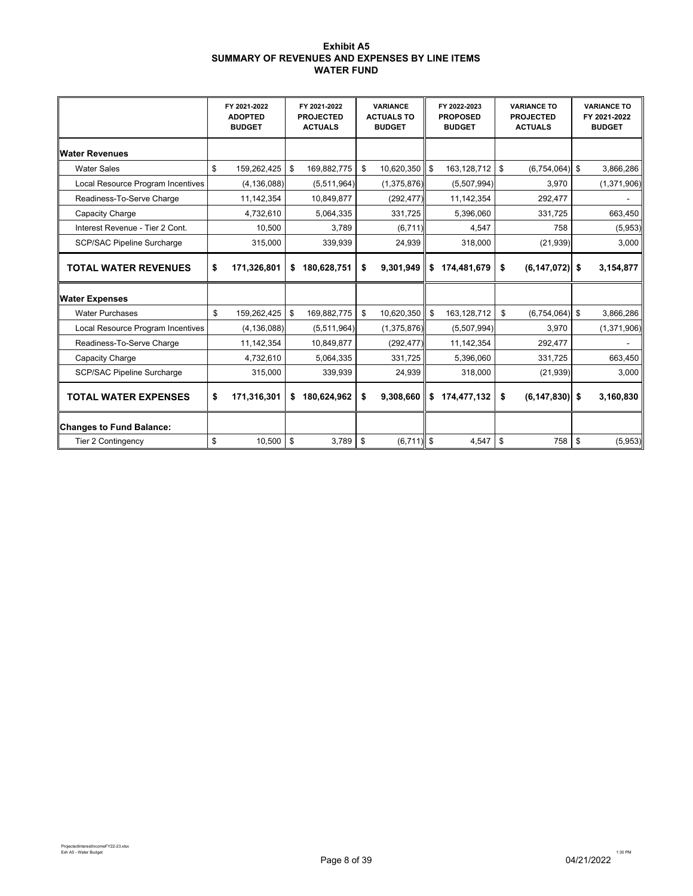**Exhibit A5**
**SUMMARY OF REVENUES AND EXPENSES BY LINE ITEMS**
**WATER FUND**

| | FY 2021-2022 ADOPTED BUDGET | FY 2021-2022 PROJECTED ACTUALS | VARIANCE ACTUALS TO BUDGET | FY 2022-2023 PROPOSED BUDGET | VARIANCE TO PROJECTED ACTUALS | VARIANCE TO FY 2021-2022 BUDGET |
|---|---|---|---|---|---|---|
| **Water Revenues** | | | | | | |
| Water Sales | $ 159,262,425 | $ 169,882,775 | $ 10,620,350 | $ 163,128,712 | $ (6,754,064) | $ 3,866,286 |
| Local Resource Program Incentives | (4,136,088) | (5,511,964) | (1,375,876) | (5,507,994) | 3,970 | (1,371,906) |
| Readiness-To-Serve Charge | 11,142,354 | 10,849,877 | (292,477) | 11,142,354 | 292,477 | - |
| Capacity Charge | 4,732,610 | 5,064,335 | 331,725 | 5,396,060 | 331,725 | 663,450 |
| Interest Revenue - Tier 2 Cont. | 10,500 | 3,789 | (6,711) | 4,547 | 758 | (5,953) |
| SCP/SAC Pipeline Surcharge | 315,000 | 339,939 | 24,939 | 318,000 | (21,939) | 3,000 |
| **TOTAL WATER REVENUES** | **$ 171,326,801** | **$ 180,628,751** | **$ 9,301,949** | **$ 174,481,679** | **$ (6,147,072)** | **$ 3,154,877** |
| **Water Expenses** | | | | | | |
| Water Purchases | $ 159,262,425 | $ 169,882,775 | $ 10,620,350 | $ 163,128,712 | $ (6,754,064) | $ 3,866,286 |
| Local Resource Program Incentives | (4,136,088) | (5,511,964) | (1,375,876) | (5,507,994) | 3,970 | (1,371,906) |
| Readiness-To-Serve Charge | 11,142,354 | 10,849,877 | (292,477) | 11,142,354 | 292,477 | - |
| Capacity Charge | 4,732,610 | 5,064,335 | 331,725 | 5,396,060 | 331,725 | 663,450 |
| SCP/SAC Pipeline Surcharge | 315,000 | 339,939 | 24,939 | 318,000 | (21,939) | 3,000 |
| **TOTAL WATER EXPENSES** | **$ 171,316,301** | **$ 180,624,962** | **$ 9,308,660** | **$ 174,477,132** | **$ (6,147,830)** | **$ 3,160,830** |
| **Changes to Fund Balance:** | | | | | | |
| Tier 2 Contingency | $ 10,500 | $ 3,789 | $ (6,711) | $ 4,547 | $ 758 | $ (5,953) |

ProjectedInterestIncomeFY22-23.xlsx
Exh A5 - Water Budget

04/21/2022 1:30 PM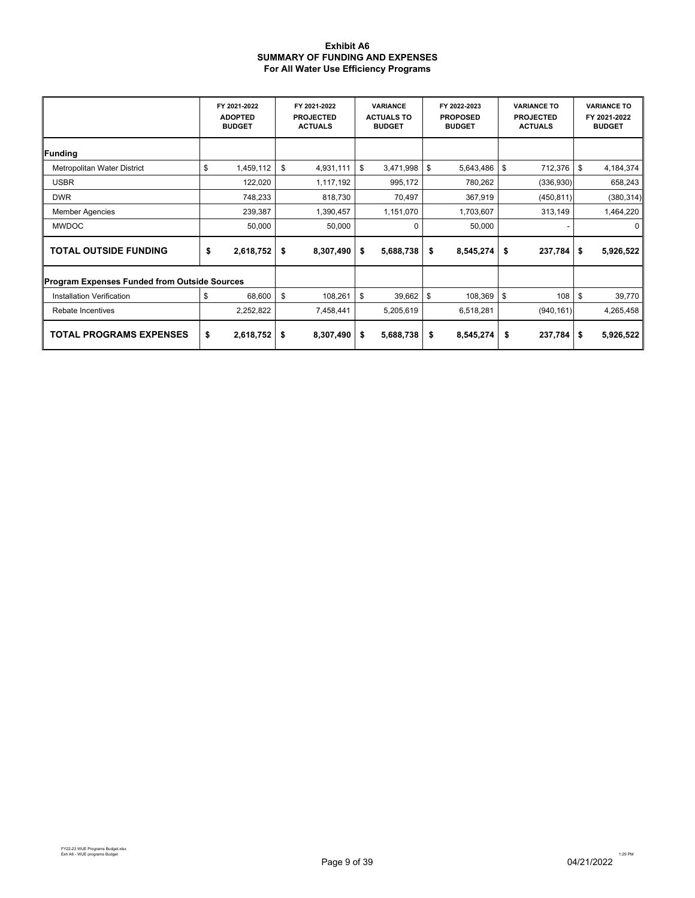**Exhibit A6**
**SUMMARY OF FUNDING AND EXPENSES**
**For All Water Use Efficiency Programs**

| | FY 2021-2022 ADOPTED BUDGET | FY 2021-2022 PROJECTED ACTUALS | VARIANCE ACTUALS TO BUDGET | FY 2022-2023 PROPOSED BUDGET | VARIANCE TO PROJECTED ACTUALS | VARIANCE TO FY 2021-2022 BUDGET |
|---|---|---|---|---|---|---|
| **Funding** | | | | | | |
| Metropolitan Water District | $ 1,459,112 | $ 4,931,111 | $ 3,471,998 | $ 5,643,486 | $ 712,376 | $ 4,184,374 |
| USBR | 122,020 | 1,117,192 | 995,172 | 780,262 | (336,930) | 658,243 |
| DWR | 748,233 | 818,730 | 70,497 | 367,919 | (450,811) | (380,314) |
| Member Agencies | 239,387 | 1,390,457 | 1,151,070 | 1,703,607 | 313,149 | 1,464,220 |
| MWDOC | 50,000 | 50,000 | 0 | 50,000 | - | 0 |
| **TOTAL OUTSIDE FUNDING** | **$ 2,618,752** | **$ 8,307,490** | **$ 5,688,738** | **$ 8,545,274** | **$ 237,784** | **$ 5,926,522** |
| **Program Expenses Funded from Outside Sources** | | | | | | |
| Installation Verification | $ 68,600 | $ 108,261 | $ 39,662 | $ 108,369 | $ 108 | $ 39,770 |
| Rebate Incentives | 2,252,822 | 7,458,441 | 5,205,619 | 6,518,281 | (940,161) | 4,265,458 |
| **TOTAL PROGRAMS EXPENSES** | **$ 2,618,752** | **$ 8,307,490** | **$ 5,688,738** | **$ 8,545,274** | **$ 237,784** | **$ 5,926,522** |

FY22-23 WUE Programs Budget.xlsx
Exh A6 - WUE programs Budget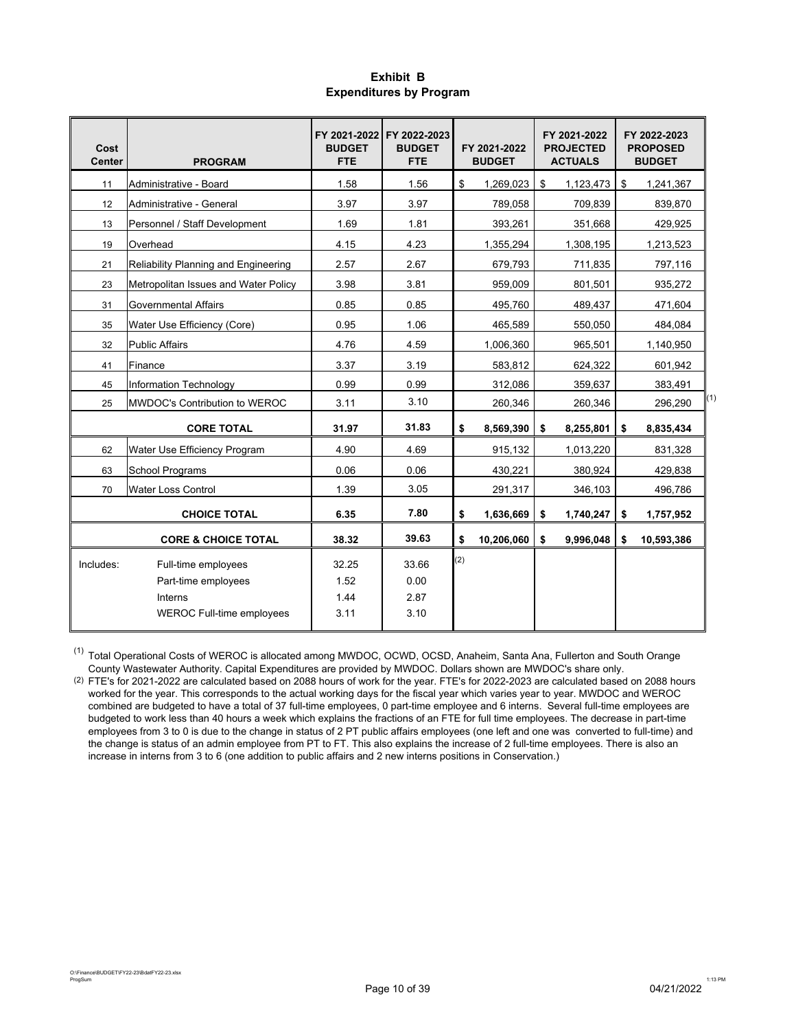# Exhibit B
## Expenditures by Program

| Cost Center | PROGRAM | FY 2021-2022 BUDGET FTE | FY 2022-2023 BUDGET FTE | FY 2021-2022 BUDGET | FY 2021-2022 PROJECTED ACTUALS | FY 2022-2023 PROPOSED BUDGET |
|---|---|---|---|---|---|---|
| 11 | Administrative - Board | 1.58 | 1.56 | $ 1,269,023 | $ 1,123,473 | $ 1,241,367 |
| 12 | Administrative - General | 3.97 | 3.97 | 789,058 | 709,839 | 839,870 |
| 13 | Personnel / Staff Development | 1.69 | 1.81 | 393,261 | 351,668 | 429,925 |
| 19 | Overhead | 4.15 | 4.23 | 1,355,294 | 1,308,195 | 1,213,523 |
| 21 | Reliability Planning and Engineering | 2.57 | 2.67 | 679,793 | 711,835 | 797,116 |
| 23 | Metropolitan Issues and Water Policy | 3.98 | 3.81 | 959,009 | 801,501 | 935,272 |
| 31 | Governmental Affairs | 0.85 | 0.85 | 495,760 | 489,437 | 471,604 |
| 35 | Water Use Efficiency (Core) | 0.95 | 1.06 | 465,589 | 550,050 | 484,084 |
| 32 | Public Affairs | 4.76 | 4.59 | 1,006,360 | 965,501 | 1,140,950 |
| 41 | Finance | 3.37 | 3.19 | 583,812 | 624,322 | 601,942 |
| 45 | Information Technology | 0.99 | 0.99 | 312,086 | 359,637 | 383,491 |
| 25 | MWDOC's Contribution to WEROC | 3.11 | 3.10 | 260,346 | 260,346 | 296,290 [1] |
| | **CORE TOTAL** | **31.97** | **31.83** | **$ 8,569,390** | **$ 8,255,801** | **$ 8,835,434** |
| 62 | Water Use Efficiency Program | 4.90 | 4.69 | 915,132 | 1,013,220 | 831,328 |
| 63 | School Programs | 0.06 | 0.06 | 430,221 | 380,924 | 429,838 |
| 70 | Water Loss Control | 1.39 | 3.05 | 291,317 | 346,103 | 496,786 |
| | **CHOICE TOTAL** | **6.35** | **7.80** | **$ 1,636,669** | **$ 1,740,247** | **$ 1,757,952** |
| | **CORE & CHOICE TOTAL** | **38.32** | **39.63** | **$ 10,206,060** | **$ 9,996,048** | **$ 10,593,386** |
| Includes: | Full-time employees | 32.25 | 33.66 | [2] | | |
| | Part-time employees | 1.52 | 0.00 | | | |
| | Interns | 1.44 | 2.87 | | | |
| | WEROC Full-time employees | 3.11 | 3.10 | | | |

[1] Total Operational Costs of WEROC is allocated among MWDOC, OCWD, OCSD, Anaheim, Santa Ana, Fullerton and South Orange County Wastewater Authority. Capital Expenditures are provided by MWDOC. Dollars shown are MWDOC's share only.

[2] FTE's for 2021-2022 are calculated based on 2088 hours of work for the year. FTE's for 2022-2023 are calculated based on 2088 hours worked for the year. This corresponds to the actual working days for the fiscal year which varies year to year. MWDOC and WEROC combined are budgeted to have a total of 37 full-time employees, 0 part-time employee and 6 interns. Several full-time employees are budgeted to work less than 40 hours a week which explains the fractions of an FTE for full time employees. The decrease in part-time employees from 3 to 0 is due to the change in status of 2 PT public affairs employees (one left and one was converted to full-time) and the change is status of an admin employee from PT to FT. This also explains the increase of 2 full-time employees. There is also an increase in interns from 3 to 6 (one addition to public affairs and 2 new interns positions in Conservation.)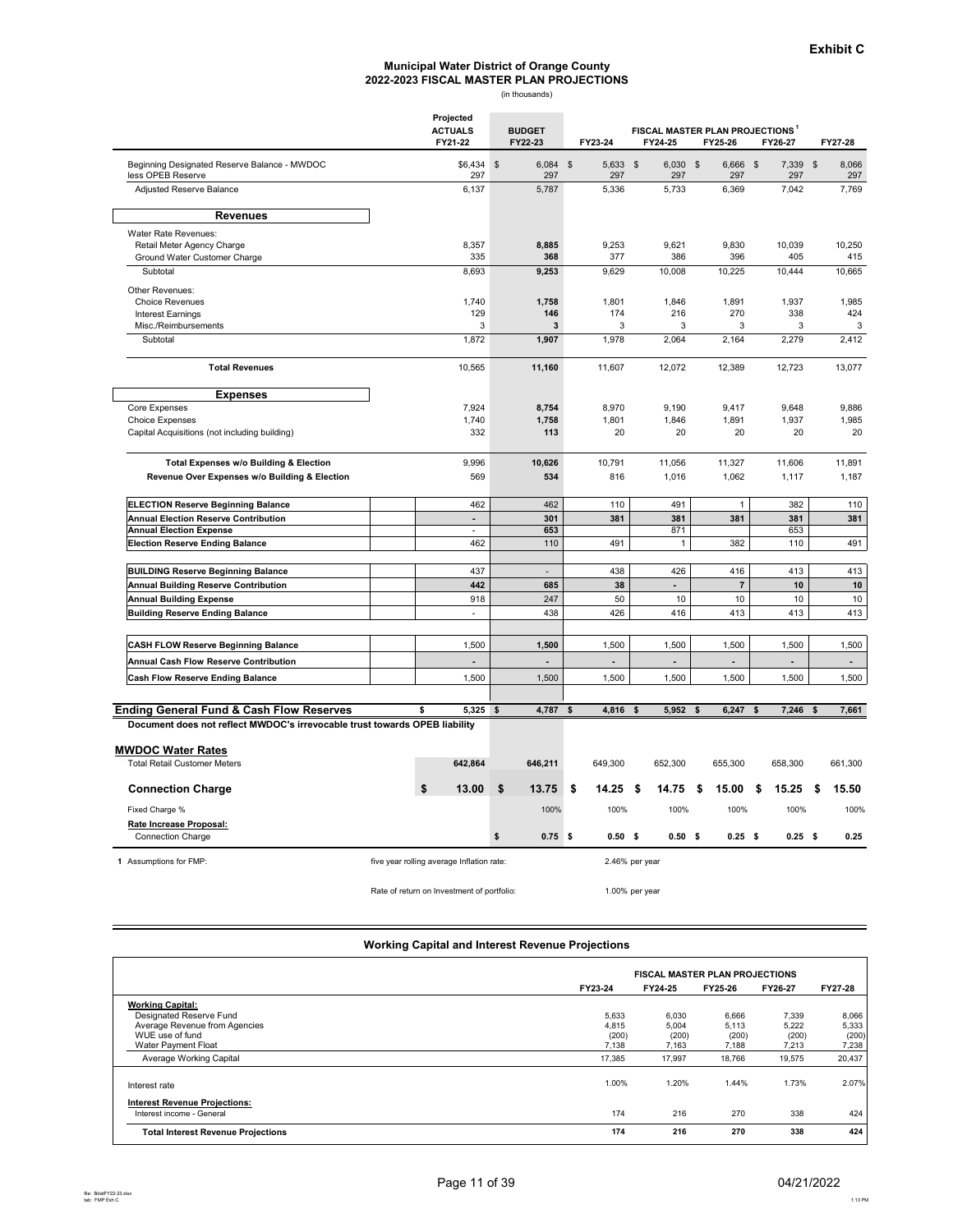**Exhibit C**

## Municipal Water District of Orange County
## 2022-2023 FISCAL MASTER PLAN PROJECTIONS

(in thousands)

| | Projected ACTUALS FY21-22 | BUDGET FY22-23 | FY23-24 | FY24-25 | FY25-26 | FY26-27 | FY27-28 |
|---|---|---|---|---|---|---|---|
| | | | FISCAL MASTER PLAN PROJECTIONS[1] | | | | |
| Beginning Designated Reserve Balance - MWDOC | $6,434 | $ 6,084 | $ 5,633 | $ 6,030 | $ 6,666 | $ 7,339 | $ 8,066 |
| less OPEB Reserve | 297 | 297 | 297 | 297 | 297 | 297 | 297 |
| Adjusted Reserve Balance | 6,137 | 5,787 | 5,336 | 5,733 | 6,369 | 7,042 | 7,769 |
| **Revenues** | | | | | | | |
| Water Rate Revenues: | | | | | | | |
| Retail Meter Agency Charge | 8,357 | **8,885** | 9,253 | 9,621 | 9,830 | 10,039 | 10,250 |
| Ground Water Customer Charge | 335 | **368** | 377 | 386 | 396 | 405 | 415 |
| Subtotal | 8,693 | **9,253** | 9,629 | 10,008 | 10,225 | 10,444 | 10,665 |
| Other Revenues: | | | | | | | |
| Choice Revenues | 1,740 | **1,758** | 1,801 | 1,846 | 1,891 | 1,937 | 1,985 |
| Interest Earnings | 129 | **146** | 174 | 216 | 270 | 338 | 424 |
| Misc./Reimbursements | 3 | **3** | 3 | 3 | 3 | 3 | 3 |
| Subtotal | 1,872 | **1,907** | 1,978 | 2,064 | 2,164 | 2,279 | 2,412 |
| **Total Revenues** | 10,565 | **11,160** | 11,607 | 12,072 | 12,389 | 12,723 | 13,077 |
| **Expenses** | | | | | | | |
| Core Expenses | 7,924 | **8,754** | 8,970 | 9,190 | 9,417 | 9,648 | 9,886 |
| Choice Expenses | 1,740 | **1,758** | 1,801 | 1,846 | 1,891 | 1,937 | 1,985 |
| Capital Acquisitions (not including building) | 332 | **113** | 20 | 20 | 20 | 20 | 20 |
| **Total Expenses w/o Building & Election** | 9,996 | **10,626** | 10,791 | 11,056 | 11,327 | 11,606 | 11,891 |
| **Revenue Over Expenses w/o Building & Election** | 569 | **534** | 816 | 1,016 | 1,062 | 1,117 | 1,187 |
| **ELECTION Reserve Beginning Balance** | 462 | 462 | 110 | 491 | 1 | 382 | 110 |
| **Annual Election Reserve Contribution** | - | **301** | **381** | **381** | **381** | **381** | **381** |
| **Annual Election Expense** | - | **653** | | **871** | | **653** | |
| **Election Reserve Ending Balance** | 462 | 110 | 491 | 1 | 382 | 110 | 491 |
| **BUILDING Reserve Beginning Balance** | 437 | - | 438 | 426 | 416 | 413 | 413 |
| **Annual Building Reserve Contribution** | **442** | **685** | **38** | **-** | **7** | **10** | **10** |
| **Annual Building Expense** | 918 | 247 | 50 | 10 | 10 | 10 | 10 |
| **Building Reserve Ending Balance** | - | 438 | 426 | 416 | 413 | 413 | 413 |
| **CASH FLOW Reserve Beginning Balance** | 1,500 | **1,500** | 1,500 | 1,500 | 1,500 | 1,500 | 1,500 |
| **Annual Cash Flow Reserve Contribution** | - | - | - | - | - | - | - |
| **Cash Flow Reserve Ending Balance** | 1,500 | 1,500 | 1,500 | 1,500 | 1,500 | 1,500 | 1,500 |
| **Ending General Fund & Cash Flow Reserves** | **$ 5,325** | **$ 4,787** | **$ 4,816** | **$ 5,952** | **$ 6,247** | **$ 7,246** | **$ 7,661** |

**Document does not reflect MWDOC's irrevocable trust towards OPEB liability**

| **MWDOC Water Rates** | FY21-22 | FY22-23 | FY23-24 | FY24-25 | FY25-26 | FY26-27 | FY27-28 |
|---|---|---|---|---|---|---|---|
| Total Retail Customer Meters | **642,864** | **646,211** | 649,300 | 652,300 | 655,300 | 658,300 | 661,300 |
| **Connection Charge** | **$ 13.00** | **$ 13.75** | **$ 14.25** | **$ 14.75** | **$ 15.00** | **$ 15.25** | **$ 15.50** |
| Fixed Charge % | | 100% | 100% | 100% | 100% | 100% | 100% |
| **Rate Increase Proposal:** | | | | | | | |
| Connection Charge | | **$ 0.75** | **$ 0.50** | **$ 0.50** | **$ 0.25** | **$ 0.25** | **0.25** |

**1** Assumptions for FMP:

five year rolling average Inflation rate: 2.46% per year

Rate of return on Investment of portfolio: 1.00% per year

### Working Capital and Interest Revenue Projections

| | FY23-24 | FY24-25 | FY25-26 | FY26-27 | FY27-28 |
|---|---|---|---|---|---|
| | FISCAL MASTER PLAN PROJECTIONS | | | | |
| **Working Capital:** | | | | | |
| Designated Reserve Fund | 5,633 | 6,030 | 6,666 | 7,339 | 8,066 |
| Average Revenue from Agencies | 4,815 | 5,004 | 5,113 | 5,222 | 5,333 |
| WUE use of fund | (200) | (200) | (200) | (200) | (200) |
| Water Payment Float | 7,138 | 7,163 | 7,188 | 7,213 | 7,238 |
| Average Working Capital | 17,385 | 17,997 | 18,766 | 19,575 | 20,437 |
| Interest rate | 1.00% | 1.20% | 1.44% | 1.73% | 2.07% |
| **Interest Revenue Projections:** | | | | | |
| Interest income - General | 174 | 216 | 270 | 338 | 424 |
| **Total Interest Revenue Projections** | **174** | **216** | **270** | **338** | **424** |

04/21/2022

file: BdafFY22-23.xlsx
tab: FMP Exh C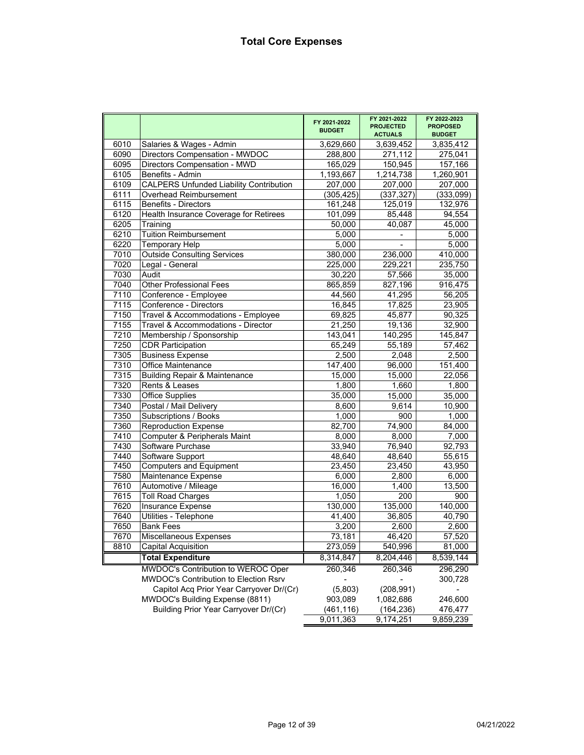# Total Core Expenses

| | | FY 2021-2022 BUDGET | FY 2021-2022 PROJECTED ACTUALS | FY 2022-2023 PROPOSED BUDGET |
|---|---|---|---|---|
| 6010 | Salaries & Wages - Admin | 3,629,660 | 3,639,452 | 3,835,412 |
| 6090 | Directors Compensation - MWDOC | 288,800 | 271,112 | 275,041 |
| 6095 | Directors Compensation - MWD | 165,029 | 150,945 | 157,166 |
| 6105 | Benefits - Admin | 1,193,667 | 1,214,738 | 1,260,901 |
| 6109 | CALPERS Unfunded Liability Contribution | 207,000 | 207,000 | 207,000 |
| 6111 | Overhead Reimbursement | (305,425) | (337,327) | (333,099) |
| 6115 | Benefits - Directors | 161,248 | 125,019 | 132,976 |
| 6120 | Health Insurance Coverage for Retirees | 101,099 | 85,448 | 94,554 |
| 6205 | Training | 50,000 | 40,087 | 45,000 |
| 6210 | Tuition Reimbursement | 5,000 | - | 5,000 |
| 6220 | Temporary Help | 5,000 | - | 5,000 |
| 7010 | Outside Consulting Services | 380,000 | 236,000 | 410,000 |
| 7020 | Legal - General | 225,000 | 229,221 | 235,750 |
| 7030 | Audit | 30,220 | 57,566 | 35,000 |
| 7040 | Other Professional Fees | 865,859 | 827,196 | 916,475 |
| 7110 | Conference - Employee | 44,560 | 41,295 | 56,205 |
| 7115 | Conference - Directors | 16,845 | 17,825 | 23,905 |
| 7150 | Travel & Accommodations - Employee | 69,825 | 45,877 | 90,325 |
| 7155 | Travel & Accommodations - Director | 21,250 | 19,136 | 32,900 |
| 7210 | Membership / Sponsorship | 143,041 | 140,295 | 145,847 |
| 7250 | CDR Participation | 65,249 | 55,189 | 57,462 |
| 7305 | Business Expense | 2,500 | 2,048 | 2,500 |
| 7310 | Office Maintenance | 147,400 | 96,000 | 151,400 |
| 7315 | Building Repair & Maintenance | 15,000 | 15,000 | 22,056 |
| 7320 | Rents & Leases | 1,800 | 1,660 | 1,800 |
| 7330 | Office Supplies | 35,000 | 15,000 | 35,000 |
| 7340 | Postal / Mail Delivery | 8,600 | 9,614 | 10,900 |
| 7350 | Subscriptions / Books | 1,000 | 900 | 1,000 |
| 7360 | Reproduction Expense | 82,700 | 74,900 | 84,000 |
| 7410 | Computer & Peripherals Maint | 8,000 | 8,000 | 7,000 |
| 7430 | Software Purchase | 33,940 | 76,940 | 92,793 |
| 7440 | Software Support | 48,640 | 48,640 | 55,615 |
| 7450 | Computers and Equipment | 23,450 | 23,450 | 43,950 |
| 7580 | Maintenance Expense | 6,000 | 2,800 | 6,000 |
| 7610 | Automotive / Mileage | 16,000 | 1,400 | 13,500 |
| 7615 | Toll Road Charges | 1,050 | 200 | 900 |
| 7620 | Insurance Expense | 130,000 | 135,000 | 140,000 |
| 7640 | Utilities - Telephone | 41,400 | 36,805 | 40,790 |
| 7650 | Bank Fees | 3,200 | 2,600 | 2,600 |
| 7670 | Miscellaneous Expenses | 73,181 | 46,420 | 57,520 |
| 8810 | Capital Acquisition | 273,059 | 540,996 | 81,000 |
| | **Total Expenditure** | 8,314,847 | 8,204,446 | 8,539,144 |
| | MWDOC's Contribution to WEROC Oper | 260,346 | 260,346 | 296,290 |
| | MWDOC's Contribution to Election Rsrv | - | - | 300,728 |
| | Capitol Acq Prior Year Carryover Dr/(Cr) | (5,803) | (208,991) | - |
| | MWDOC's Building Expense (8811) | 903,089 | 1,082,686 | 246,600 |
| | Building Prior Year Carryover Dr/(Cr) | (461,116) | (164,236) | 476,477 |
| | | 9,011,363 | 9,174,251 | 9,859,239 |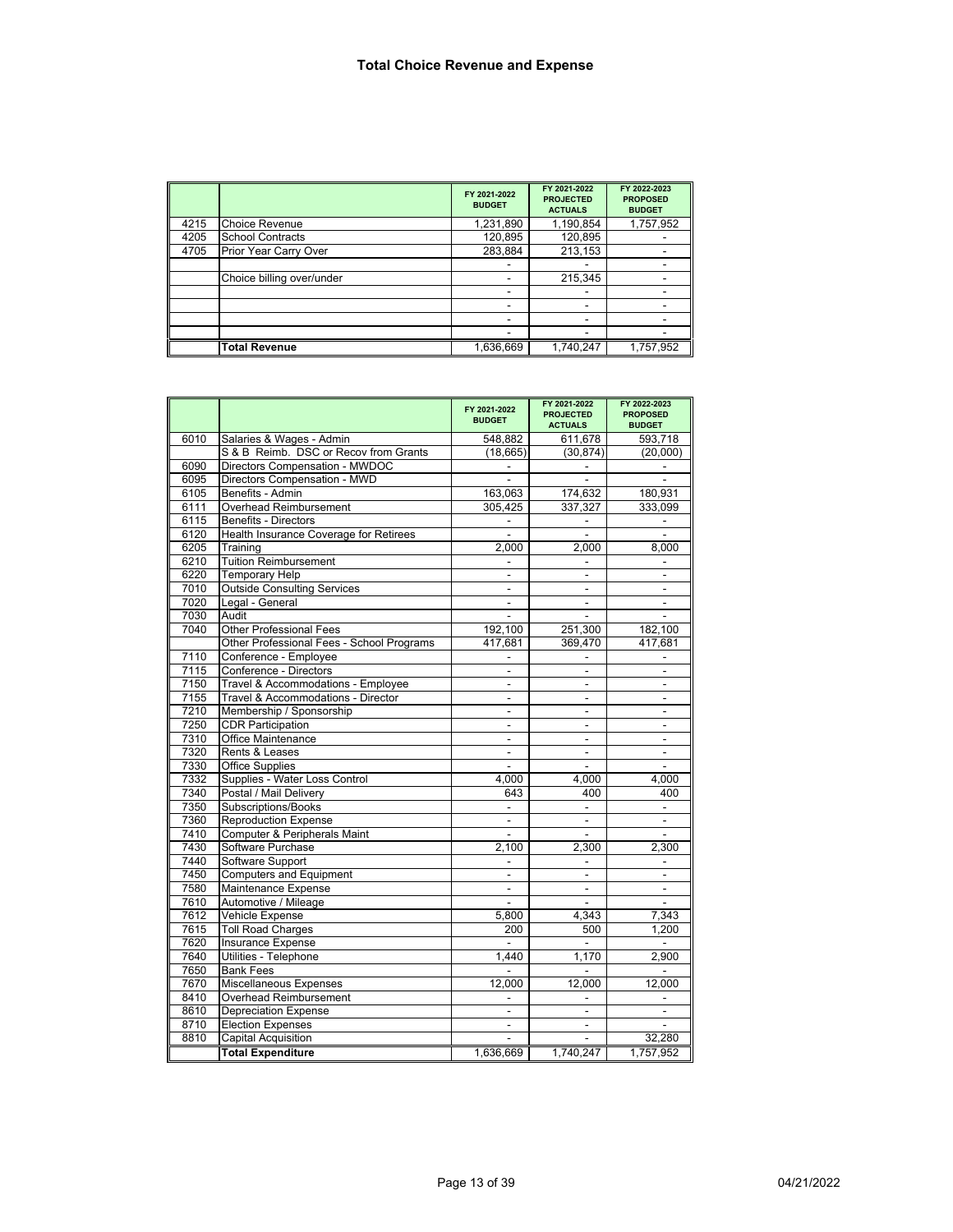# Total Choice Revenue and Expense

| | | FY 2021-2022 BUDGET | FY 2021-2022 PROJECTED ACTUALS | FY 2022-2023 PROPOSED BUDGET |
|---|---|---|---|---|
| 4215 | Choice Revenue | 1,231,890 | 1,190,854 | 1,757,952 |
| 4205 | School Contracts | 120,895 | 120,895 | - |
| 4705 | Prior Year Carry Over | 283,884 | 213,153 | - |
| | | - | - | - |
| | Choice billing over/under | - | 215,345 | - |
| | | - | - | - |
| | | - | - | - |
| | | - | - | - |
| | | - | - | - |
| | **Total Revenue** | 1,636,669 | 1,740,247 | 1,757,952 |

| | | FY 2021-2022 BUDGET | FY 2021-2022 PROJECTED ACTUALS | FY 2022-2023 PROPOSED BUDGET |
|---|---|---|---|---|
| 6010 | Salaries & Wages - Admin | 548,882 | 611,678 | 593,718 |
| | S & B Reimb. DSC or Recov from Grants | (18,665) | (30,874) | (20,000) |
| 6090 | Directors Compensation - MWDOC | - | - | - |
| 6095 | Directors Compensation - MWD | - | - | - |
| 6105 | Benefits - Admin | 163,063 | 174,632 | 180,931 |
| 6111 | Overhead Reimbursement | 305,425 | 337,327 | 333,099 |
| 6115 | Benefits - Directors | - | - | - |
| 6120 | Health Insurance Coverage for Retirees | - | - | - |
| 6205 | Training | 2,000 | 2,000 | 8,000 |
| 6210 | Tuition Reimbursement | - | - | - |
| 6220 | Temporary Help | - | - | - |
| 7010 | Outside Consulting Services | - | - | - |
| 7020 | Legal - General | - | - | - |
| 7030 | Audit | - | - | - |
| 7040 | Other Professional Fees | 192,100 | 251,300 | 182,100 |
| | Other Professional Fees - School Programs | 417,681 | 369,470 | 417,681 |
| 7110 | Conference - Employee | - | - | - |
| 7115 | Conference - Directors | - | - | - |
| 7150 | Travel & Accommodations - Employee | - | - | - |
| 7155 | Travel & Accommodations - Director | - | - | - |
| 7210 | Membership / Sponsorship | - | - | - |
| 7250 | CDR Participation | - | - | - |
| 7310 | Office Maintenance | - | - | - |
| 7320 | Rents & Leases | - | - | - |
| 7330 | Office Supplies | - | - | - |
| 7332 | Supplies - Water Loss Control | 4,000 | 4,000 | 4,000 |
| 7340 | Postal / Mail Delivery | 643 | 400 | 400 |
| 7350 | Subscriptions/Books | - | - | - |
| 7360 | Reproduction Expense | - | - | - |
| 7410 | Computer & Peripherals Maint | - | - | - |
| 7430 | Software Purchase | 2,100 | 2,300 | 2,300 |
| 7440 | Software Support | - | - | - |
| 7450 | Computers and Equipment | - | - | - |
| 7580 | Maintenance Expense | - | - | - |
| 7610 | Automotive / Mileage | - | - | - |
| 7612 | Vehicle Expense | 5,800 | 4,343 | 7,343 |
| 7615 | Toll Road Charges | 200 | 500 | 1,200 |
| 7620 | Insurance Expense | - | - | - |
| 7640 | Utilities - Telephone | 1,440 | 1,170 | 2,900 |
| 7650 | Bank Fees | - | - | - |
| 7670 | Miscellaneous Expenses | 12,000 | 12,000 | 12,000 |
| 8410 | Overhead Reimbursement | - | - | - |
| 8610 | Depreciation Expense | - | - | - |
| 8710 | Election Expenses | - | - | - |
| 8810 | Capital Acquisition | - | - | 32,280 |
| | **Total Expenditure** | 1,636,669 | 1,740,247 | 1,757,952 |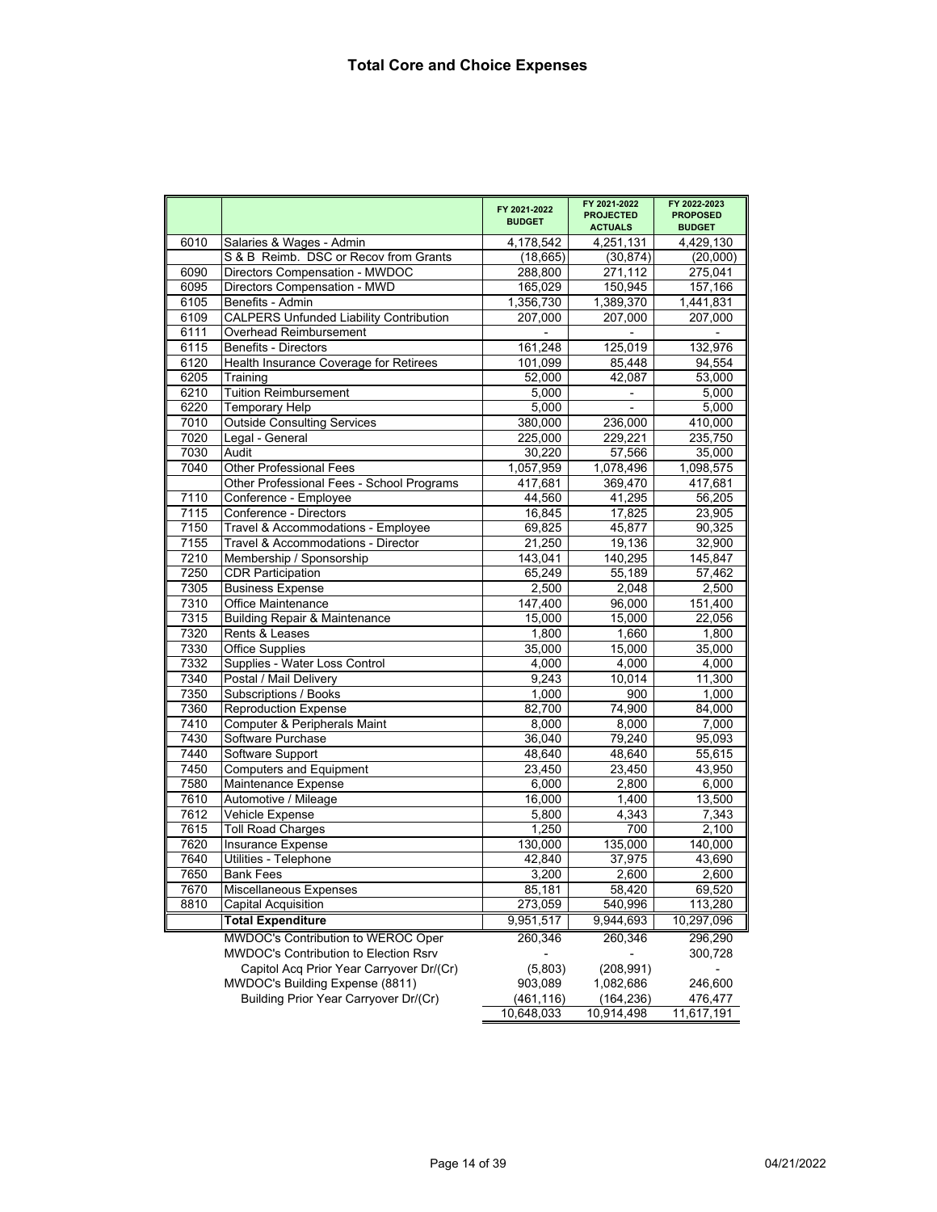# Total Core and Choice Expenses

| | | FY 2021-2022 BUDGET | FY 2021-2022 PROJECTED ACTUALS | FY 2022-2023 PROPOSED BUDGET |
|---|---|---|---|---|
| 6010 | Salaries & Wages - Admin | 4,178,542 | 4,251,131 | 4,429,130 |
| | S & B Reimb. DSC or Recov from Grants | (18,665) | (30,874) | (20,000) |
| 6090 | Directors Compensation - MWDOC | 288,800 | 271,112 | 275,041 |
| 6095 | Directors Compensation - MWD | 165,029 | 150,945 | 157,166 |
| 6105 | Benefits - Admin | 1,356,730 | 1,389,370 | 1,441,831 |
| 6109 | CALPERS Unfunded Liability Contribution | 207,000 | 207,000 | 207,000 |
| 6111 | Overhead Reimbursement | - | - | - |
| 6115 | Benefits - Directors | 161,248 | 125,019 | 132,976 |
| 6120 | Health Insurance Coverage for Retirees | 101,099 | 85,448 | 94,554 |
| 6205 | Training | 52,000 | 42,087 | 53,000 |
| 6210 | Tuition Reimbursement | 5,000 | - | 5,000 |
| 6220 | Temporary Help | 5,000 | - | 5,000 |
| 7010 | Outside Consulting Services | 380,000 | 236,000 | 410,000 |
| 7020 | Legal - General | 225,000 | 229,221 | 235,750 |
| 7030 | Audit | 30,220 | 57,566 | 35,000 |
| 7040 | Other Professional Fees | 1,057,959 | 1,078,496 | 1,098,575 |
| | Other Professional Fees - School Programs | 417,681 | 369,470 | 417,681 |
| 7110 | Conference - Employee | 44,560 | 41,295 | 56,205 |
| 7115 | Conference - Directors | 16,845 | 17,825 | 23,905 |
| 7150 | Travel & Accommodations - Employee | 69,825 | 45,877 | 90,325 |
| 7155 | Travel & Accommodations - Director | 21,250 | 19,136 | 32,900 |
| 7210 | Membership / Sponsorship | 143,041 | 140,295 | 145,847 |
| 7250 | CDR Participation | 65,249 | 55,189 | 57,462 |
| 7305 | Business Expense | 2,500 | 2,048 | 2,500 |
| 7310 | Office Maintenance | 147,400 | 96,000 | 151,400 |
| 7315 | Building Repair & Maintenance | 15,000 | 15,000 | 22,056 |
| 7320 | Rents & Leases | 1,800 | 1,660 | 1,800 |
| 7330 | Office Supplies | 35,000 | 15,000 | 35,000 |
| 7332 | Supplies - Water Loss Control | 4,000 | 4,000 | 4,000 |
| 7340 | Postal / Mail Delivery | 9,243 | 10,014 | 11,300 |
| 7350 | Subscriptions / Books | 1,000 | 900 | 1,000 |
| 7360 | Reproduction Expense | 82,700 | 74,900 | 84,000 |
| 7410 | Computer & Peripherals Maint | 8,000 | 8,000 | 7,000 |
| 7430 | Software Purchase | 36,040 | 79,240 | 95,093 |
| 7440 | Software Support | 48,640 | 48,640 | 55,615 |
| 7450 | Computers and Equipment | 23,450 | 23,450 | 43,950 |
| 7580 | Maintenance Expense | 6,000 | 2,800 | 6,000 |
| 7610 | Automotive / Mileage | 16,000 | 1,400 | 13,500 |
| 7612 | Vehicle Expense | 5,800 | 4,343 | 7,343 |
| 7615 | Toll Road Charges | 1,250 | 700 | 2,100 |
| 7620 | Insurance Expense | 130,000 | 135,000 | 140,000 |
| 7640 | Utilities - Telephone | 42,840 | 37,975 | 43,690 |
| 7650 | Bank Fees | 3,200 | 2,600 | 2,600 |
| 7670 | Miscellaneous Expenses | 85,181 | 58,420 | 69,520 |
| 8810 | Capital Acquisition | 273,059 | 540,996 | 113,280 |
| | **Total Expenditure** | 9,951,517 | 9,944,693 | 10,297,096 |
| | MWDOC's Contribution to WEROC Oper | 260,346 | 260,346 | 296,290 |
| | MWDOC's Contribution to Election Rsrv | - | - | 300,728 |
| | Capitol Acq Prior Year Carryover Dr/(Cr) | (5,803) | (208,991) | - |
| | MWDOC's Building Expense (8811) | 903,089 | 1,082,686 | 246,600 |
| | Building Prior Year Carryover Dr/(Cr) | (461,116) | (164,236) | 476,477 |
| | | 10,648,033 | 10,914,498 | 11,617,191 |

04/21/2022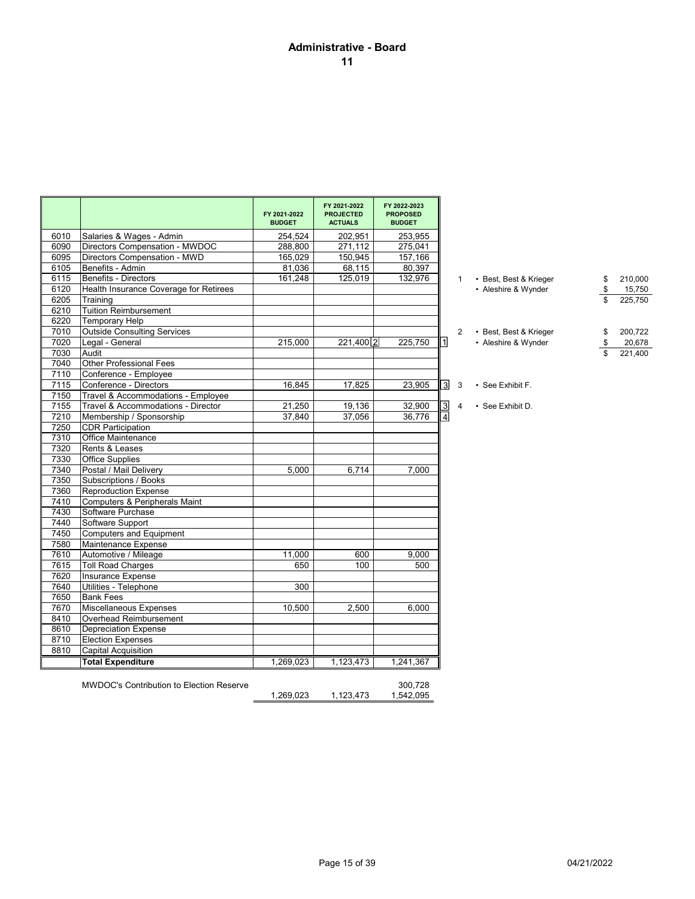# Administrative - Board

## 11

| | | FY 2021-2022 BUDGET | FY 2021-2022 PROJECTED ACTUALS | FY 2022-2023 PROPOSED BUDGET | |
|---|---|---|---|---|---|
| 6010 | Salaries & Wages - Admin | 254,524 | 202,951 | 253,955 | |
| 6090 | Directors Compensation - MWDOC | 288,800 | 271,112 | 275,041 | |
| 6095 | Directors Compensation - MWD | 165,029 | 150,945 | 157,166 | |
| 6105 | Benefits - Admin | 81,036 | 68,115 | 80,397 | |
| 6115 | Benefits - Directors | 161,248 | 125,019 | 132,976 | |
| 6120 | Health Insurance Coverage for Retirees | | | | |
| 6205 | Training | | | | |
| 6210 | Tuition Reimbursement | | | | |
| 6220 | Temporary Help | | | | |
| 7010 | Outside Consulting Services | | | | |
| 7020 | Legal - General | 215,000 | 221,400 [2] | 225,750 | [1] |
| 7030 | Audit | | | | |
| 7040 | Other Professional Fees | | | | |
| 7110 | Conference - Employee | | | | |
| 7115 | Conference - Directors | 16,845 | 17,825 | 23,905 | [3] |
| 7150 | Travel & Accommodations - Employee | | | | |
| 7155 | Travel & Accommodations - Director | 21,250 | 19,136 | 32,900 | [3] |
| 7210 | Membership / Sponsorship | 37,840 | 37,056 | 36,776 | [4] |
| 7250 | CDR Participation | | | | |
| 7310 | Office Maintenance | | | | |
| 7320 | Rents & Leases | | | | |
| 7330 | Office Supplies | | | | |
| 7340 | Postal / Mail Delivery | 5,000 | 6,714 | 7,000 | |
| 7350 | Subscriptions / Books | | | | |
| 7360 | Reproduction Expense | | | | |
| 7410 | Computers & Peripherals Maint | | | | |
| 7430 | Software Purchase | | | | |
| 7440 | Software Support | | | | |
| 7450 | Computers and Equipment | | | | |
| 7580 | Maintenance Expense | | | | |
| 7610 | Automotive / Mileage | 11,000 | 600 | 9,000 | |
| 7615 | Toll Road Charges | 650 | 100 | 500 | |
| 7620 | Insurance Expense | | | | |
| 7640 | Utilities - Telephone | 300 | | | |
| 7650 | Bank Fees | | | | |
| 7670 | Miscellaneous Expenses | 10,500 | 2,500 | 6,000 | |
| 8410 | Overhead Reimbursement | | | | |
| 8610 | Depreciation Expense | | | | |
| 8710 | Election Expenses | | | | |
| 8810 | Capital Acquisition | | | | |
| | **Total Expenditure** | 1,269,023 | 1,123,473 | 1,241,367 | |
| | MWDOC's Contribution to Election Reserve | | | 300,728 | |
| | | 1,269,023 | 1,123,473 | 1,542,095 | |

1. 
   - Best, Best & Krieger $ 210,000
   - Aleshire & Wynder $ 15,750
   - Total: $ 225,750

2. 
   - Best, Best & Krieger $ 200,722
   - Aleshire & Wynder $ 20,678
   - Total: $ 221,400

3. 
   - See Exhibit F.

4. 
   - See Exhibit D.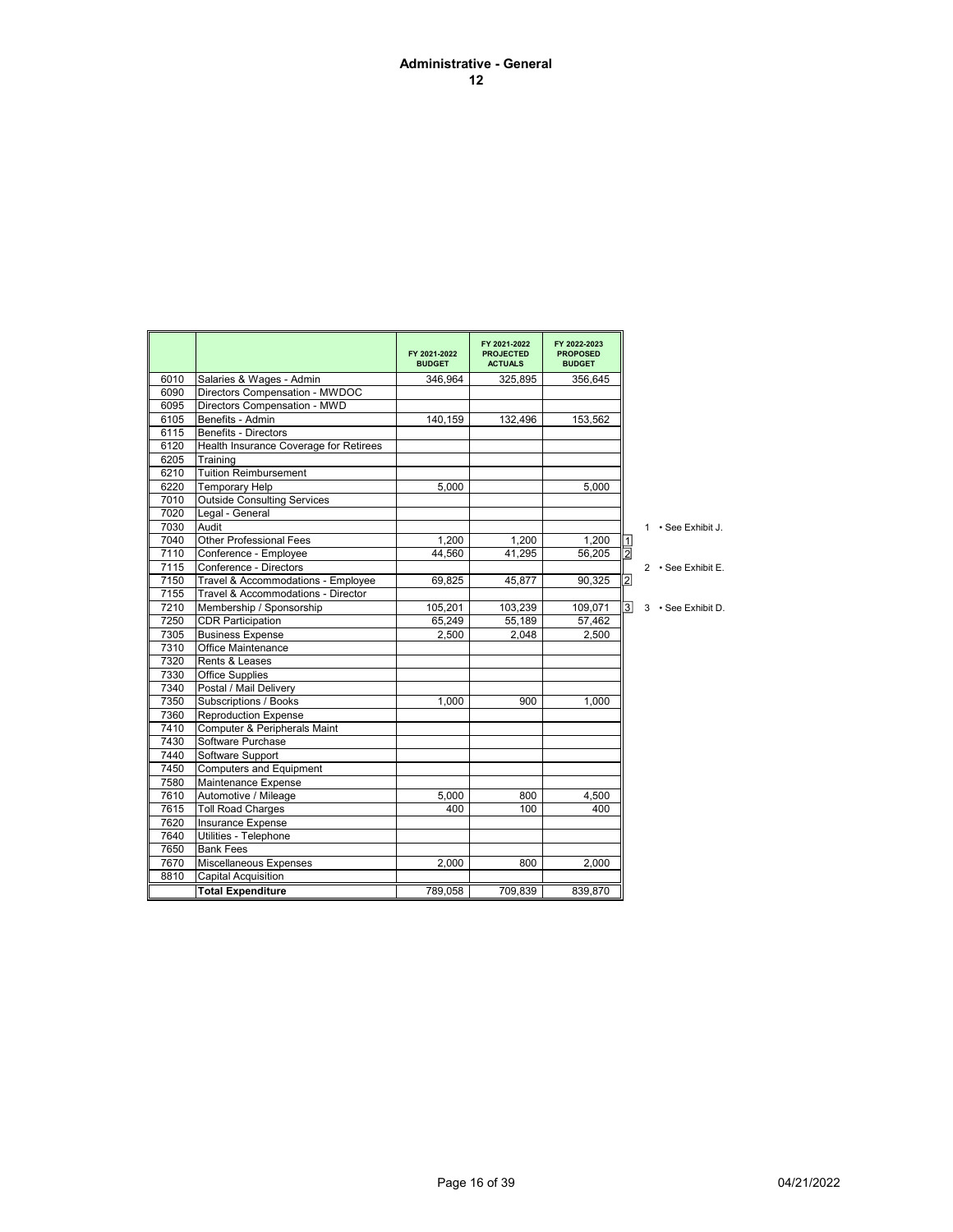# Administrative - General

## 12

| | | FY 2021-2022 BUDGET | FY 2021-2022 PROJECTED ACTUALS | FY 2022-2023 PROPOSED BUDGET | |
|---|---|---|---|---|---|
| 6010 | Salaries & Wages - Admin | 346,964 | 325,895 | 356,645 | |
| 6090 | Directors Compensation - MWDOC | | | | |
| 6095 | Directors Compensation - MWD | | | | |
| 6105 | Benefits - Admin | 140,159 | 132,496 | 153,562 | |
| 6115 | Benefits - Directors | | | | |
| 6120 | Health Insurance Coverage for Retirees | | | | |
| 6205 | Training | | | | |
| 6210 | Tuition Reimbursement | | | | |
| 6220 | Temporary Help | 5,000 | | 5,000 | |
| 7010 | Outside Consulting Services | | | | |
| 7020 | Legal - General | | | | |
| 7030 | Audit | | | | |
| 7040 | Other Professional Fees | 1,200 | 1,200 | 1,200 | 1 |
| 7110 | Conference - Employee | 44,560 | 41,295 | 56,205 | 2 |
| 7115 | Conference - Directors | | | | |
| 7150 | Travel & Accommodations - Employee | 69,825 | 45,877 | 90,325 | 2 |
| 7155 | Travel & Accommodations - Director | | | | |
| 7210 | Membership / Sponsorship | 105,201 | 103,239 | 109,071 | 3 |
| 7250 | CDR Participation | 65,249 | 55,189 | 57,462 | |
| 7305 | Business Expense | 2,500 | 2,048 | 2,500 | |
| 7310 | Office Maintenance | | | | |
| 7320 | Rents & Leases | | | | |
| 7330 | Office Supplies | | | | |
| 7340 | Postal / Mail Delivery | | | | |
| 7350 | Subscriptions / Books | 1,000 | 900 | 1,000 | |
| 7360 | Reproduction Expense | | | | |
| 7410 | Computer & Peripherals Maint | | | | |
| 7430 | Software Purchase | | | | |
| 7440 | Software Support | | | | |
| 7450 | Computers and Equipment | | | | |
| 7580 | Maintenance Expense | | | | |
| 7610 | Automotive / Mileage | 5,000 | 800 | 4,500 | |
| 7615 | Toll Road Charges | 400 | 100 | 400 | |
| 7620 | Insurance Expense | | | | |
| 7640 | Utilities - Telephone | | | | |
| 7650 | Bank Fees | | | | |
| 7670 | Miscellaneous Expenses | 2,000 | 800 | 2,000 | |
| 8810 | Capital Acquisition | | | | |
| | **Total Expenditure** | 789,058 | 709,839 | 839,870 | |

1 • See Exhibit J.

2 • See Exhibit E.

3 • See Exhibit D.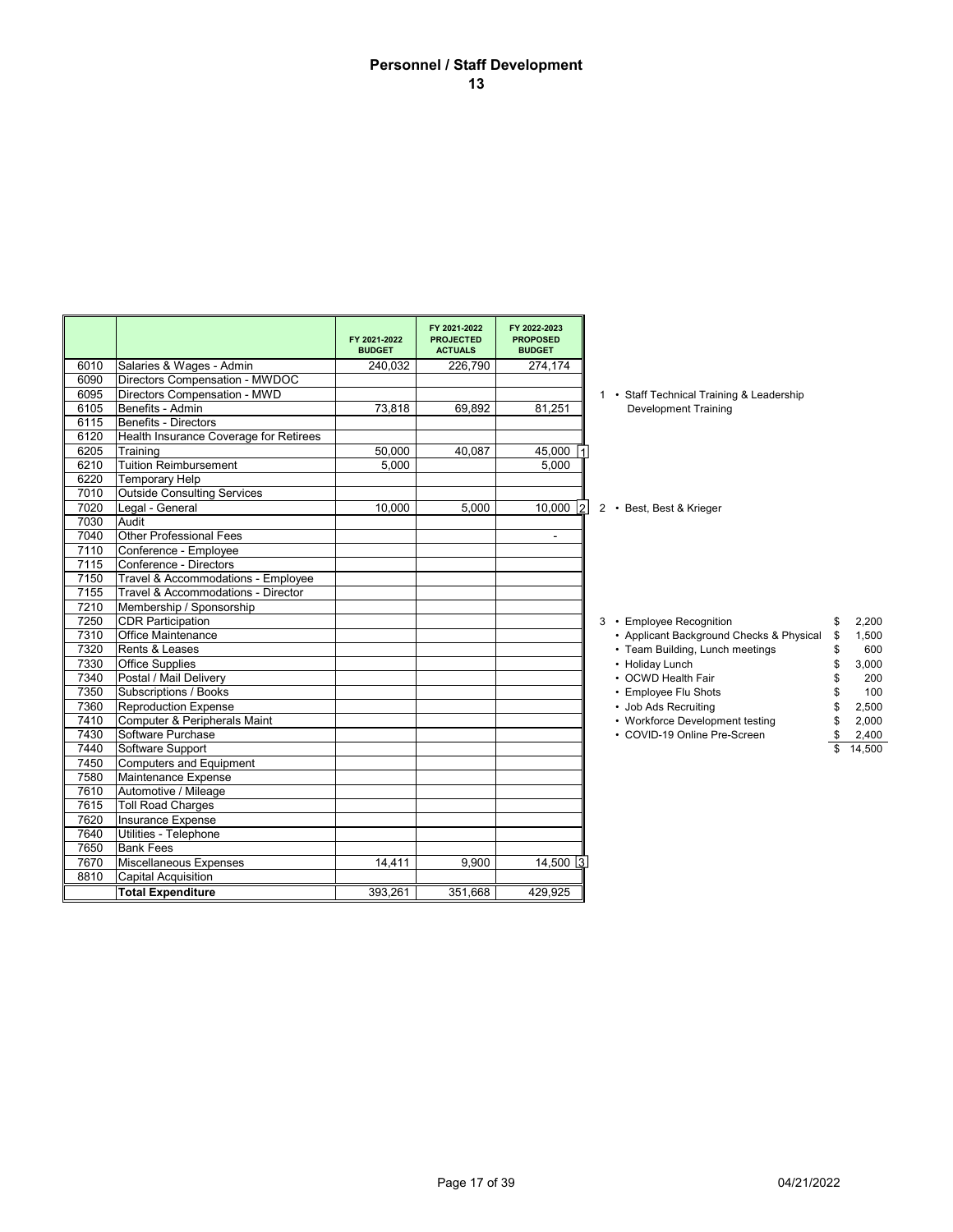# Personnel / Staff Development

## 13

| | | FY 2021-2022 BUDGET | FY 2021-2022 PROJECTED ACTUALS | FY 2022-2023 PROPOSED BUDGET | |
|---|---|---|---|---|---|
| 6010 | Salaries & Wages - Admin | 240,032 | 226,790 | 274,174 | |
| 6090 | Directors Compensation - MWDOC | | | | |
| 6095 | Directors Compensation - MWD | | | | |
| 6105 | Benefits - Admin | 73,818 | 69,892 | 81,251 | |
| 6115 | Benefits - Directors | | | | |
| 6120 | Health Insurance Coverage for Retirees | | | | |
| 6205 | Training | 50,000 | 40,087 | 45,000 | 1 |
| 6210 | Tuition Reimbursement | 5,000 | | 5,000 | |
| 6220 | Temporary Help | | | | |
| 7010 | Outside Consulting Services | | | | |
| 7020 | Legal - General | 10,000 | 5,000 | 10,000 | 2 |
| 7030 | Audit | | | | |
| 7040 | Other Professional Fees | | | - | |
| 7110 | Conference - Employee | | | | |
| 7115 | Conference - Directors | | | | |
| 7150 | Travel & Accommodations - Employee | | | | |
| 7155 | Travel & Accommodations - Director | | | | |
| 7210 | Membership / Sponsorship | | | | |
| 7250 | CDR Participation | | | | |
| 7310 | Office Maintenance | | | | |
| 7320 | Rents & Leases | | | | |
| 7330 | Office Supplies | | | | |
| 7340 | Postal / Mail Delivery | | | | |
| 7350 | Subscriptions / Books | | | | |
| 7360 | Reproduction Expense | | | | |
| 7410 | Computer & Peripherals Maint | | | | |
| 7430 | Software Purchase | | | | |
| 7440 | Software Support | | | | |
| 7450 | Computers and Equipment | | | | |
| 7580 | Maintenance Expense | | | | |
| 7610 | Automotive / Mileage | | | | |
| 7615 | Toll Road Charges | | | | |
| 7620 | Insurance Expense | | | | |
| 7640 | Utilities - Telephone | | | | |
| 7650 | Bank Fees | | | | |
| 7670 | Miscellaneous Expenses | 14,411 | 9,900 | 14,500 | 3 |
| 8810 | Capital Acquisition | | | | |
| | **Total Expenditure** | 393,261 | 351,668 | 429,925 | |

1 • Staff Technical Training & Leadership Development Training

2 • Best, Best & Krieger

3

| Item | Amount |
|---|---|
| • Employee Recognition | $ 2,200 |
| • Applicant Background Checks & Physical | $ 1,500 |
| • Team Building, Lunch meetings | $ 600 |
| • Holiday Lunch | $ 3,000 |
| • OCWD Health Fair | $ 200 |
| • Employee Flu Shots | $ 100 |
| • Job Ads Recruiting | $ 2,500 |
| • Workforce Development testing | $ 2,000 |
| • COVID-19 Online Pre-Screen | $ 2,400 |
| | $ 14,500 |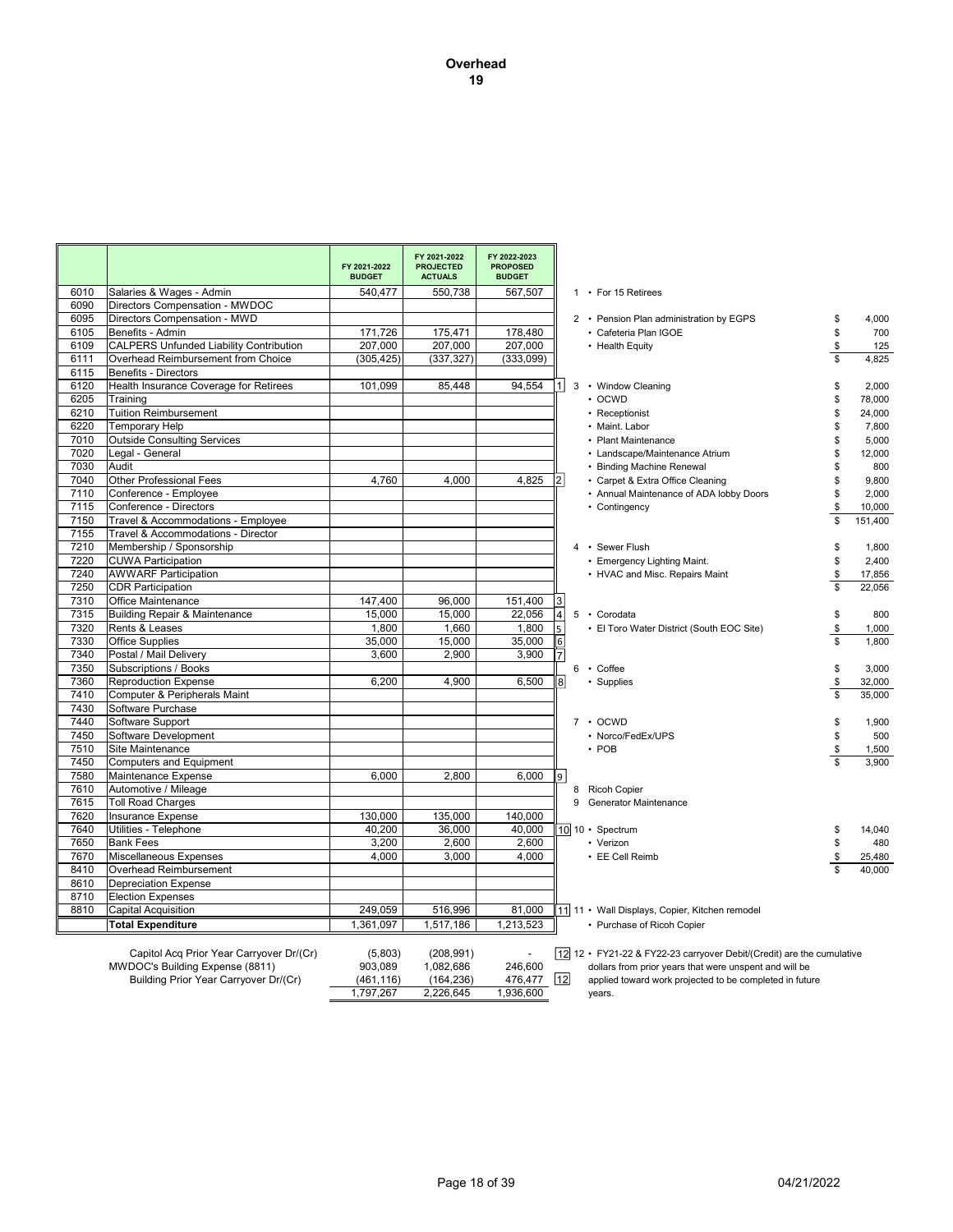# Overhead
## 19

| | | FY 2021-2022 BUDGET | FY 2021-2022 PROJECTED ACTUALS | FY 2022-2023 PROPOSED BUDGET | |
|---|---|---|---|---|---|
| 6010 | Salaries & Wages - Admin | 540,477 | 550,738 | 567,507 | |
| 6090 | Directors Compensation - MWDOC | | | | |
| 6095 | Directors Compensation - MWD | | | | |
| 6105 | Benefits - Admin | 171,726 | 175,471 | 178,480 | |
| 6109 | CALPERS Unfunded Liability Contribution | 207,000 | 207,000 | 207,000 | |
| 6111 | Overhead Reimbursement from Choice | (305,425) | (337,327) | (333,099) | |
| 6115 | Benefits - Directors | | | | |
| 6120 | Health Insurance Coverage for Retirees | 101,099 | 85,448 | 94,554 | 1 |
| 6205 | Training | | | | |
| 6210 | Tuition Reimbursement | | | | |
| 6220 | Temporary Help | | | | |
| 7010 | Outside Consulting Services | | | | |
| 7020 | Legal - General | | | | |
| 7030 | Audit | | | | |
| 7040 | Other Professional Fees | 4,760 | 4,000 | 4,825 | 2 |
| 7110 | Conference - Employee | | | | |
| 7115 | Conference - Directors | | | | |
| 7150 | Travel & Accommodations - Employee | | | | |
| 7155 | Travel & Accommodations - Director | | | | |
| 7210 | Membership / Sponsorship | | | | |
| 7220 | CUWA Participation | | | | |
| 7240 | AWWARF Participation | | | | |
| 7250 | CDR Participation | | | | |
| 7310 | Office Maintenance | 147,400 | 96,000 | 151,400 | 3 |
| 7315 | Building Repair & Maintenance | 15,000 | 15,000 | 22,056 | 4 |
| 7320 | Rents & Leases | 1,800 | 1,660 | 1,800 | 5 |
| 7330 | Office Supplies | 35,000 | 15,000 | 35,000 | 6 |
| 7340 | Postal / Mail Delivery | 3,600 | 2,900 | 3,900 | 7 |
| 7350 | Subscriptions / Books | | | | |
| 7360 | Reproduction Expense | 6,200 | 4,900 | 6,500 | 8 |
| 7410 | Computer & Peripherals Maint | | | | |
| 7430 | Software Purchase | | | | |
| 7440 | Software Support | | | | |
| 7450 | Software Development | | | | |
| 7510 | Site Maintenance | | | | |
| 7450 | Computers and Equipment | | | | |
| 7580 | Maintenance Expense | 6,000 | 2,800 | 6,000 | 9 |
| 7610 | Automotive / Mileage | | | | |
| 7615 | Toll Road Charges | | | | |
| 7620 | Insurance Expense | 130,000 | 135,000 | 140,000 | |
| 7640 | Utilities - Telephone | 40,200 | 36,000 | 40,000 | 10 |
| 7650 | Bank Fees | 3,200 | 2,600 | 2,600 | |
| 7670 | Miscellaneous Expenses | 4,000 | 3,000 | 4,000 | |
| 8410 | Overhead Reimbursement | | | | |
| 8610 | Depreciation Expense | | | | |
| 8710 | Election Expenses | | | | |
| 8810 | Capital Acquisition | 249,059 | 516,996 | 81,000 | 11 |
| | **Total Expenditure** | 1,361,097 | 1,517,186 | 1,213,523 | |
| | Capitol Acq Prior Year Carryover Dr/(Cr) | (5,803) | (208,991) | - | 12 |
| | MWDOC's Building Expense (8811) | 903,089 | 1,082,686 | 246,600 | |
| | Building Prior Year Carryover Dr/(Cr) | (461,116) | (164,236) | 476,477 | 12 |
| | | 1,797,267 | 2,226,645 | 1,936,600 | |

1 • For 15 Retirees

2
| | |
|---|---|
| • Pension Plan administration by EGPS | $ 4,000 |
| • Cafeteria Plan IGOE | $ 700 |
| • Health Equity | $ 125 |
| | $ 4,825 |

3
| | |
|---|---|
| • Window Cleaning | $ 2,000 |
| • OCWD | $ 78,000 |
| • Receptionist | $ 24,000 |
| • Maint. Labor | $ 7,800 |
| • Plant Maintenance | $ 5,000 |
| • Landscape/Maintenance Atrium | $ 12,000 |
| • Binding Machine Renewal | $ 800 |
| • Carpet & Extra Office Cleaning | $ 9,800 |
| • Annual Maintenance of ADA lobby Doors | $ 2,000 |
| • Contingency | $ 10,000 |
| | $ 151,400 |

4
| | |
|---|---|
| • Sewer Flush | $ 1,800 |
| • Emergency Lighting Maint. | $ 2,400 |
| • HVAC and Misc. Repairs Maint | $ 17,856 |
| | $ 22,056 |

5
| | |
|---|---|
| • Corodata | $ 800 |
| • El Toro Water District (South EOC Site) | $ 1,000 |
| | $ 1,800 |

6
| | |
|---|---|
| • Coffee | $ 3,000 |
| • Supplies | $ 32,000 |
| | $ 35,000 |

7
| | |
|---|---|
| • OCWD | $ 1,900 |
| • Norco/FedEx/UPS | $ 500 |
| • POB | $ 1,500 |
| | $ 3,900 |

8 Ricoh Copier

9 Generator Maintenance

10
| | |
|---|---|
| • Spectrum | $ 14,040 |
| • Verizon | $ 480 |
| • EE Cell Reimb | $ 25,480 |
| | $ 40,000 |

11 • Wall Displays, Copier, Kitchen remodel
- Purchase of Ricoh Copier

12 • FY21-22 & FY22-23 carryover Debit/(Credit) are the cumulative dollars from prior years that were unspent and will be applied toward work projected to be completed in future years.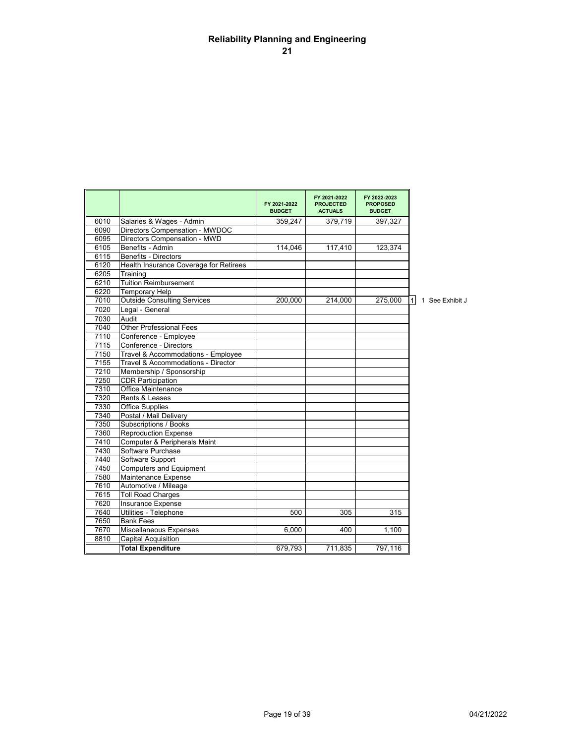# Reliability Planning and Engineering

## 21

| | | FY 2021-2022 BUDGET | FY 2021-2022 PROJECTED ACTUALS | FY 2022-2023 PROPOSED BUDGET | |
|---|---|---|---|---|---|
| 6010 | Salaries & Wages - Admin | 359,247 | 379,719 | 397,327 | |
| 6090 | Directors Compensation - MWDOC | | | | |
| 6095 | Directors Compensation - MWD | | | | |
| 6105 | Benefits - Admin | 114,046 | 117,410 | 123,374 | |
| 6115 | Benefits - Directors | | | | |
| 6120 | Health Insurance Coverage for Retirees | | | | |
| 6205 | Training | | | | |
| 6210 | Tuition Reimbursement | | | | |
| 6220 | Temporary Help | | | | |
| 7010 | Outside Consulting Services | 200,000 | 214,000 | 275,000 | 1 |
| 7020 | Legal - General | | | | |
| 7030 | Audit | | | | |
| 7040 | Other Professional Fees | | | | |
| 7110 | Conference - Employee | | | | |
| 7115 | Conference - Directors | | | | |
| 7150 | Travel & Accommodations - Employee | | | | |
| 7155 | Travel & Accommodations - Director | | | | |
| 7210 | Membership / Sponsorship | | | | |
| 7250 | CDR Participation | | | | |
| 7310 | Office Maintenance | | | | |
| 7320 | Rents & Leases | | | | |
| 7330 | Office Supplies | | | | |
| 7340 | Postal / Mail Delivery | | | | |
| 7350 | Subscriptions / Books | | | | |
| 7360 | Reproduction Expense | | | | |
| 7410 | Computer & Peripherals Maint | | | | |
| 7430 | Software Purchase | | | | |
| 7440 | Software Support | | | | |
| 7450 | Computers and Equipment | | | | |
| 7580 | Maintenance Expense | | | | |
| 7610 | Automotive / Mileage | | | | |
| 7615 | Toll Road Charges | | | | |
| 7620 | Insurance Expense | | | | |
| 7640 | Utilities - Telephone | 500 | 305 | 315 | |
| 7650 | Bank Fees | | | | |
| 7670 | Miscellaneous Expenses | 6,000 | 400 | 1,100 | |
| 8810 | Capital Acquisition | | | | |
| | **Total Expenditure** | 679,793 | 711,835 | 797,116 | |

1 See Exhibit J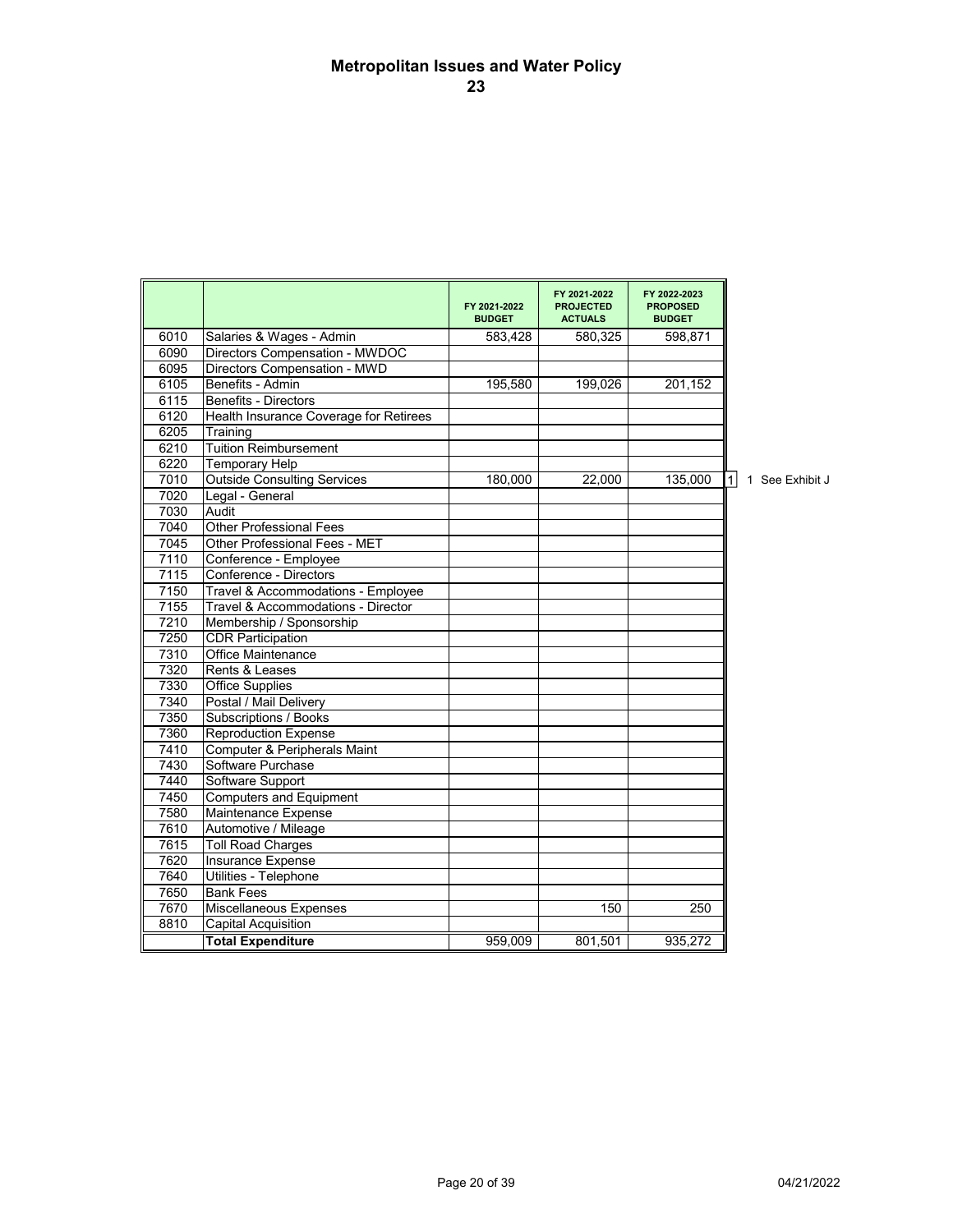# Metropolitan Issues and Water Policy

## 23

| | | FY 2021-2022 BUDGET | FY 2021-2022 PROJECTED ACTUALS | FY 2022-2023 PROPOSED BUDGET | |
|---|---|---|---|---|---|
| 6010 | Salaries & Wages - Admin | 583,428 | 580,325 | 598,871 | |
| 6090 | Directors Compensation - MWDOC | | | | |
| 6095 | Directors Compensation - MWD | | | | |
| 6105 | Benefits - Admin | 195,580 | 199,026 | 201,152 | |
| 6115 | Benefits - Directors | | | | |
| 6120 | Health Insurance Coverage for Retirees | | | | |
| 6205 | Training | | | | |
| 6210 | Tuition Reimbursement | | | | |
| 6220 | Temporary Help | | | | |
| 7010 | Outside Consulting Services | 180,000 | 22,000 | 135,000 | 1 |
| 7020 | Legal - General | | | | |
| 7030 | Audit | | | | |
| 7040 | Other Professional Fees | | | | |
| 7045 | Other Professional Fees - MET | | | | |
| 7110 | Conference - Employee | | | | |
| 7115 | Conference - Directors | | | | |
| 7150 | Travel & Accommodations - Employee | | | | |
| 7155 | Travel & Accommodations - Director | | | | |
| 7210 | Membership / Sponsorship | | | | |
| 7250 | CDR Participation | | | | |
| 7310 | Office Maintenance | | | | |
| 7320 | Rents & Leases | | | | |
| 7330 | Office Supplies | | | | |
| 7340 | Postal / Mail Delivery | | | | |
| 7350 | Subscriptions / Books | | | | |
| 7360 | Reproduction Expense | | | | |
| 7410 | Computer & Peripherals Maint | | | | |
| 7430 | Software Purchase | | | | |
| 7440 | Software Support | | | | |
| 7450 | Computers and Equipment | | | | |
| 7580 | Maintenance Expense | | | | |
| 7610 | Automotive / Mileage | | | | |
| 7615 | Toll Road Charges | | | | |
| 7620 | Insurance Expense | | | | |
| 7640 | Utilities - Telephone | | | | |
| 7650 | Bank Fees | | | | |
| 7670 | Miscellaneous Expenses | | 150 | 250 | |
| 8810 | Capital Acquisition | | | | |
| | **Total Expenditure** | 959,009 | 801,501 | 935,272 | |

1 See Exhibit J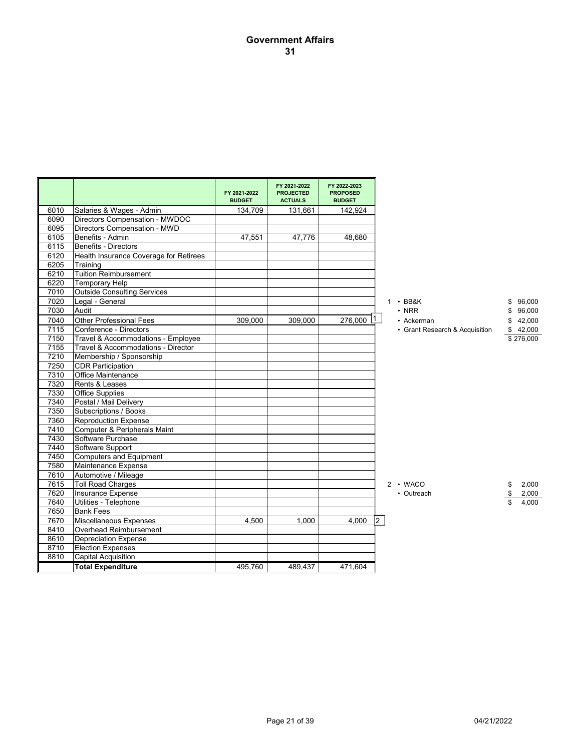# Government Affairs
## 31

| | | FY 2021-2022 BUDGET | FY 2021-2022 PROJECTED ACTUALS | FY 2022-2023 PROPOSED BUDGET | |
|---|---|---|---|---|---|
| 6010 | Salaries & Wages - Admin | 134,709 | 131,661 | 142,924 | |
| 6090 | Directors Compensation - MWDOC | | | | |
| 6095 | Directors Compensation - MWD | | | | |
| 6105 | Benefits - Admin | 47,551 | 47,776 | 48,680 | |
| 6115 | Benefits - Directors | | | | |
| 6120 | Health Insurance Coverage for Retirees | | | | |
| 6205 | Training | | | | |
| 6210 | Tuition Reimbursement | | | | |
| 6220 | Temporary Help | | | | |
| 7010 | Outside Consulting Services | | | | |
| 7020 | Legal - General | | | | |
| 7030 | Audit | | | | |
| 7040 | Other Professional Fees | 309,000 | 309,000 | 276,000 | 1 |
| 7115 | Conference - Directors | | | | |
| 7150 | Travel & Accommodations - Employee | | | | |
| 7155 | Travel & Accommodations - Director | | | | |
| 7210 | Membership / Sponsorship | | | | |
| 7250 | CDR Participation | | | | |
| 7310 | Office Maintenance | | | | |
| 7320 | Rents & Leases | | | | |
| 7330 | Office Supplies | | | | |
| 7340 | Postal / Mail Delivery | | | | |
| 7350 | Subscriptions / Books | | | | |
| 7360 | Reproduction Expense | | | | |
| 7410 | Computer & Peripherals Maint | | | | |
| 7430 | Software Purchase | | | | |
| 7440 | Software Support | | | | |
| 7450 | Computers and Equipment | | | | |
| 7580 | Maintenance Expense | | | | |
| 7610 | Automotive / Mileage | | | | |
| 7615 | Toll Road Charges | | | | |
| 7620 | Insurance Expense | | | | |
| 7640 | Utilities - Telephone | | | | |
| 7650 | Bank Fees | | | | |
| 7670 | Miscellaneous Expenses | 4,500 | 1,000 | 4,000 | 2 |
| 8410 | Overhead Reimbursement | | | | |
| 8610 | Depreciation Expense | | | | |
| 8710 | Election Expenses | | | | |
| 8810 | Capital Acquisition | | | | |
| | **Total Expenditure** | 495,760 | 489,437 | 471,604 | |

**Note 1**

| Item | Amount |
|---|---|
| • BB&K | $ 96,000 |
| • NRR | $ 96,000 |
| • Ackerman | $ 42,000 |
| • Grant Research & Acquisition | $ 42,000 |
| | $ 276,000 |

**Note 2**

| Item | Amount |
|---|---|
| • WACO | $ 2,000 |
| • Outreach | $ 2,000 |
| | $ 4,000 |

04/21/2022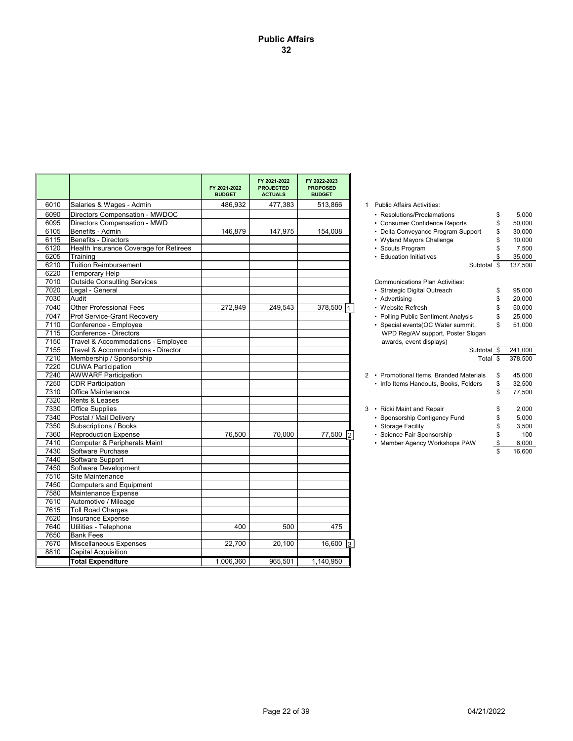# Public Affairs
## 32

| | | FY 2021-2022 BUDGET | FY 2021-2022 PROJECTED ACTUALS | FY 2022-2023 PROPOSED BUDGET | |
|---|---|---|---|---|---|
| 6010 | Salaries & Wages - Admin | 486,932 | 477,383 | 513,866 | |
| 6090 | Directors Compensation - MWDOC | | | | |
| 6095 | Directors Compensation - MWD | | | | |
| 6105 | Benefits - Admin | 146,879 | 147,975 | 154,008 | |
| 6115 | Benefits - Directors | | | | |
| 6120 | Health Insurance Coverage for Retirees | | | | |
| 6205 | Training | | | | |
| 6210 | Tuition Reimbursement | | | | |
| 6220 | Temporary Help | | | | |
| 7010 | Outside Consulting Services | | | | |
| 7020 | Legal - General | | | | |
| 7030 | Audit | | | | |
| 7040 | Other Professional Fees | 272,949 | 249,543 | 378,500 | 1 |
| 7047 | Prof Service-Grant Recovery | | | | |
| 7110 | Conference - Employee | | | | |
| 7115 | Conference - Directors | | | | |
| 7150 | Travel & Accommodations - Employee | | | | |
| 7155 | Travel & Accommodations - Director | | | | |
| 7210 | Membership / Sponsorship | | | | |
| 7220 | CUWA Participation | | | | |
| 7240 | AWWARF Participation | | | | |
| 7250 | CDR Participation | | | | |
| 7310 | Office Maintenance | | | | |
| 7320 | Rents & Leases | | | | |
| 7330 | Office Supplies | | | | |
| 7340 | Postal / Mail Delivery | | | | |
| 7350 | Subscriptions / Books | | | | |
| 7360 | Reproduction Expense | 76,500 | 70,000 | 77,500 | 2 |
| 7410 | Computer & Peripherals Maint | | | | |
| 7430 | Software Purchase | | | | |
| 7440 | Software Support | | | | |
| 7450 | Software Development | | | | |
| 7510 | Site Maintenance | | | | |
| 7450 | Computers and Equipment | | | | |
| 7580 | Maintenance Expense | | | | |
| 7610 | Automotive / Mileage | | | | |
| 7615 | Toll Road Charges | | | | |
| 7620 | Insurance Expense | | | | |
| 7640 | Utilities - Telephone | 400 | 500 | 475 | |
| 7650 | Bank Fees | | | | |
| 7670 | Miscellaneous Expenses | 22,700 | 20,100 | 16,600 | 3 |
| 8810 | Capital Acquisition | | | | |
| | **Total Expenditure** | 1,006,360 | 965,501 | 1,140,950 | |

1 Public Affairs Activities:

| | |
|---|---|
| • Resolutions/Proclamations | $ 5,000 |
| • Consumer Confidence Reports | $ 50,000 |
| • Delta Conveyance Program Support | $ 30,000 |
| • Wyland Mayors Challenge | $ 10,000 |
| • Scouts Program | $ 7,500 |
| • Education Initiatives | $ 35,000 |
| Subtotal | $ 137,500 |

Communications Plan Activities:

| | |
|---|---|
| • Strategic Digital Outreach | $ 95,000 |
| • Advertising | $ 20,000 |
| • Website Refresh | $ 50,000 |
| • Polling Public Sentiment Analysis | $ 25,000 |
| • Special events(OC Water summit, WPD Reg/AV support, Poster Slogan awards, event displays) | $ 51,000 |
| Subtotal | $ 241,000 |
| Total | $ 378,500 |

2

| | |
|---|---|
| • Promotional Items, Branded Materials | $ 45,000 |
| • Info Items Handouts, Books, Folders | $ 32,500 |
| | $ 77,500 |

3

| | |
|---|---|
| • Ricki Maint and Repair | $ 2,000 |
| • Sponsorship Contigency Fund | $ 5,000 |
| • Storage Facility | $ 3,500 |
| • Science Fair Sponsorship | $ 100 |
| • Member Agency Workshops PAW | $ 6,000 |
| | $ 16,600 |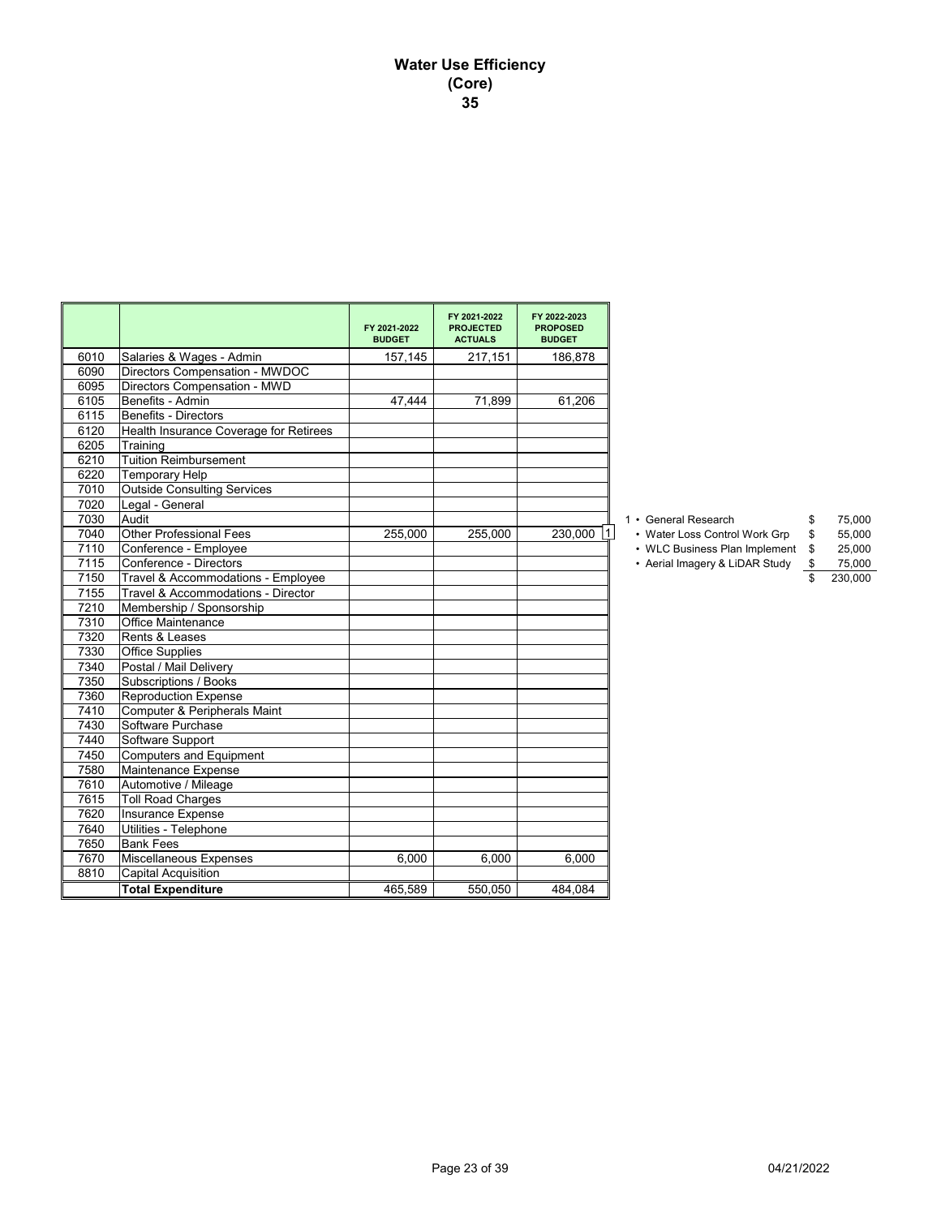# Water Use Efficiency
# (Core)
# 35

| | | FY 2021-2022 BUDGET | FY 2021-2022 PROJECTED ACTUALS | FY 2022-2023 PROPOSED BUDGET |
|---|---|---|---|---|
| 6010 | Salaries & Wages - Admin | 157,145 | 217,151 | 186,878 |
| 6090 | Directors Compensation - MWDOC | | | |
| 6095 | Directors Compensation - MWD | | | |
| 6105 | Benefits - Admin | 47,444 | 71,899 | 61,206 |
| 6115 | Benefits - Directors | | | |
| 6120 | Health Insurance Coverage for Retirees | | | |
| 6205 | Training | | | |
| 6210 | Tuition Reimbursement | | | |
| 6220 | Temporary Help | | | |
| 7010 | Outside Consulting Services | | | |
| 7020 | Legal - General | | | |
| 7030 | Audit | | | |
| 7040 | Other Professional Fees | 255,000 | 255,000 | 230,000 [1] |
| 7110 | Conference - Employee | | | |
| 7115 | Conference - Directors | | | |
| 7150 | Travel & Accommodations - Employee | | | |
| 7155 | Travel & Accommodations - Director | | | |
| 7210 | Membership / Sponsorship | | | |
| 7310 | Office Maintenance | | | |
| 7320 | Rents & Leases | | | |
| 7330 | Office Supplies | | | |
| 7340 | Postal / Mail Delivery | | | |
| 7350 | Subscriptions / Books | | | |
| 7360 | Reproduction Expense | | | |
| 7410 | Computer & Peripherals Maint | | | |
| 7430 | Software Purchase | | | |
| 7440 | Software Support | | | |
| 7450 | Computers and Equipment | | | |
| 7580 | Maintenance Expense | | | |
| 7610 | Automotive / Mileage | | | |
| 7615 | Toll Road Charges | | | |
| 7620 | Insurance Expense | | | |
| 7640 | Utilities - Telephone | | | |
| 7650 | Bank Fees | | | |
| 7670 | Miscellaneous Expenses | 6,000 | 6,000 | 6,000 |
| 8810 | Capital Acquisition | | | |
| | **Total Expenditure** | 465,589 | 550,050 | 484,084 |

1
- General Research $ 75,000
- Water Loss Control Work Grp $ 55,000
- WLC Business Plan Implement $ 25,000
- Aerial Imagery & LiDAR Study $ 75,000

$ 230,000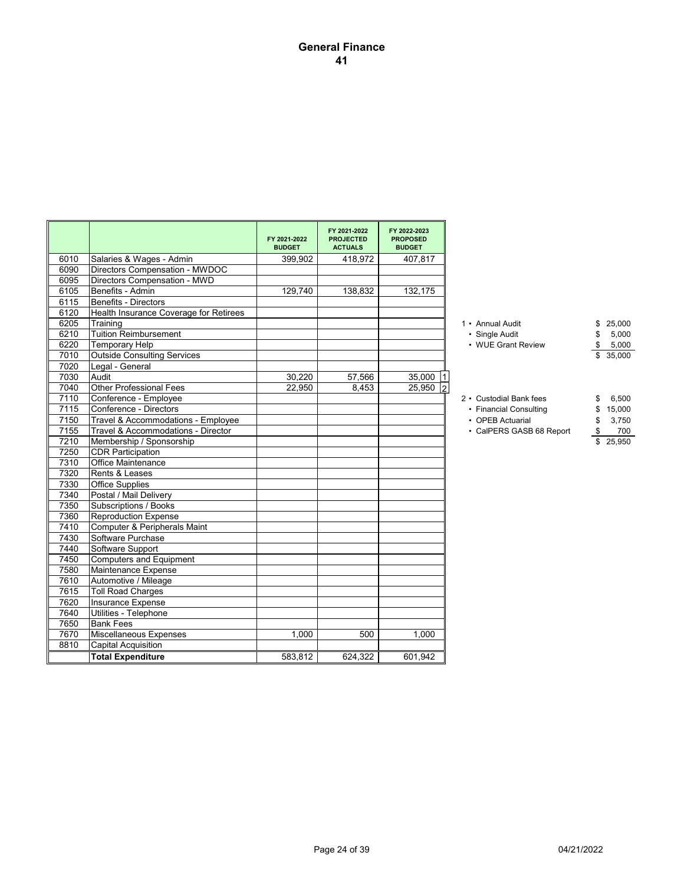# General Finance
# 41

| | | FY 2021-2022 BUDGET | FY 2021-2022 PROJECTED ACTUALS | FY 2022-2023 PROPOSED BUDGET | |
|---|---|---|---|---|---|
| 6010 | Salaries & Wages - Admin | 399,902 | 418,972 | 407,817 | |
| 6090 | Directors Compensation - MWDOC | | | | |
| 6095 | Directors Compensation - MWD | | | | |
| 6105 | Benefits - Admin | 129,740 | 138,832 | 132,175 | |
| 6115 | Benefits - Directors | | | | |
| 6120 | Health Insurance Coverage for Retirees | | | | |
| 6205 | Training | | | | |
| 6210 | Tuition Reimbursement | | | | |
| 6220 | Temporary Help | | | | |
| 7010 | Outside Consulting Services | | | | |
| 7020 | Legal - General | | | | |
| 7030 | Audit | 30,220 | 57,566 | 35,000 | 1 |
| 7040 | Other Professional Fees | 22,950 | 8,453 | 25,950 | 2 |
| 7110 | Conference - Employee | | | | |
| 7115 | Conference - Directors | | | | |
| 7150 | Travel & Accommodations - Employee | | | | |
| 7155 | Travel & Accommodations - Director | | | | |
| 7210 | Membership / Sponsorship | | | | |
| 7250 | CDR Participation | | | | |
| 7310 | Office Maintenance | | | | |
| 7320 | Rents & Leases | | | | |
| 7330 | Office Supplies | | | | |
| 7340 | Postal / Mail Delivery | | | | |
| 7350 | Subscriptions / Books | | | | |
| 7360 | Reproduction Expense | | | | |
| 7410 | Computer & Peripherals Maint | | | | |
| 7430 | Software Purchase | | | | |
| 7440 | Software Support | | | | |
| 7450 | Computers and Equipment | | | | |
| 7580 | Maintenance Expense | | | | |
| 7610 | Automotive / Mileage | | | | |
| 7615 | Toll Road Charges | | | | |
| 7620 | Insurance Expense | | | | |
| 7640 | Utilities - Telephone | | | | |
| 7650 | Bank Fees | | | | |
| 7670 | Miscellaneous Expenses | 1,000 | 500 | 1,000 | |
| 8810 | Capital Acquisition | | | | |
| | **Total Expenditure** | 583,812 | 624,322 | 601,942 | |

1
- Annual Audit $ 25,000
- Single Audit $ 5,000
- WUE Grant Review $ 5,000
- Total: $ 35,000

2
- Custodial Bank fees $ 6,500
- Financial Consulting $ 15,000
- OPEB Actuarial $ 3,750
- CalPERS GASB 68 Report $ 700
- Total: $ 25,950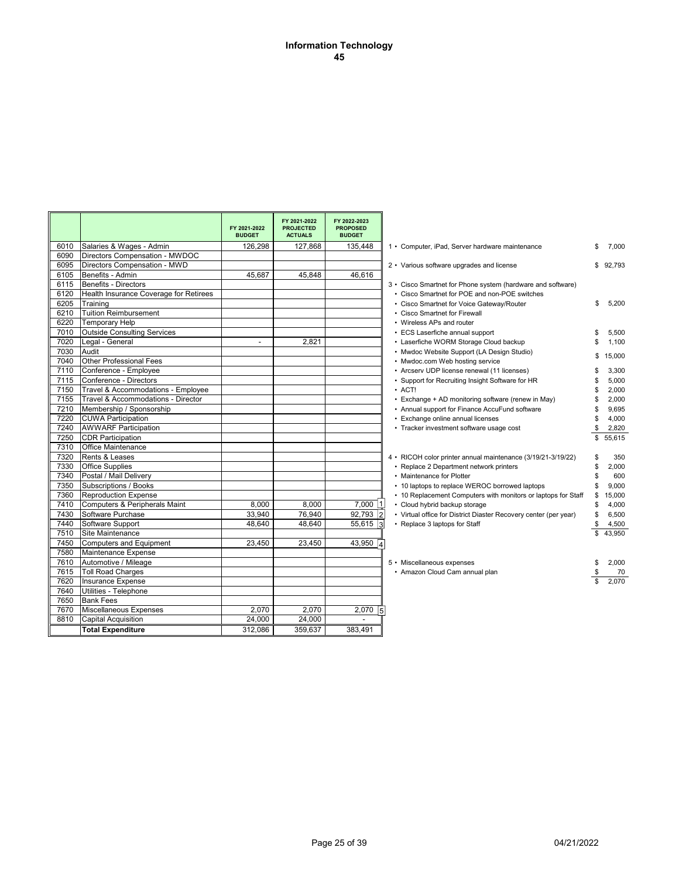# Information Technology
## 45

| | | FY 2021-2022 BUDGET | FY 2021-2022 PROJECTED ACTUALS | FY 2022-2023 PROPOSED BUDGET | |
|---|---|---|---|---|---|
| 6010 | Salaries & Wages - Admin | 126,298 | 127,868 | 135,448 | |
| 6090 | Directors Compensation - MWDOC | | | | |
| 6095 | Directors Compensation - MWD | | | | |
| 6105 | Benefits - Admin | 45,687 | 45,848 | 46,616 | |
| 6115 | Benefits - Directors | | | | |
| 6120 | Health Insurance Coverage for Retirees | | | | |
| 6205 | Training | | | | |
| 6210 | Tuition Reimbursement | | | | |
| 6220 | Temporary Help | | | | |
| 7010 | Outside Consulting Services | | | | |
| 7020 | Legal - General | - | 2,821 | | |
| 7030 | Audit | | | | |
| 7040 | Other Professional Fees | | | | |
| 7110 | Conference - Employee | | | | |
| 7115 | Conference - Directors | | | | |
| 7150 | Travel & Accommodations - Employee | | | | |
| 7155 | Travel & Accommodations - Director | | | | |
| 7210 | Membership / Sponsorship | | | | |
| 7220 | CUWA Participation | | | | |
| 7240 | AWWARF Participation | | | | |
| 7250 | CDR Participation | | | | |
| 7310 | Office Maintenance | | | | |
| 7320 | Rents & Leases | | | | |
| 7330 | Office Supplies | | | | |
| 7340 | Postal / Mail Delivery | | | | |
| 7350 | Subscriptions / Books | | | | |
| 7360 | Reproduction Expense | | | | |
| 7410 | Computers & Peripherals Maint | 8,000 | 8,000 | 7,000 | 1 |
| 7430 | Software Purchase | 33,940 | 76,940 | 92,793 | 2 |
| 7440 | Software Support | 48,640 | 48,640 | 55,615 | 3 |
| 7510 | Site Maintenance | | | | |
| 7450 | Computers and Equipment | 23,450 | 23,450 | 43,950 | 4 |
| 7580 | Maintenance Expense | | | | |
| 7610 | Automotive / Mileage | | | | |
| 7615 | Toll Road Charges | | | | |
| 7620 | Insurance Expense | | | | |
| 7640 | Utilities - Telephone | | | | |
| 7650 | Bank Fees | | | | |
| 7670 | Miscellaneous Expenses | 2,070 | 2,070 | 2,070 | 5 |
| 8810 | Capital Acquisition | 24,000 | 24,000 | - | |
| | **Total Expenditure** | 312,086 | 359,637 | 383,491 | |

| Note | Description | Amount |
|---|---|---|
| 1 | • Computer, iPad, Server hardware maintenance | $ 7,000 |
| 2 | • Various software upgrades and license | $ 92,793 |
| 3 | • Cisco Smartnet for Phone system (hardware and software) | |
| | • Cisco Smartnet for POE and non-POE switches | |
| | • Cisco Smartnet for Voice Gateway/Router | $ 5,200 |
| | • Cisco Smartnet for Firewall | |
| | • Wireless APs and router | |
| | • ECS Laserfiche annual support | $ 5,500 |
| | • Laserfiche WORM Storage Cloud backup | $ 1,100 |
| | • Mwdoc Website Support (LA Design Studio) | $ 15,000 |
| | • Mwdoc.com Web hosting service | |
| | • Arcserv UDP license renewal (11 licenses) | $ 3,300 |
| | • Support for Recruiting Insight Software for HR | $ 5,000 |
| | • ACT! | $ 2,000 |
| | • Exchange + AD monitoring software (renew in May) | $ 2,000 |
| | • Annual support for Finance AccuFund software | $ 9,695 |
| | • Exchange online annual licenses | $ 4,000 |
| | • Tracker investment software usage cost | $ 2,820 |
| | | $ 55,615 |
| 4 | • RICOH color printer annual maintenance (3/19/21-3/19/22) | $ 350 |
| | • Replace 2 Department network printers | $ 2,000 |
| | • Maintenance for Plotter | $ 600 |
| | • 10 laptops to replace WEROC borrowed laptops | $ 9,000 |
| | • 10 Replacement Computers with monitors or laptops for Staff | $ 15,000 |
| | • Cloud hybrid backup storage | $ 4,000 |
| | • Virtual office for District Diaster Recovery center (per year) | $ 6,500 |
| | • Replace 3 laptops for Staff | $ 4,500 |
| | | $ 43,950 |
| 5 | • Miscellaneous expenses | $ 2,000 |
| | • Amazon Cloud Cam annual plan | $ 70 |
| | | $ 2,070 |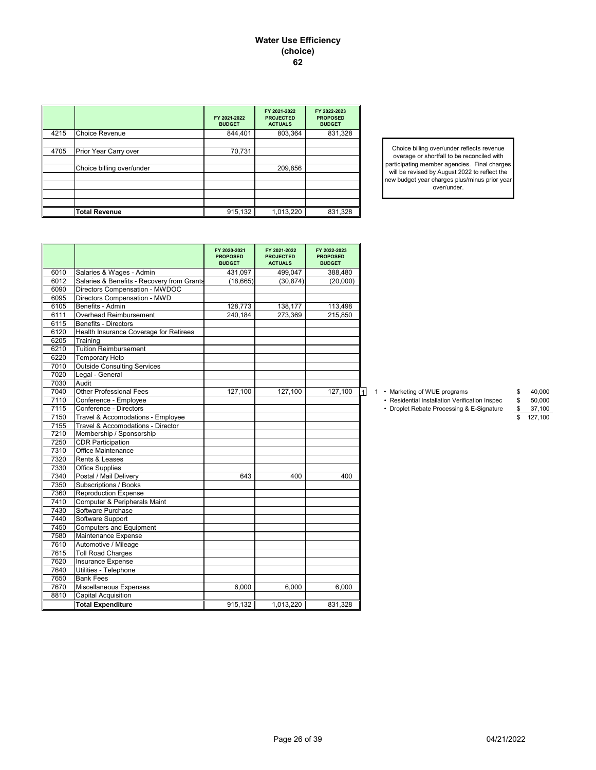# Water Use Efficiency (choice) 62

| | | FY 2021-2022 BUDGET | FY 2021-2022 PROJECTED ACTUALS | FY 2022-2023 PROPOSED BUDGET |
|---|---|---|---|---|
| 4215 | Choice Revenue | 844,401 | 803,364 | 831,328 |
| | | | | |
| 4705 | Prior Year Carry over | 70,731 | | |
| | | | | |
| | Choice billing over/under | | 209,856 | |
| | | | | |
| | | | | |
| | | | | |
| | | | | |
| | **Total Revenue** | 915,132 | 1,013,220 | 831,328 |

Choice billing over/under reflects revenue overage or shortfall to be reconciled with participating member agencies. Final charges will be revised by August 2022 to reflect the new budget year charges plus/minus prior year over/under.

| | | FY 2020-2021 PROPOSED BUDGET | FY 2021-2022 PROJECTED ACTUALS | FY 2022-2023 PROPOSED BUDGET | |
|---|---|---|---|---|---|
| 6010 | Salaries & Wages - Admin | 431,097 | 499,047 | 388,480 | |
| 6012 | Salaries & Benefits - Recovery from Grants | (18,665) | (30,874) | (20,000) | |
| 6090 | Directors Compensation - MWDOC | | | | |
| 6095 | Directors Compensation - MWD | | | | |
| 6105 | Benefits - Admin | 128,773 | 138,177 | 113,498 | |
| 6111 | Overhead Reimbursement | 240,184 | 273,369 | 215,850 | |
| 6115 | Benefits - Directors | | | | |
| 6120 | Health Insurance Coverage for Retirees | | | | |
| 6205 | Training | | | | |
| 6210 | Tuition Reimbursement | | | | |
| 6220 | Temporary Help | | | | |
| 7010 | Outside Consulting Services | | | | |
| 7020 | Legal - General | | | | |
| 7030 | Audit | | | | |
| 7040 | Other Professional Fees | 127,100 | 127,100 | 127,100 | 1 |
| 7110 | Conference - Employee | | | | |
| 7115 | Conference - Directors | | | | |
| 7150 | Travel & Accomodations - Employee | | | | |
| 7155 | Travel & Accomodations - Director | | | | |
| 7210 | Membership / Sponsorship | | | | |
| 7250 | CDR Participation | | | | |
| 7310 | Office Maintenance | | | | |
| 7320 | Rents & Leases | | | | |
| 7330 | Office Supplies | | | | |
| 7340 | Postal / Mail Delivery | 643 | 400 | 400 | |
| 7350 | Subscriptions / Books | | | | |
| 7360 | Reproduction Expense | | | | |
| 7410 | Computer & Peripherals Maint | | | | |
| 7430 | Software Purchase | | | | |
| 7440 | Software Support | | | | |
| 7450 | Computers and Equipment | | | | |
| 7580 | Maintenance Expense | | | | |
| 7610 | Automotive / Mileage | | | | |
| 7615 | Toll Road Charges | | | | |
| 7620 | Insurance Expense | | | | |
| 7640 | Utilities - Telephone | | | | |
| 7650 | Bank Fees | | | | |
| 7670 | Miscellaneous Expenses | 6,000 | 6,000 | 6,000 | |
| 8810 | Capital Acquisition | | | | |
| | **Total Expenditure** | 915,132 | 1,013,220 | 831,328 | |

1

| | | |
|---|---|---|
| • Marketing of WUE programs | $ | 40,000 |
| • Residential Installation Verification Inspec | $ | 50,000 |
| • Droplet Rebate Processing & E-Signature | $ | 37,100 |
| | $ | 127,100 |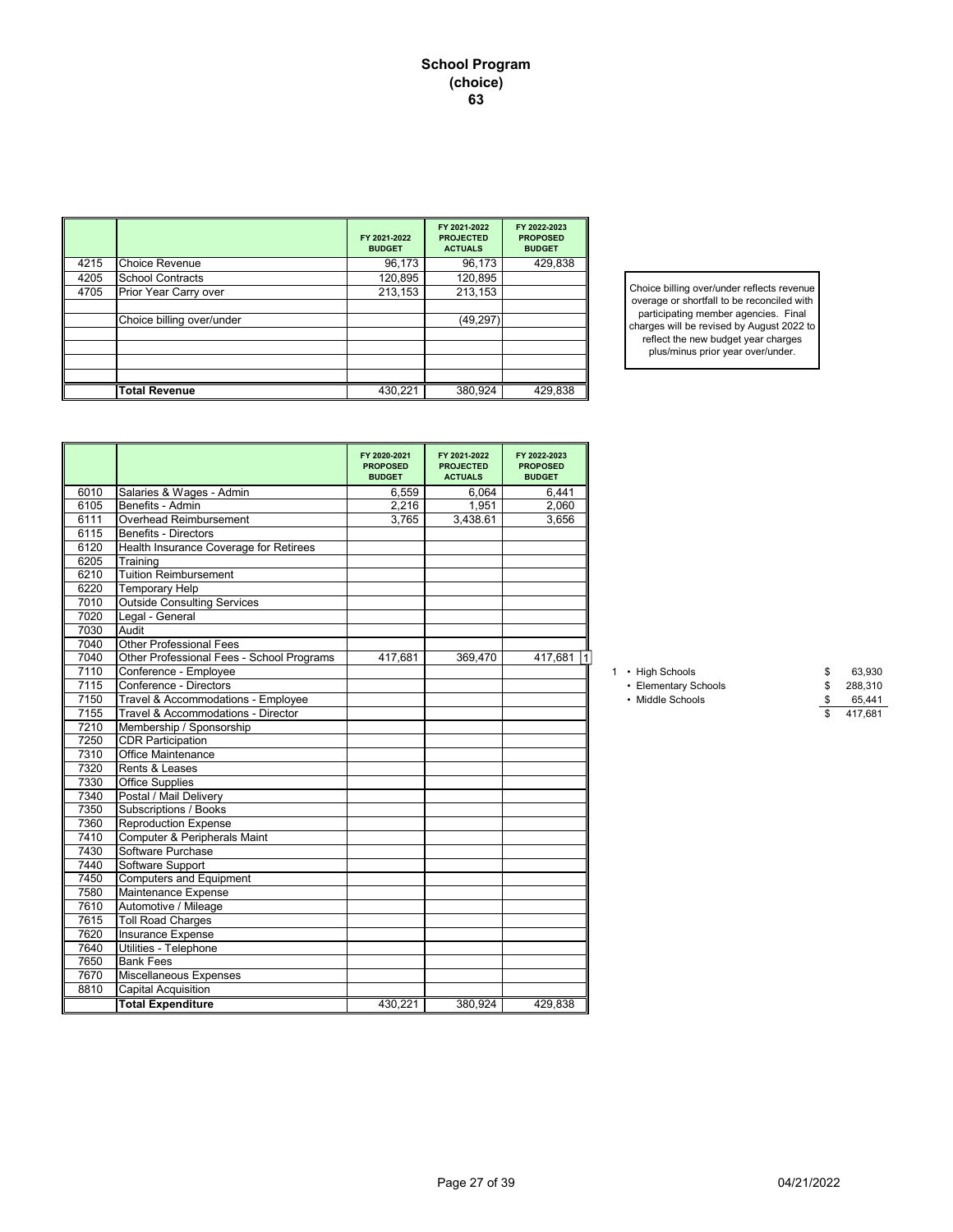# School Program
## (choice)
## 63

| | | FY 2021-2022 BUDGET | FY 2021-2022 PROJECTED ACTUALS | FY 2022-2023 PROPOSED BUDGET |
|---|---|---|---|---|
| 4215 | Choice Revenue | 96,173 | 96,173 | 429,838 |
| 4205 | School Contracts | 120,895 | 120,895 | |
| 4705 | Prior Year Carry over | 213,153 | 213,153 | |
| | | | | |
| | Choice billing over/under | | (49,297) | |
| | | | | |
| | | | | |
| | | | | |
| | | | | |
| | **Total Revenue** | 430,221 | 380,924 | 429,838 |

Choice billing over/under reflects revenue overage or shortfall to be reconciled with participating member agencies. Final charges will be revised by August 2022 to reflect the new budget year charges plus/minus prior year over/under.

| | | FY 2020-2021 PROPOSED BUDGET | FY 2021-2022 PROJECTED ACTUALS | FY 2022-2023 PROPOSED BUDGET |
|---|---|---|---|---|
| 6010 | Salaries & Wages - Admin | 6,559 | 6,064 | 6,441 |
| 6105 | Benefits - Admin | 2,216 | 1,951 | 2,060 |
| 6111 | Overhead Reimbursement | 3,765 | 3,438.61 | 3,656 |
| 6115 | Benefits - Directors | | | |
| 6120 | Health Insurance Coverage for Retirees | | | |
| 6205 | Training | | | |
| 6210 | Tuition Reimbursement | | | |
| 6220 | Temporary Help | | | |
| 7010 | Outside Consulting Services | | | |
| 7020 | Legal - General | | | |
| 7030 | Audit | | | |
| 7040 | Other Professional Fees | | | |
| 7040 | Other Professional Fees - School Programs | 417,681 | 369,470 | 417,681 [1] |
| 7110 | Conference - Employee | | | |
| 7115 | Conference - Directors | | | |
| 7150 | Travel & Accommodations - Employee | | | |
| 7155 | Travel & Accommodations - Director | | | |
| 7210 | Membership / Sponsorship | | | |
| 7250 | CDR Participation | | | |
| 7310 | Office Maintenance | | | |
| 7320 | Rents & Leases | | | |
| 7330 | Office Supplies | | | |
| 7340 | Postal / Mail Delivery | | | |
| 7350 | Subscriptions / Books | | | |
| 7360 | Reproduction Expense | | | |
| 7410 | Computer & Peripherals Maint | | | |
| 7430 | Software Purchase | | | |
| 7440 | Software Support | | | |
| 7450 | Computers and Equipment | | | |
| 7580 | Maintenance Expense | | | |
| 7610 | Automotive / Mileage | | | |
| 7615 | Toll Road Charges | | | |
| 7620 | Insurance Expense | | | |
| 7640 | Utilities - Telephone | | | |
| 7650 | Bank Fees | | | |
| 7670 | Miscellaneous Expenses | | | |
| 8810 | Capital Acquisition | | | |
| | **Total Expenditure** | 430,221 | 380,924 | 429,838 |

1

| | | |
|---|---|---|
| • High Schools | $ | 63,930 |
| • Elementary Schools | $ | 288,310 |
| • Middle Schools | $ | 65,441 |
| | $ | 417,681 |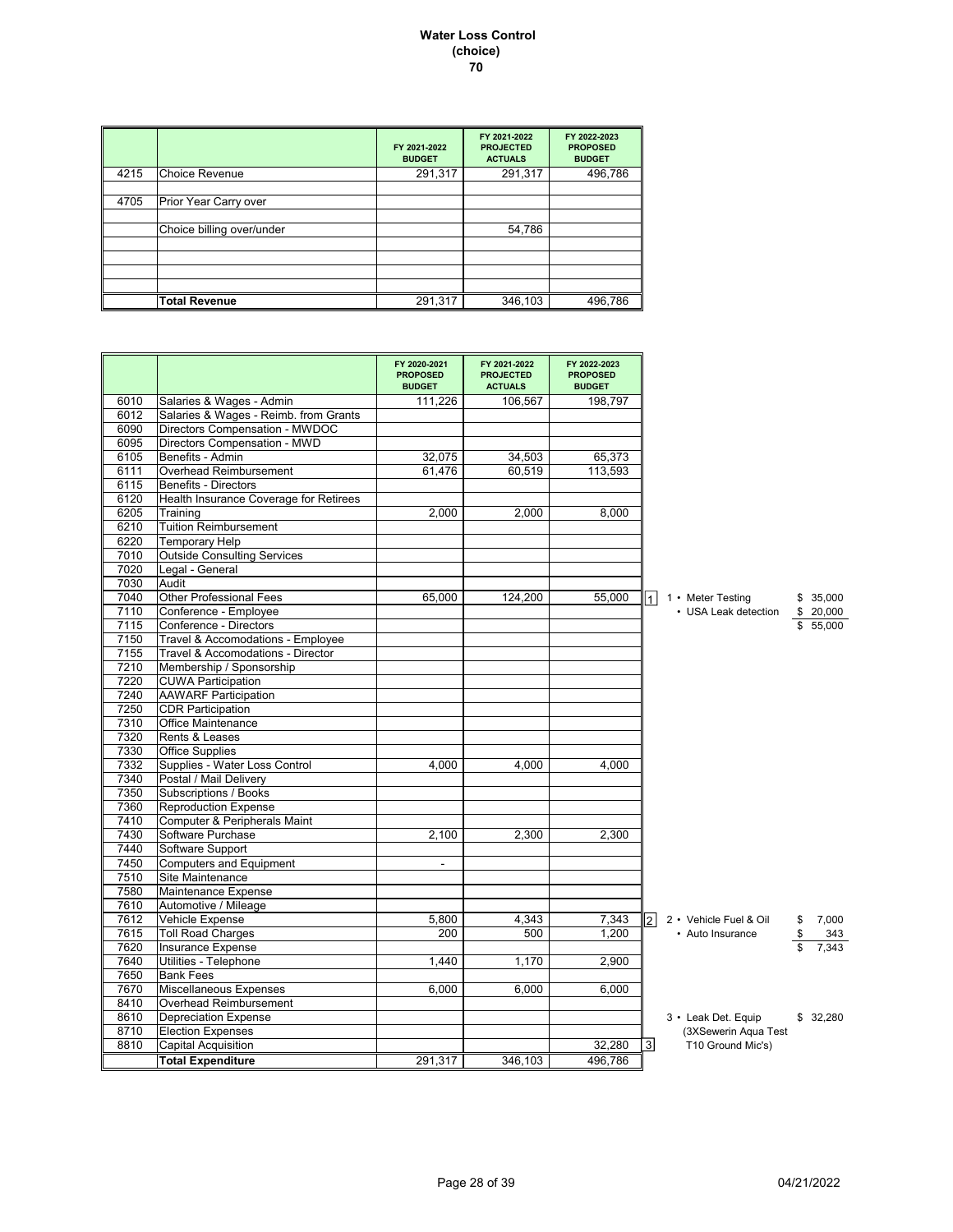# Water Loss Control
## (choice)
## 70

| | | FY 2021-2022 BUDGET | FY 2021-2022 PROJECTED ACTUALS | FY 2022-2023 PROPOSED BUDGET |
|---|---|---|---|---|
| 4215 | Choice Revenue | 291,317 | 291,317 | 496,786 |
| | | | | |
| 4705 | Prior Year Carry over | | | |
| | | | | |
| | Choice billing over/under | | 54,786 | |
| | | | | |
| | | | | |
| | | | | |
| | | | | |
| | **Total Revenue** | 291,317 | 346,103 | 496,786 |

| | | FY 2020-2021 PROPOSED BUDGET | FY 2021-2022 PROJECTED ACTUALS | FY 2022-2023 PROPOSED BUDGET | | | |
|---|---|---|---|---|---|---|---|
| 6010 | Salaries & Wages - Admin | 111,226 | 106,567 | 198,797 | | | |
| 6012 | Salaries & Wages - Reimb. from Grants | | | | | | |
| 6090 | Directors Compensation - MWDOC | | | | | | |
| 6095 | Directors Compensation - MWD | | | | | | |
| 6105 | Benefits - Admin | 32,075 | 34,503 | 65,373 | | | |
| 6111 | Overhead Reimbursement | 61,476 | 60,519 | 113,593 | | | |
| 6115 | Benefits - Directors | | | | | | |
| 6120 | Health Insurance Coverage for Retirees | | | | | | |
| 6205 | Training | 2,000 | 2,000 | 8,000 | | | |
| 6210 | Tuition Reimbursement | | | | | | |
| 6220 | Temporary Help | | | | | | |
| 7010 | Outside Consulting Services | | | | | | |
| 7020 | Legal - General | | | | | | |
| 7030 | Audit | | | | | | |
| 7040 | Other Professional Fees | 65,000 | 124,200 | 55,000 | 1 | 1 • Meter Testing | $ 35,000 |
| 7110 | Conference - Employee | | | | | • USA Leak detection | $ 20,000 |
| 7115 | Conference - Directors | | | | | | $ 55,000 |
| 7150 | Travel & Accomodations - Employee | | | | | | |
| 7155 | Travel & Accomodations - Director | | | | | | |
| 7210 | Membership / Sponsorship | | | | | | |
| 7220 | CUWA Participation | | | | | | |
| 7240 | AAWARF Participation | | | | | | |
| 7250 | CDR Participation | | | | | | |
| 7310 | Office Maintenance | | | | | | |
| 7320 | Rents & Leases | | | | | | |
| 7330 | Office Supplies | | | | | | |
| 7332 | Supplies - Water Loss Control | 4,000 | 4,000 | 4,000 | | | |
| 7340 | Postal / Mail Delivery | | | | | | |
| 7350 | Subscriptions / Books | | | | | | |
| 7360 | Reproduction Expense | | | | | | |
| 7410 | Computer & Peripherals Maint | | | | | | |
| 7430 | Software Purchase | 2,100 | 2,300 | 2,300 | | | |
| 7440 | Software Support | | | | | | |
| 7450 | Computers and Equipment | - | | | | | |
| 7510 | Site Maintenance | | | | | | |
| 7580 | Maintenance Expense | | | | | | |
| 7610 | Automotive / Mileage | | | | | | |
| 7612 | Vehicle Expense | 5,800 | 4,343 | 7,343 | 2 | 2 • Vehicle Fuel & Oil | $ 7,000 |
| 7615 | Toll Road Charges | 200 | 500 | 1,200 | | • Auto Insurance | $ 343 |
| 7620 | Insurance Expense | | | | | | $ 7,343 |
| 7640 | Utilities - Telephone | 1,440 | 1,170 | 2,900 | | | |
| 7650 | Bank Fees | | | | | | |
| 7670 | Miscellaneous Expenses | 6,000 | 6,000 | 6,000 | | | |
| 8410 | Overhead Reimbursement | | | | | | |
| 8610 | Depreciation Expense | | | | | 3 • Leak Det. Equip | $ 32,280 |
| 8710 | Election Expenses | | | | | (3XSewerin Aqua Test | |
| 8810 | Capital Acquisition | | | 32,280 | 3 | T10 Ground Mic's) | |
| | **Total Expenditure** | 291,317 | 346,103 | 496,786 | | | |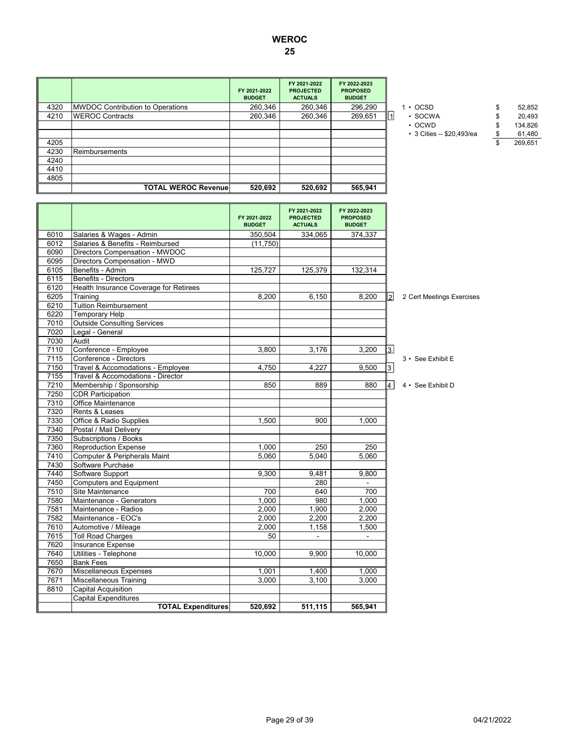# WEROC

## 25

| | | FY 2021-2022 BUDGET | FY 2021-2022 PROJECTED ACTUALS | FY 2022-2023 PROPOSED BUDGET | |
|---|---|---|---|---|---|
| 4320 | MWDOC Contribution to Operations | 260,346 | 260,346 | 296,290 | |
| 4210 | WEROC Contracts | 260,346 | 260,346 | 269,651 | 1 |
| | | | | | |
| | | | | | |
| 4205 | | | | | |
| 4230 | Reimbursements | | | | |
| 4240 | | | | | |
| 4410 | | | | | |
| 4805 | | | | | |
| | **TOTAL WEROC Revenue** | **520,692** | **520,692** | **565,941** | |

1
- OCSD $ 52,852
- SOCWA $ 20,493
- OCWD $ 134,826
- 3 Cities -- $20,493/ea $ 61,480

$ 269,651

| | | FY 2021-2022 BUDGET | FY 2021-2022 PROJECTED ACTUALS | FY 2022-2023 PROPOSED BUDGET | |
|---|---|---|---|---|---|
| 6010 | Salaries & Wages - Admin | 350,504 | 334,065 | 374,337 | |
| 6012 | Salaries & Benefits - Reimbursed | (11,750) | | | |
| 6090 | Directors Compensation - MWDOC | | | | |
| 6095 | Directors Compensation - MWD | | | | |
| 6105 | Benefits - Admin | 125,727 | 125,379 | 132,314 | |
| 6115 | Benefits - Directors | | | | |
| 6120 | Health Insurance Coverage for Retirees | | | | |
| 6205 | Training | 8,200 | 6,150 | 8,200 | 2 |
| 6210 | Tuition Reimbursement | | | | |
| 6220 | Temporary Help | | | | |
| 7010 | Outside Consulting Services | | | | |
| 7020 | Legal - General | | | | |
| 7030 | Audit | | | | |
| 7110 | Conference - Employee | 3,800 | 3,176 | 3,200 | 3 |
| 7115 | Conference - Directors | | | | |
| 7150 | Travel & Accomodations - Employee | 4,750 | 4,227 | 9,500 | 3 |
| 7155 | Travel & Accomodations - Director | | | | |
| 7210 | Membership / Sponsorship | 850 | 889 | 880 | 4 |
| 7250 | CDR Participation | | | | |
| 7310 | Office Maintenance | | | | |
| 7320 | Rents & Leases | | | | |
| 7330 | Office & Radio Supplies | 1,500 | 900 | 1,000 | |
| 7340 | Postal / Mail Delivery | | | | |
| 7350 | Subscriptions / Books | | | | |
| 7360 | Reproduction Expense | 1,000 | 250 | 250 | |
| 7410 | Computer & Peripherals Maint | 5,060 | 5,040 | 5,060 | |
| 7430 | Software Purchase | | | | |
| 7440 | Software Support | 9,300 | 9,481 | 9,800 | |
| 7450 | Computers and Equipment | | 280 | - | |
| 7510 | Site Maintenance | 700 | 640 | 700 | |
| 7580 | Maintenance - Generators | 1,000 | 980 | 1,000 | |
| 7581 | Maintenance - Radios | 2,000 | 1,900 | 2,000 | |
| 7582 | Maintenance - EOC's | 2,000 | 2,200 | 2,200 | |
| 7610 | Automotive / Mileage | 2,000 | 1,158 | 1,500 | |
| 7615 | Toll Road Charges | 50 | - | - | |
| 7620 | Insurance Expense | | | | |
| 7640 | Utilities - Telephone | 10,000 | 9,900 | 10,000 | |
| 7650 | Bank Fees | | | | |
| 7670 | Miscellaneous Expenses | 1,001 | 1,400 | 1,000 | |
| 7671 | Miscellaneous Training | 3,000 | 3,100 | 3,000 | |
| 8810 | Capital Acquisition | | | | |
| | Capital Expenditures | | | | |
| | **TOTAL Expenditures** | **520,692** | **511,115** | **565,941** | |

2 Cert Meetings Exercises

3 • See Exhibit E

4 • See Exhibit D

04/21/2022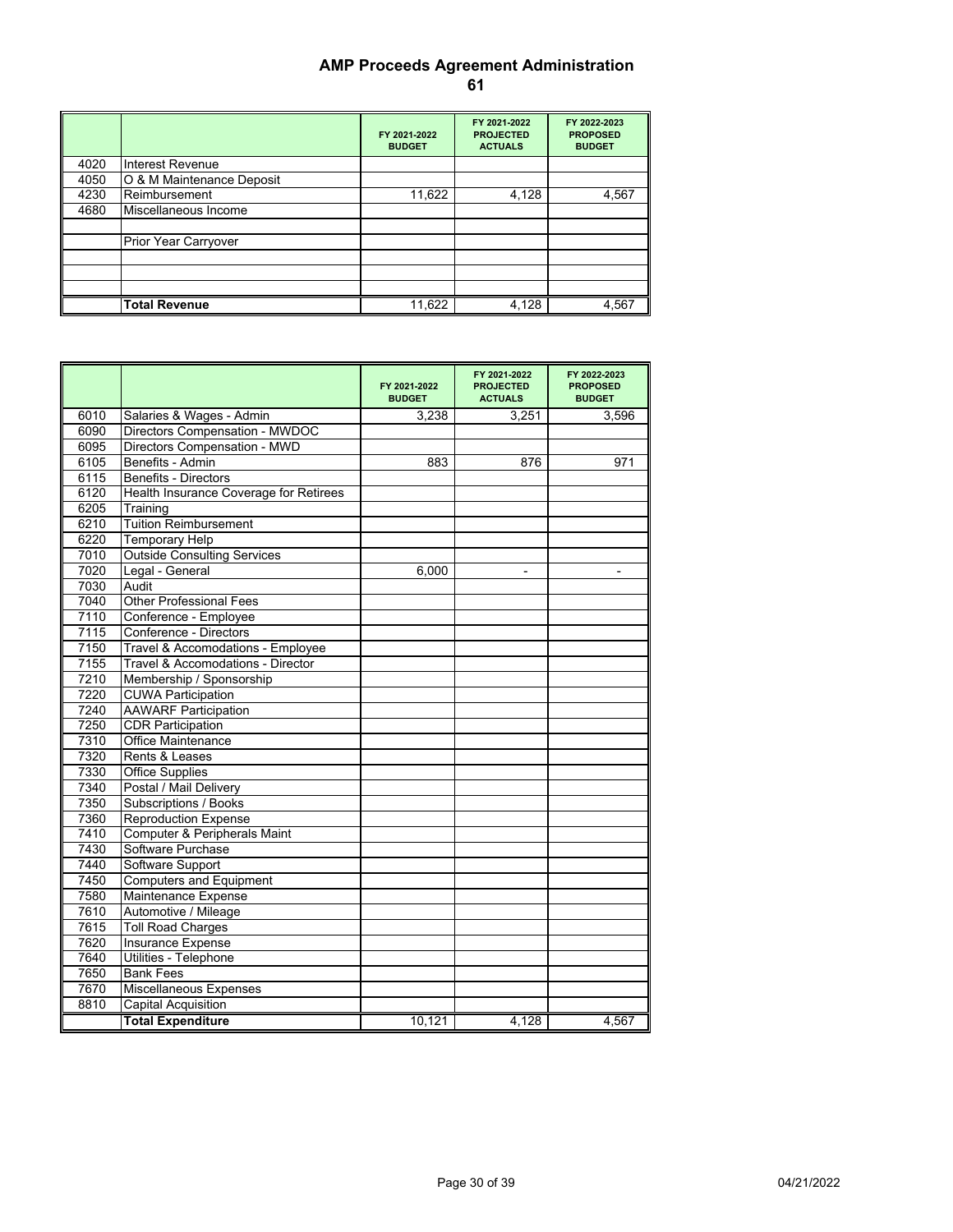# AMP Proceeds Agreement Administration

## 61

| | | FY 2021-2022 BUDGET | FY 2021-2022 PROJECTED ACTUALS | FY 2022-2023 PROPOSED BUDGET |
|---|---|---|---|---|
| 4020 | Interest Revenue | | | |
| 4050 | O & M Maintenance Deposit | | | |
| 4230 | Reimbursement | 11,622 | 4,128 | 4,567 |
| 4680 | Miscellaneous Income | | | |
| | | | | |
| | Prior Year Carryover | | | |
| | | | | |
| | | | | |
| | | | | |
| | **Total Revenue** | 11,622 | 4,128 | 4,567 |

| | | FY 2021-2022 BUDGET | FY 2021-2022 PROJECTED ACTUALS | FY 2022-2023 PROPOSED BUDGET |
|---|---|---|---|---|
| 6010 | Salaries & Wages - Admin | 3,238 | 3,251 | 3,596 |
| 6090 | Directors Compensation - MWDOC | | | |
| 6095 | Directors Compensation - MWD | | | |
| 6105 | Benefits - Admin | 883 | 876 | 971 |
| 6115 | Benefits - Directors | | | |
| 6120 | Health Insurance Coverage for Retirees | | | |
| 6205 | Training | | | |
| 6210 | Tuition Reimbursement | | | |
| 6220 | Temporary Help | | | |
| 7010 | Outside Consulting Services | | | |
| 7020 | Legal - General | 6,000 | - | - |
| 7030 | Audit | | | |
| 7040 | Other Professional Fees | | | |
| 7110 | Conference - Employee | | | |
| 7115 | Conference - Directors | | | |
| 7150 | Travel & Accomodations - Employee | | | |
| 7155 | Travel & Accomodations - Director | | | |
| 7210 | Membership / Sponsorship | | | |
| 7220 | CUWA Participation | | | |
| 7240 | AAWARF Participation | | | |
| 7250 | CDR Participation | | | |
| 7310 | Office Maintenance | | | |
| 7320 | Rents & Leases | | | |
| 7330 | Office Supplies | | | |
| 7340 | Postal / Mail Delivery | | | |
| 7350 | Subscriptions / Books | | | |
| 7360 | Reproduction Expense | | | |
| 7410 | Computer & Peripherals Maint | | | |
| 7430 | Software Purchase | | | |
| 7440 | Software Support | | | |
| 7450 | Computers and Equipment | | | |
| 7580 | Maintenance Expense | | | |
| 7610 | Automotive / Mileage | | | |
| 7615 | Toll Road Charges | | | |
| 7620 | Insurance Expense | | | |
| 7640 | Utilities - Telephone | | | |
| 7650 | Bank Fees | | | |
| 7670 | Miscellaneous Expenses | | | |
| 8810 | Capital Acquisition | | | |
| | **Total Expenditure** | 10,121 | 4,128 | 4,567 |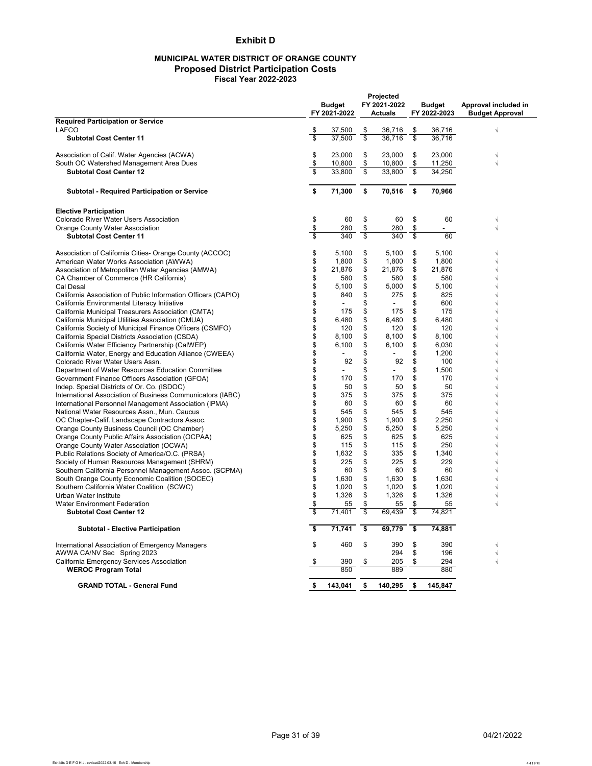# Exhibit D

## MUNICIPAL WATER DISTRICT OF ORANGE COUNTY
### Proposed District Participation Costs
### Fiscal Year 2022-2023

| | Budget FY 2021-2022 | Projected FY 2021-2022 Actuals | Budget FY 2022-2023 | Approval included in Budget Approval |
|---|---|---|---|---|
| **Required Participation or Service** | | | | |
| LAFCO | $ 37,500 | $ 36,716 | $ 36,716 | √ |
| **Subtotal Cost Center 11** | $ 37,500 | $ 36,716 | $ 36,716 | |
| | | | | |
| Association of Calif. Water Agencies (ACWA) | $ 23,000 | $ 23,000 | $ 23,000 | √ |
| South OC Watershed Management Area Dues | $ 10,800 | $ 10,800 | $ 11,250 | √ |
| **Subtotal Cost Center 12** | $ 33,800 | $ 33,800 | $ 34,250 | |
| | | | | |
| **Subtotal - Required Participation or Service** | **$ 71,300** | **$ 70,516** | **$ 70,966** | |
| | | | | |
| **Elective Participation** | | | | |
| Colorado River Water Users Association | $ 60 | $ 60 | $ 60 | √ |
| Orange County Water Association | $ 280 | $ 280 | $ - | √ |
| **Subtotal Cost Center 11** | $ 340 | $ 340 | $ 60 | |
| | | | | |
| Association of California Cities- Orange County (ACCOC) | $ 5,100 | $ 5,100 | $ 5,100 | √ |
| American Water Works Association (AWWA) | $ 1,800 | $ 1,800 | $ 1,800 | √ |
| Association of Metropolitan Water Agencies (AMWA) | $ 21,876 | $ 21,876 | $ 21,876 | √ |
| CA Chamber of Commerce (HR California) | $ 580 | $ 580 | $ 580 | √ |
| Cal Desal | $ 5,100 | $ 5,000 | $ 5,100 | √ |
| California Association of Public Information Officers (CAPIO) | $ 840 | $ 275 | $ 825 | √ |
| California Environmental Literacy Initiative | $ - | $ - | $ 600 | √ |
| California Municipal Treasurers Association (CMTA) | $ 175 | $ 175 | $ 175 | √ |
| California Municipal Utilities Association (CMUA) | $ 6,480 | $ 6,480 | $ 6,480 | √ |
| California Society of Municipal Finance Officers (CSMFO) | $ 120 | $ 120 | $ 120 | √ |
| California Special Districts Association (CSDA) | $ 8,100 | $ 8,100 | $ 8,100 | √ |
| California Water Efficiency Partnership (CalWEP) | $ 6,100 | $ 6,100 | $ 6,030 | √ |
| California Water, Energy and Education Alliance (CWEEA) | $ - | $ - | $ 1,200 | √ |
| Colorado River Water Users Assn. | $ 92 | $ 92 | $ 100 | √ |
| Department of Water Resources Education Committee | $ - | $ - | $ 1,500 | √ |
| Government Finance Officers Association (GFOA) | $ 170 | $ 170 | $ 170 | √ |
| Indep. Special Districts of Or. Co. (ISDOC) | $ 50 | $ 50 | $ 50 | √ |
| International Association of Business Communicators (IABC) | $ 375 | $ 375 | $ 375 | √ |
| International Personnel Management Association (IPMA) | $ 60 | $ 60 | $ 60 | √ |
| National Water Resources Assn., Mun. Caucus | $ 545 | $ 545 | $ 545 | √ |
| OC Chapter-Calif. Landscape Contractors Assoc. | $ 1,900 | $ 1,900 | $ 2,250 | √ |
| Orange County Business Council (OC Chamber) | $ 5,250 | $ 5,250 | $ 5,250 | √ |
| Orange County Public Affairs Association (OCPAA) | $ 625 | $ 625 | $ 625 | √ |
| Orange County Water Association (OCWA) | $ 115 | $ 115 | $ 250 | √ |
| Public Relations Society of America/O.C. (PRSA) | $ 1,632 | $ 335 | $ 1,340 | √ |
| Society of Human Resources Management (SHRM) | $ 225 | $ 225 | $ 229 | √ |
| Southern California Personnel Management Assoc. (SCPMA) | $ 60 | $ 60 | $ 60 | √ |
| South Orange County Economic Coalition (SOCEC) | $ 1,630 | $ 1,630 | $ 1,630 | √ |
| Southern California Water Coalition (SCWC) | $ 1,020 | $ 1,020 | $ 1,020 | √ |
| Urban Water Institute | $ 1,326 | $ 1,326 | $ 1,326 | √ |
| Water Environment Federation | $ 55 | $ 55 | $ 55 | √ |
| **Subtotal Cost Center 12** | $ 71,401 | $ 69,439 | $ 74,821 | |
| | | | | |
| **Subtotal - Elective Participation** | **$ 71,741** | **$ 69,779** | **$ 74,881** | |
| | | | | |
| International Association of Emergency Managers | $ 460 | $ 390 | $ 390 | √ |
| AWWA CA/NV Sec Spring 2023 | | 294 | $ 196 | √ |
| California Emergency Services Association | $ 390 | $ 205 | $ 294 | √ |
| **WEROC Program Total** | 850 | 889 | 880 | |
| | | | | |
| **GRAND TOTAL - General Fund** | **$ 143,041** | **$ 140,295** | **$ 145,847** | |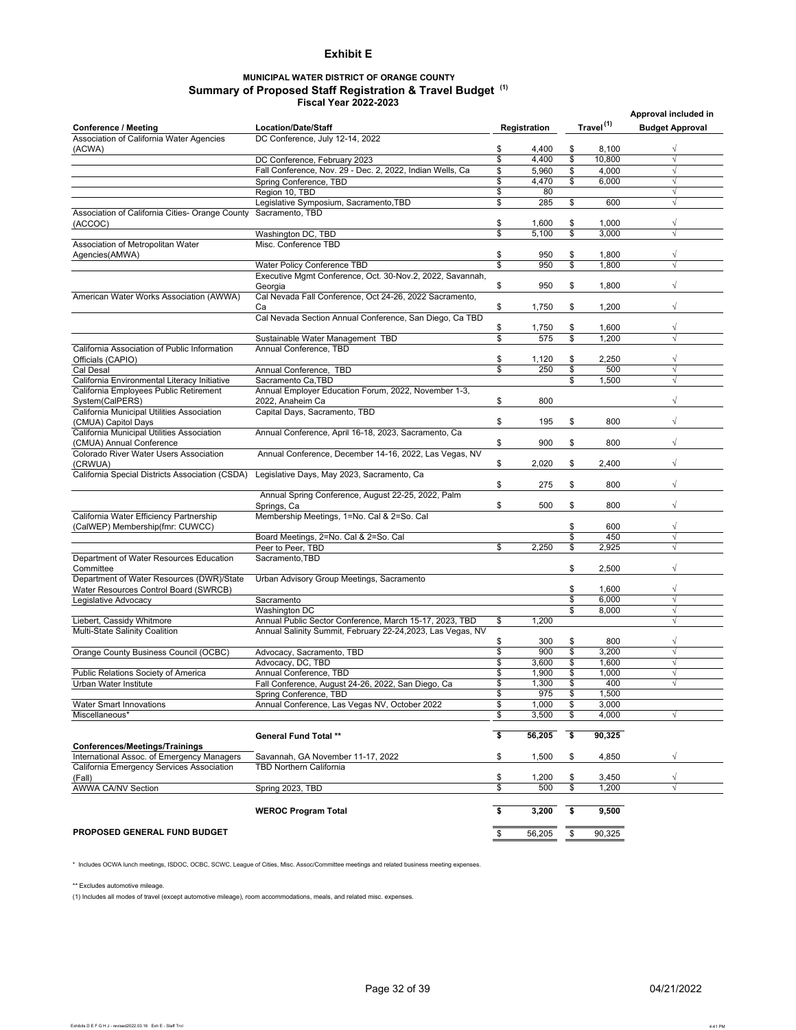# Exhibit E

### MUNICIPAL WATER DISTRICT OF ORANGE COUNTY
## Summary of Proposed Staff Registration & Travel Budget (1)
### Fiscal Year 2022-2023

| Conference / Meeting | Location/Date/Staff | Registration | Travel (1) | Approval included in Budget Approval |
|---|---|---|---|---|
| Association of California Water Agencies (ACWA) | DC Conference, July 12-14, 2022 | $ 4,400 | $ 8,100 | √ |
| | DC Conference, February 2023 | $ 4,400 | $ 10,800 | √ |
| | Fall Conference, Nov. 29 - Dec. 2, 2022, Indian Wells, Ca | $ 5,960 | $ 4,000 | √ |
| | Spring Conference, TBD | $ 4,470 | $ 6,000 | √ |
| | Region 10, TBD | $ 80 | | √ |
| | Legislative Symposium, Sacramento,TBD | $ 285 | $ 600 | √ |
| Association of California Cities- Orange County (ACCOC) | Sacramento, TBD | $ 1,600 | $ 1,000 | √ |
| | Washington DC, TBD | $ 5,100 | $ 3,000 | √ |
| Association of Metropolitan Water Agencies(AMWA) | Misc. Conference TBD | $ 950 | $ 1,800 | √ |
| | Water Policy Conference TBD | $ 950 | $ 1,800 | √ |
| | Executive Mgmt Conference, Oct. 30-Nov.2, 2022, Savannah, Georgia | $ 950 | $ 1,800 | √ |
| American Water Works Association (AWWA) | Cal Nevada Fall Conference, Oct 24-26, 2022 Sacramento, Ca | $ 1,750 | $ 1,200 | √ |
| | Cal Nevada Section Annual Conference, San Diego, Ca TBD | $ 1,750 | $ 1,600 | √ |
| | Sustainable Water Management TBD | $ 575 | $ 1,200 | √ |
| California Association of Public Information Officials (CAPIO) | Annual Conference, TBD | $ 1,120 | $ 2,250 | √ |
| Cal Desal | Annual Conference, TBD | $ 250 | $ 500 | √ |
| California Environmental Literacy Initiative | Sacramento Ca,TBD | | $ 1,500 | √ |
| California Employees Public Retirement System(CalPERS) | Annual Employer Education Forum, 2022, November 1-3, 2022, Anaheim Ca | $ 800 | | √ |
| California Municipal Utilities Association (CMUA) Capitol Days | Capital Days, Sacramento, TBD | $ 195 | $ 800 | √ |
| California Municipal Utilities Association (CMUA) Annual Conference | Annual Conference, April 16-18, 2023, Sacramento, Ca | $ 900 | $ 800 | √ |
| Colorado River Water Users Association (CRWUA) | Annual Conference, December 14-16, 2022, Las Vegas, NV | $ 2,020 | $ 2,400 | √ |
| California Special Districts Association (CSDA) | Legislative Days, May 2023, Sacramento, Ca | $ 275 | $ 800 | √ |
| | Annual Spring Conference, August 22-25, 2022, Palm Springs, Ca | $ 500 | $ 800 | √ |
| California Water Efficiency Partnership (CalWEP) Membership(fmr: CUWCC) | Membership Meetings, 1=No. Cal & 2=So. Cal | | $ 600 | √ |
| | Board Meetings, 2=No. Cal & 2=So. Cal | | $ 450 | √ |
| | Peer to Peer, TBD | $ 2,250 | $ 2,925 | √ |
| Department of Water Resources Education Committee | Sacramento,TBD | | $ 2,500 | √ |
| Department of Water Resources (DWR)/State Water Resources Control Board (SWRCB) | Urban Advisory Group Meetings, Sacramento | | $ 1,600 | √ |
| Legislative Advocacy | Sacramento | | $ 6,000 | √ |
| | Washington DC | | $ 8,000 | √ |
| Liebert, Cassidy Whitmore | Annual Public Sector Conference, March 15-17, 2023, TBD | $ 1,200 | | √ |
| Multi-State Salinity Coalition | Annual Salinity Summit, February 22-24,2023, Las Vegas, NV | $ 300 | $ 800 | √ |
| Orange County Business Council (OCBC) | Advocacy, Sacramento, TBD | $ 900 | $ 3,200 | √ |
| | Advocacy, DC, TBD | $ 3,600 | $ 1,600 | √ |
| Public Relations Society of America | Annual Conference, TBD | $ 1,900 | $ 1,000 | √ |
| Urban Water Institute | Fall Conference, August 24-26, 2022, San Diego, Ca | $ 1,300 | $ 400 | √ |
| | Spring Conference, TBD | $ 975 | $ 1,500 | |
| Water Smart Innovations | Annual Conference, Las Vegas NV, October 2022 | $ 1,000 | $ 3,000 | |
| Miscellaneous* | | $ 3,500 | $ 4,000 | √ |
| | **General Fund Total \*\*** | **$ 56,205** | **$ 90,325** | |
| **Conferences/Meetings/Trainings** | | | | |
| International Assoc. of Emergency Managers | Savannah, GA November 11-17, 2022 | $ 1,500 | $ 4,850 | √ |
| California Emergency Services Association (Fall) | TBD Northern California | $ 1,200 | $ 3,450 | √ |
| AWWA CA/NV Section | Spring 2023, TBD | $ 500 | $ 1,200 | √ |
| | **WEROC Program Total** | **$ 3,200** | **$ 9,500** | |
| **PROPOSED GENERAL FUND BUDGET** | | $ 56,205 | $ 90,325 | |

\* Includes OCWA lunch meetings, ISDOC, OCBC, SCWC, League of Cities, Misc. Assoc/Committee meetings and related business meeting expenses.

\*\* Excludes automotive mileage.

(1) Includes all modes of travel (except automotive mileage), room accommodations, meals, and related misc. expenses.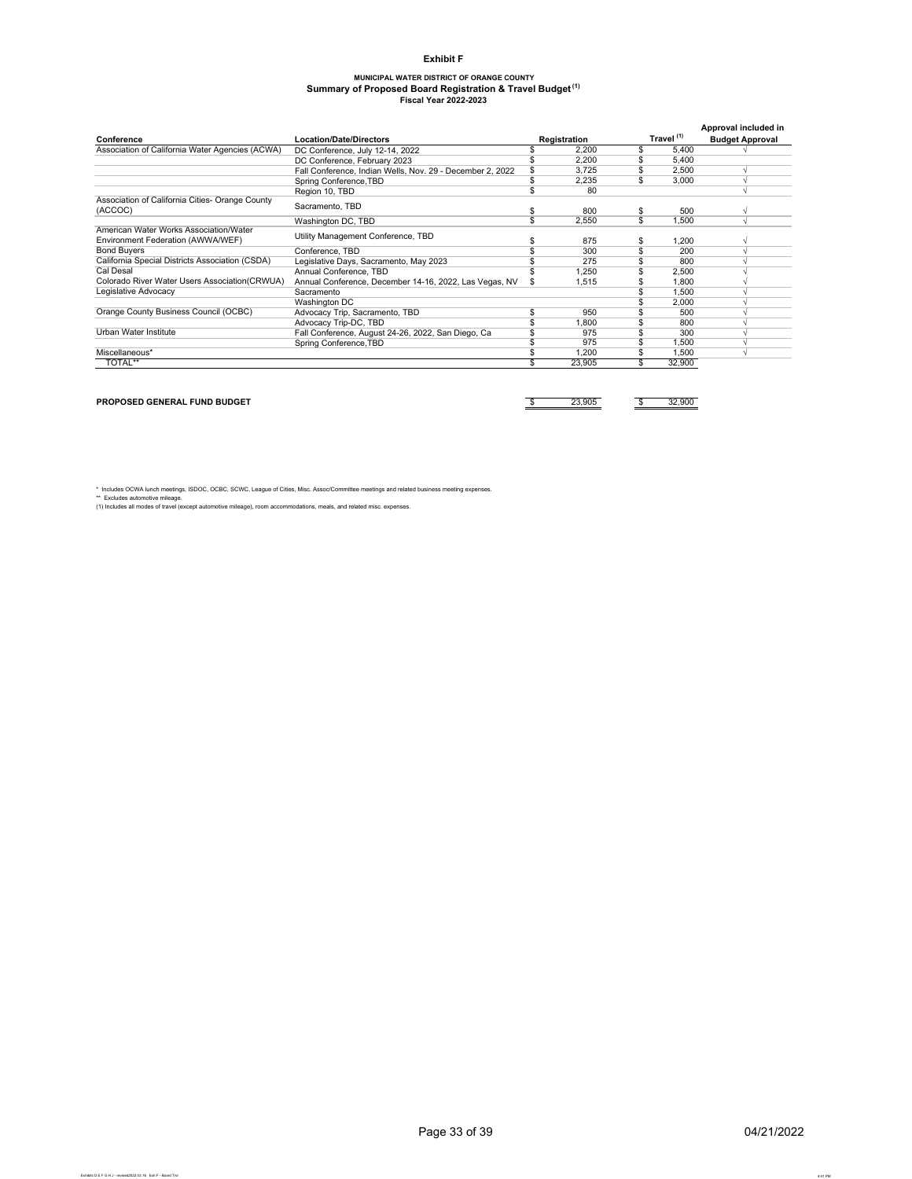**Exhibit F**

**MUNICIPAL WATER DISTRICT OF ORANGE COUNTY**
**Summary of Proposed Board Registration & Travel Budget (1)**
**Fiscal Year 2022-2023**

| Conference | Location/Date/Directors | Registration | Travel (1) | Approval included in Budget Approval |
|---|---|---|---|---|
| Association of California Water Agencies (ACWA) | DC Conference, July 12-14, 2022 | $ 2,200 | $ 5,400 | √ |
| | DC Conference, February 2023 | $ 2,200 | $ 5,400 | |
| | Fall Conference, Indian Wells, Nov. 29 - December 2, 2022 | $ 3,725 | $ 2,500 | √ |
| | Spring Conference,TBD | $ 2,235 | $ 3,000 | √ |
| | Region 10, TBD | $ 80 | | √ |
| Association of California Cities- Orange County (ACCOC) | Sacramento, TBD | $ 800 | $ 500 | √ |
| | Washington DC, TBD | $ 2,550 | $ 1,500 | √ |
| American Water Works Association/Water Environment Federation (AWWA/WEF) | Utility Management Conference, TBD | $ 875 | $ 1,200 | √ |
| Bond Buyers | Conference, TBD | $ 300 | $ 200 | √ |
| California Special Districts Association (CSDA) | Legislative Days, Sacramento, May 2023 | $ 275 | $ 800 | √ |
| Cal Desal | Annual Conference, TBD | $ 1,250 | $ 2,500 | √ |
| Colorado River Water Users Association(CRWUA) | Annual Conference, December 14-16, 2022, Las Vegas, NV | $ 1,515 | $ 1,800 | √ |
| Legislative Advocacy | Sacramento | | $ 1,500 | √ |
| | Washington DC | | $ 2,000 | √ |
| Orange County Business Council (OCBC) | Advocacy Trip, Sacramento, TBD | $ 950 | $ 500 | √ |
| | Advocacy Trip-DC, TBD | $ 1,800 | $ 800 | √ |
| Urban Water Institute | Fall Conference, August 24-26, 2022, San Diego, Ca | $ 975 | $ 300 | √ |
| | Spring Conference,TBD | $ 975 | $ 1,500 | √ |
| Miscellaneous* | | $ 1,200 | $ 1,500 | √ |
| TOTAL** | | $ 23,905 | $ 32,900 | |

| | | | |
|---|---|---|---|
| **PROPOSED GENERAL FUND BUDGET** | | $ 23,905 | $ 32,900 |

\* Includes OCWA lunch meetings, ISDOC, OCBC, SCWC, League of Cities, Misc. Assoc/Committee meetings and related business meeting expenses.

\*\* Excludes automotive mileage.

(1) Includes all modes of travel (except automotive mileage), room accommodations, meals, and related misc. expenses.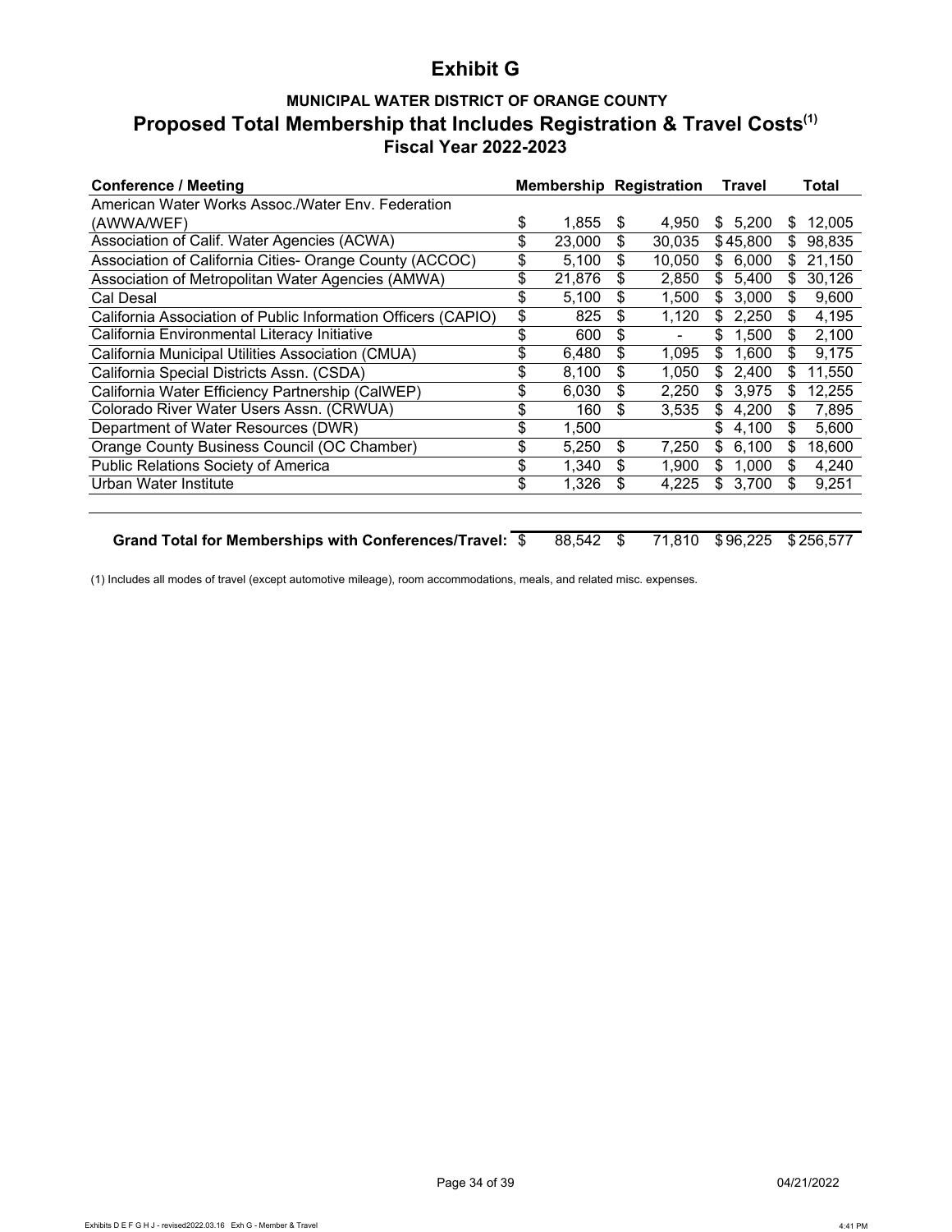# Exhibit G

## MUNICIPAL WATER DISTRICT OF ORANGE COUNTY

## Proposed Total Membership that Includes Registration & Travel Costs[1]

### Fiscal Year 2022-2023

| Conference / Meeting | Membership | Registration | Travel | Total |
|---|---|---|---|---|
| American Water Works Assoc./Water Env. Federation (AWWA/WEF) | $ 1,855 | $ 4,950 | $ 5,200 | $ 12,005 |
| Association of Calif. Water Agencies (ACWA) | $ 23,000 | $ 30,035 | $ 45,800 | $ 98,835 |
| Association of California Cities- Orange County (ACCOC) | $ 5,100 | $ 10,050 | $ 6,000 | $ 21,150 |
| Association of Metropolitan Water Agencies (AMWA) | $ 21,876 | $ 2,850 | $ 5,400 | $ 30,126 |
| Cal Desal | $ 5,100 | $ 1,500 | $ 3,000 | $ 9,600 |
| California Association of Public Information Officers (CAPIO) | $ 825 | $ 1,120 | $ 2,250 | $ 4,195 |
| California Environmental Literacy Initiative | $ 600 | $ - | $ 1,500 | $ 2,100 |
| California Municipal Utilities Association (CMUA) | $ 6,480 | $ 1,095 | $ 1,600 | $ 9,175 |
| California Special Districts Assn. (CSDA) | $ 8,100 | $ 1,050 | $ 2,400 | $ 11,550 |
| California Water Efficiency Partnership (CalWEP) | $ 6,030 | $ 2,250 | $ 3,975 | $ 12,255 |
| Colorado River Water Users Assn. (CRWUA) | $ 160 | $ 3,535 | $ 4,200 | $ 7,895 |
| Department of Water Resources (DWR) | $ 1,500 | | $ 4,100 | $ 5,600 |
| Orange County Business Council (OC Chamber) | $ 5,250 | $ 7,250 | $ 6,100 | $ 18,600 |
| Public Relations Society of America | $ 1,340 | $ 1,900 | $ 1,000 | $ 4,240 |
| Urban Water Institute | $ 1,326 | $ 4,225 | $ 3,700 | $ 9,251 |
| **Grand Total for Memberships with Conferences/Travel:** | $ 88,542 | $ 71,810 | $ 96,225 | $ 256,577 |

(1) Includes all modes of travel (except automotive mileage), room accommodations, meals, and related misc. expenses.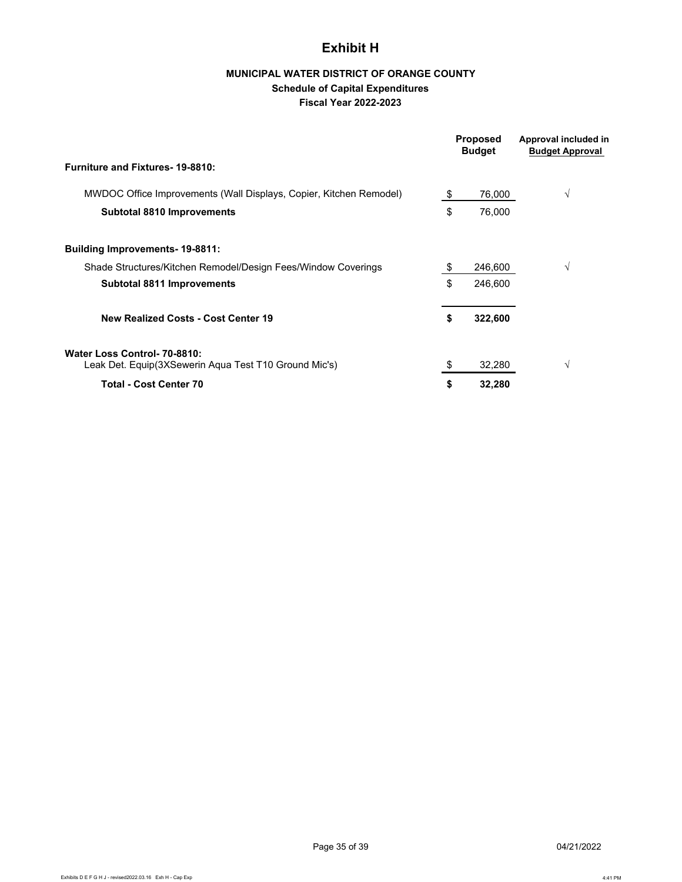# Exhibit H

**MUNICIPAL WATER DISTRICT OF ORANGE COUNTY**

**Schedule of Capital Expenditures**

**Fiscal Year 2022-2023**

| | Proposed Budget | Approval included in Budget Approval |
|---|---|---|
| **Furniture and Fixtures- 19-8810:** | | |
| MWDOC Office Improvements (Wall Displays, Copier, Kitchen Remodel) | $ 76,000 | √ |
| **Subtotal 8810 Improvements** | $ 76,000 | |
| **Building Improvements- 19-8811:** | | |
| Shade Structures/Kitchen Remodel/Design Fees/Window Coverings | $ 246,600 | √ |
| **Subtotal 8811 Improvements** | $ 246,600 | |
| **New Realized Costs - Cost Center 19** | **$ 322,600** | |
| **Water Loss Control- 70-8810:** | | |
| Leak Det. Equip(3XSewerin Aqua Test T10 Ground Mic's) | $ 32,280 | √ |
| **Total - Cost Center 70** | **$ 32,280** | |

04/21/2022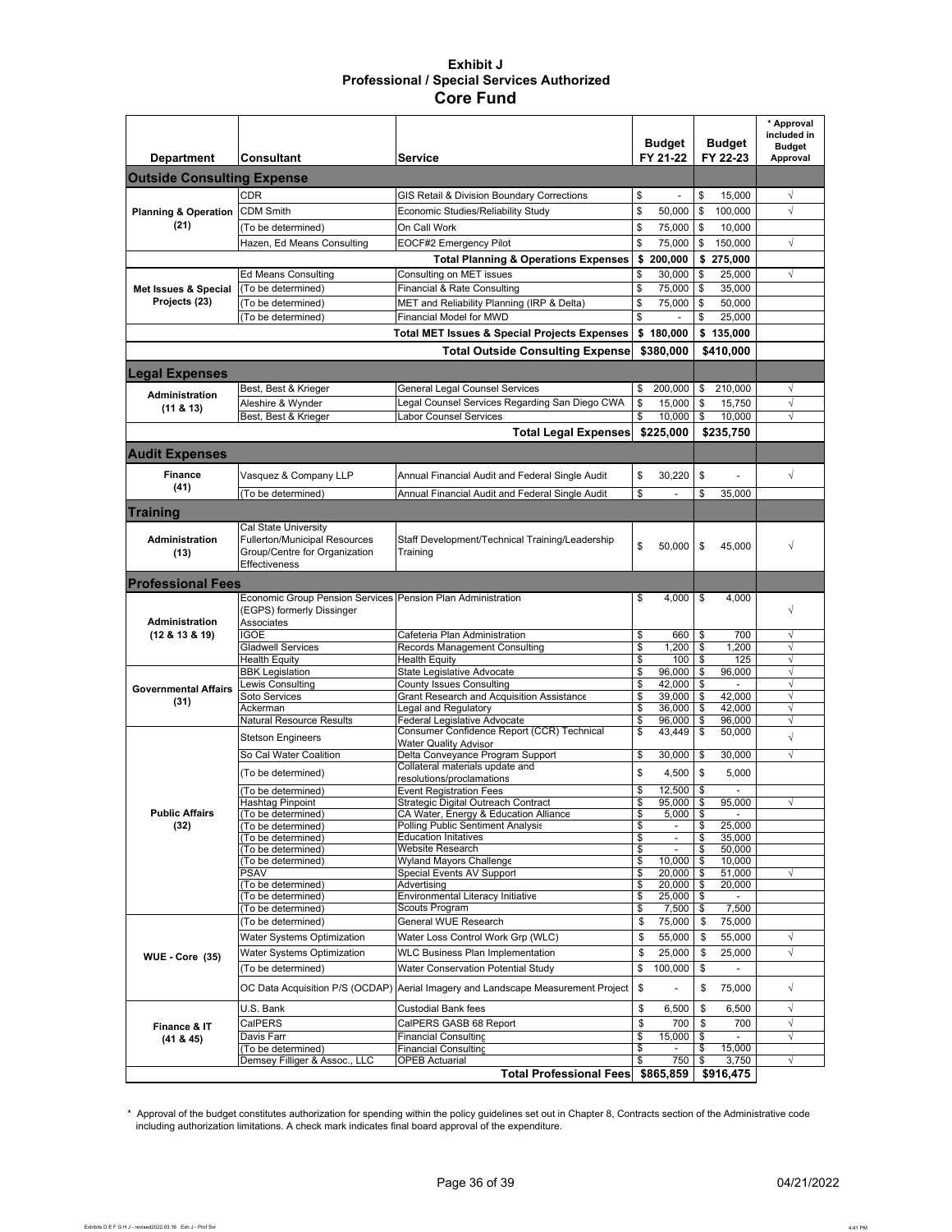# Exhibit J
## Professional / Special Services Authorized
## Core Fund

| Department | Consultant | Service | Budget FY 21-22 | Budget FY 22-23 | * Approval included in Budget Approval |
|---|---|---|---|---|---|
| **Outside Consulting Expense** | | | | | |
| Planning & Operation (21) | CDR | GIS Retail & Division Boundary Corrections | $ - | $ 15,000 | √ |
| | CDM Smith | Economic Studies/Reliability Study | $ 50,000 | $ 100,000 | √ |
| | (To be determined) | On Call Work | $ 75,000 | $ 10,000 | |
| | Hazen, Ed Means Consulting | EOCF#2 Emergency Pilot | $ 75,000 | $ 150,000 | √ |
| | | **Total Planning & Operations Expenses** | **$ 200,000** | **$ 275,000** | |
| Met Issues & Special Projects (23) | Ed Means Consulting | Consulting on MET issues | $ 30,000 | $ 25,000 | √ |
| | (To be determined) | Financial & Rate Consulting | $ 75,000 | $ 35,000 | |
| | (To be determined) | MET and Reliability Planning (IRP & Delta) | $ 75,000 | $ 50,000 | |
| | (To be determined) | Financial Model for MWD | $ - | $ 25,000 | |
| | | **Total MET Issues & Special Projects Expenses** | **$ 180,000** | **$ 135,000** | |
| | | **Total Outside Consulting Expense** | **$380,000** | **$410,000** | |
| **Legal Expenses** | | | | | |
| Administration (11 & 13) | Best, Best & Krieger | General Legal Counsel Services | $ 200,000 | $ 210,000 | √ |
| | Aleshire & Wynder | Legal Counsel Services Regarding San Diego CWA | $ 15,000 | $ 15,750 | √ |
| | Best, Best & Krieger | Labor Counsel Services | $ 10,000 | $ 10,000 | √ |
| | | **Total Legal Expenses** | **$225,000** | **$235,750** | |
| **Audit Expenses** | | | | | |
| Finance (41) | Vasquez & Company LLP | Annual Financial Audit and Federal Single Audit | $ 30,220 | $ - | √ |
| | (To be determined) | Annual Financial Audit and Federal Single Audit | $ - | $ 35,000 | |
| **Training** | | | | | |
| Administration (13) | Cal State University Fullerton/Municipal Resources Group/Centre for Organization Effectiveness | Staff Development/Technical Training/Leadership Training | $ 50,000 | $ 45,000 | √ |
| **Professional Fees** | | | | | |
| Administration (12 & 13 & 19) | Economic Group Pension Services (EGPS) formerly Dissinger Associates | Pension Plan Administration | $ 4,000 | $ 4,000 | √ |
| | IGOE | Cafeteria Plan Administration | $ 660 | $ 700 | √ |
| | Gladwell Services | Records Management Consulting | $ 1,200 | $ 1,200 | √ |
| | Health Equity | Health Equity | $ 100 | $ 125 | √ |
| Governmental Affairs (31) | BBK Legislation | State Legislative Advocate | $ 96,000 | $ 96,000 | √ |
| | Lewis Consulting | County Issues Consulting | $ 42,000 | $ - | √ |
| | Soto Services | Grant Research and Acquisition Assistance | $ 39,000 | $ 42,000 | √ |
| | Ackerman | Legal and Regulatory | $ 36,000 | $ 42,000 | √ |
| | Natural Resource Results | Federal Legislative Advocate | $ 96,000 | $ 96,000 | √ |
| Public Affairs (32) | Stetson Engineers | Consumer Confidence Report (CCR) Technical Water Quality Advisor | $ 43,449 | $ 50,000 | √ |
| | So Cal Water Coalition | Delta Conveyance Program Support | $ 30,000 | $ 30,000 | √ |
| | (To be determined) | Collateral materials update and resolutions/proclamations | $ 4,500 | $ 5,000 | |
| | (To be determined) | Event Registration Fees | $ 12,500 | $ - | |
| | Hashtag Pinpoint | Strategic Digital Outreach Contract | $ 95,000 | $ 95,000 | √ |
| | (To be determined) | CA Water, Energy & Education Alliance | $ 5,000 | $ - | |
| | (To be determined) | Polling Public Sentiment Analysis | $ - | $ 25,000 | |
| | (To be determined) | Education Initatives | $ - | $ 35,000 | |
| | (To be determined) | Website Research | $ - | $ 50,000 | |
| | (To be determined) | Wyland Mayors Challenge | $ 10,000 | $ 10,000 | |
| | PSAV | Special Events AV Support | $ 20,000 | $ 51,000 | √ |
| | (To be determined) | Advertising | $ 20,000 | $ 20,000 | |
| | (To be determined) | Environmental Literacy Initiative | $ 25,000 | $ - | |
| | (To be determined) | Scouts Program | $ 7,500 | $ 7,500 | |
| WUE - Core (35) | (To be determined) | General WUE Research | $ 75,000 | $ 75,000 | |
| | Water Systems Optimization | Water Loss Control Work Grp (WLC) | $ 55,000 | $ 55,000 | √ |
| | Water Systems Optimization | WLC Business Plan Implementation | $ 25,000 | $ 25,000 | √ |
| | (To be determined) | Water Conservation Potential Study | $ 100,000 | $ - | |
| | OC Data Acquisition P/S (OCDAP) | Aerial Imagery and Landscape Measurement Project | $ - | $ 75,000 | √ |
| Finance & IT (41 & 45) | U.S. Bank | Custodial Bank fees | $ 6,500 | $ 6,500 | √ |
| | CalPERS | CalPERS GASB 68 Report | $ 700 | $ 700 | √ |
| | Davis Farr | Financial Consulting | $ 15,000 | $ - | √ |
| | (To be determined) | Financial Consulting | $ - | $ 15,000 | |
| | Demsey Filliger & Assoc., LLC | OPEB Actuarial | $ 750 | $ 3,750 | √ |
| | | **Total Professional Fees** | **$865,859** | **$916,475** | |

\* Approval of the budget constitutes authorization for spending within the policy guidelines set out in Chapter 8, Contracts section of the Administrative code including authorization limitations. A check mark indicates final board approval of the expenditure.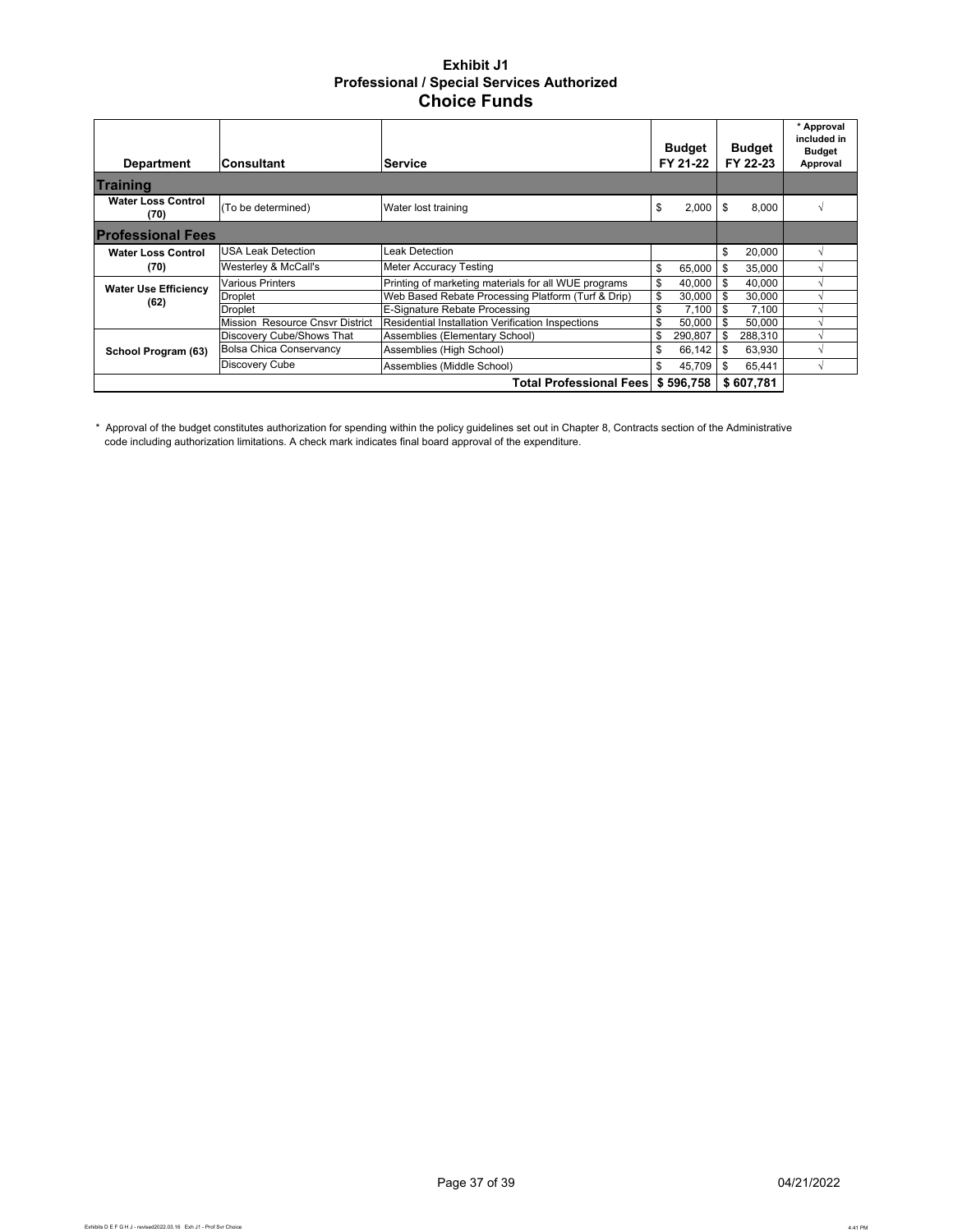# Exhibit J1
## Professional / Special Services Authorized
## Choice Funds

| Department | Consultant | Service | Budget FY 21-22 | Budget FY 22-23 | * Approval included in Budget Approval |
|---|---|---|---|---|---|
| **Training** | | | | | |
| Water Loss Control (70) | (To be determined) | Water lost training | $ 2,000 | $ 8,000 | √ |
| **Professional Fees** | | | | | |
| Water Loss Control (70) | USA Leak Detection | Leak Detection | | $ 20,000 | √ |
| | Westerley & McCall's | Meter Accuracy Testing | $ 65,000 | $ 35,000 | √ |
| Water Use Efficiency (62) | Various Printers | Printing of marketing materials for all WUE programs | $ 40,000 | $ 40,000 | √ |
| | Droplet | Web Based Rebate Processing Platform (Turf & Drip) | $ 30,000 | $ 30,000 | √ |
| | Droplet | E-Signature Rebate Processing | $ 7,100 | $ 7,100 | √ |
| | Mission Resource Cnsvr District | Residential Installation Verification Inspections | $ 50,000 | $ 50,000 | √ |
| School Program (63) | Discovery Cube/Shows That | Assemblies (Elementary School) | $ 290,807 | $ 288,310 | √ |
| | Bolsa Chica Conservancy | Assemblies (High School) | $ 66,142 | $ 63,930 | √ |
| | Discovery Cube | Assemblies (Middle School) | $ 45,709 | $ 65,441 | √ |
| | | **Total Professional Fees** | **$ 596,758** | **$ 607,781** | |

\* Approval of the budget constitutes authorization for spending within the policy guidelines set out in Chapter 8, Contracts section of the Administrative code including authorization limitations. A check mark indicates final board approval of the expenditure.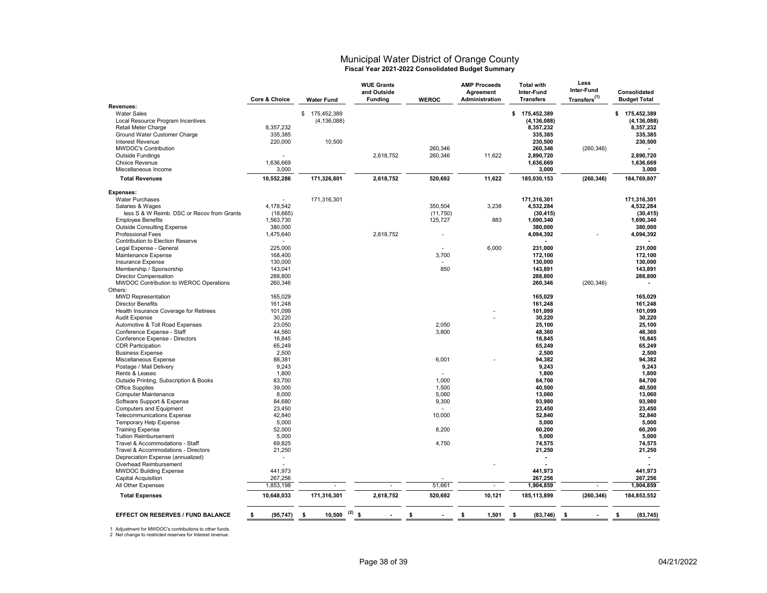# Municipal Water District of Orange County

**Fiscal Year 2021-2022 Consolidated Budget Summary**

| | Core & Choice | Water Fund | WUE Grants and Outside Funding | WEROC | AMP Proceeds Agreement Administration | Total with Inter-Fund Transfers | Less Inter-Fund Transfers[1] | Consolidated Budget Total |
|---|---|---|---|---|---|---|---|---|
| **Revenues:** | | | | | | | | |
| Water Sales | | $ 175,452,389 | | | | $ 175,452,389 | | $ 175,452,389 |
| Local Resource Program Incentives | | (4,136,088) | | | | (4,136,088) | | (4,136,088) |
| Retail Meter Charge | 8,357,232 | | | | | 8,357,232 | | 8,357,232 |
| Ground Water Customer Charge | 335,385 | | | | | 335,385 | | 335,385 |
| Interest Revenue | 220,000 | 10,500 | | | | 230,500 | | 230,500 |
| MWDOC's Contribution | | | | 260,346 | | 260,346 | (260,346) | - |
| Outside Fundings | - | | 2,618,752 | 260,346 | 11,622 | 2,890,720 | | 2,890,720 |
| Choice Revenue | 1,636,669 | | | | | 1,636,669 | | 1,636,669 |
| Miscellaneous Income | 3,000 | | | | | 3,000 | | 3,000 |
| **Total Revenues** | 10,552,286 | 171,326,801 | 2,618,752 | 520,692 | 11,622 | 185,030,153 | (260,346) | 184,769,807 |
| **Expenses:** | | | | | | | | |
| Water Purchases | - | 171,316,301 | | | | 171,316,301 | | 171,316,301 |
| Salaries & Wages | 4,178,542 | | | 350,504 | 3,238 | 4,532,284 | | 4,532,284 |
| less S & W Reimb. DSC or Recov from Grants | (18,665) | | | (11,750) | | (30,415) | | (30,415) |
| Employee Benefits | 1,563,730 | | | 125,727 | 883 | 1,690,340 | | 1,690,340 |
| Outside Consulting Expense | 380,000 | | | | | 380,000 | | 380,000 |
| Professional Fees | 1,475,640 | | 2,618,752 | - | | 4,094,392 | - | 4,094,392 |
| Contribution to Election Reserve | - | | | | | - | | - |
| Legal Expense - General | 225,000 | | | - | 6,000 | 231,000 | | 231,000 |
| Maintenance Expense | 168,400 | | | 3,700 | | 172,100 | | 172,100 |
| Insurance Expense | 130,000 | | | - | | 130,000 | | 130,000 |
| Membership / Sponsorship | 143,041 | | | 850 | | 143,891 | | 143,891 |
| Director Compensation | 288,800 | | | | | 288,800 | | 288,800 |
| MWDOC Contribution to WEROC Operations | 260,346 | | | | | 260,346 | (260,346) | - |
| Others: | | | | | | | | |
| MWD Representation | 165,029 | | | | | 165,029 | | 165,029 |
| Director Benefits | 161,248 | | | | | 161,248 | | 161,248 |
| Health Insurance Coverage for Retirees | 101,099 | | | | - | 101,099 | | 101,099 |
| Audit Expense | 30,220 | | | | - | 30,220 | | 30,220 |
| Automotive & Toll Road Expenses | 23,050 | | | 2,050 | | 25,100 | | 25,100 |
| Conference Expense - Staff | 44,560 | | | 3,800 | | 48,360 | | 48,360 |
| Conference Expense - Directors | 16,845 | | | | | 16,845 | | 16,845 |
| CDR Participation | 65,249 | | | | | 65,249 | | 65,249 |
| Business Expense | 2,500 | | | | | 2,500 | | 2,500 |
| Miscellaneous Expense | 88,381 | | | 6,001 | - | 94,382 | | 94,382 |
| Postage / Mail Delivery | 9,243 | | | | | 9,243 | | 9,243 |
| Rents & Leases | 1,800 | | | - | | 1,800 | | 1,800 |
| Outside Printing, Subscription & Books | 83,700 | | | 1,000 | | 84,700 | | 84,700 |
| Office Supplies | 39,000 | | | 1,500 | | 40,500 | | 40,500 |
| Computer Maintenance | 8,000 | | | 5,060 | | 13,060 | | 13,060 |
| Software Support & Expense | 84,680 | | | 9,300 | | 93,980 | | 93,980 |
| Computers and Equipment | 23,450 | | | - | | 23,450 | | 23,450 |
| Telecommunications Expense | 42,840 | | | 10,000 | | 52,840 | | 52,840 |
| Temporary Help Expense | 5,000 | | | | | 5,000 | | 5,000 |
| Training Expense | 52,000 | | | 8,200 | | 60,200 | | 60,200 |
| Tuition Reimbursement | 5,000 | | | | | 5,000 | | 5,000 |
| Travel & Accommodations - Staff | 69,825 | | | 4,750 | | 74,575 | | 74,575 |
| Travel & Accommodations - Directors | 21,250 | | | | | 21,250 | | 21,250 |
| Depreciation Expense (annualized) | - | | | | | - | | - |
| Overhead Reimbursement | - | | | | - | - | | - |
| MWDOC Building Expense | 441,973 | | | | | 441,973 | | 441,973 |
| Capital Acquisition | 267,256 | | | - | | 267,256 | | 267,256 |
| All Other Expenses | 1,853,198 | - | - | 51,661 | - | 1,904,859 | - | 1,904,859 |
| **Total Expenses** | 10,648,033 | 171,316,301 | 2,618,752 | 520,692 | 10,121 | 185,113,899 | (260,346) | 184,853,552 |
| **EFFECT ON RESERVES / FUND BALANCE** | $ (95,747) | $ 10,500 [2] | $ - | $ - | $ 1,501 | $ (83,746) | $ - | $ (83,745) |

1 Adjustment for MWDOC's contributions to other funds.
2 Net change to restricted reserves for Interest revenue.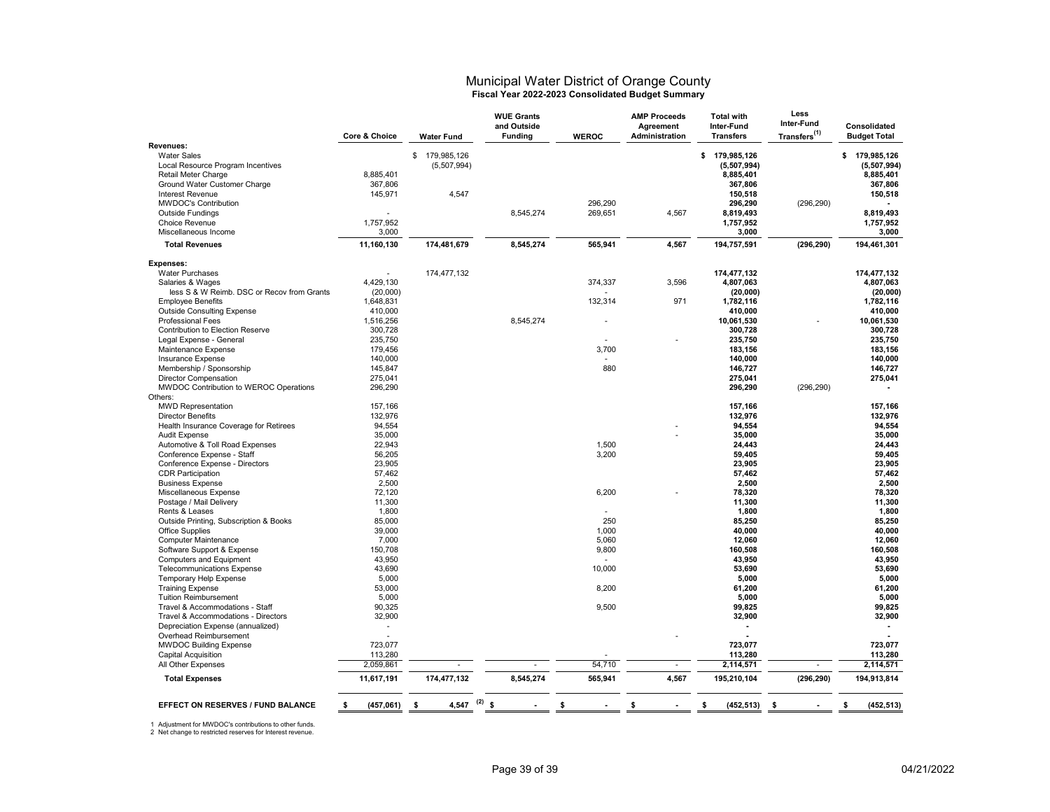# Municipal Water District of Orange County

## Fiscal Year 2022-2023 Consolidated Budget Summary

| | Core & Choice | Water Fund | WUE Grants and Outside Funding | WEROC | AMP Proceeds Agreement Administration | Total with Inter-Fund Transfers | Less Inter-Fund Transfers[1] | Consolidated Budget Total |
|---|---|---|---|---|---|---|---|---|
| **Revenues:** | | | | | | | | |
| Water Sales | | $ 179,985,126 | | | | **$ 179,985,126** | | **$ 179,985,126** |
| Local Resource Program Incentives | | (5,507,994) | | | | **(5,507,994)** | | **(5,507,994)** |
| Retail Meter Charge | 8,885,401 | | | | | **8,885,401** | | **8,885,401** |
| Ground Water Customer Charge | 367,806 | | | | | **367,806** | | **367,806** |
| Interest Revenue | 145,971 | 4,547 | | | | **150,518** | | **150,518** |
| MWDOC's Contribution | | | | 296,290 | | **296,290** | (296,290) | **-** |
| Outside Fundings | - | | 8,545,274 | 269,651 | 4,567 | **8,819,493** | | **8,819,493** |
| Choice Revenue | 1,757,952 | | | | | **1,757,952** | | **1,757,952** |
| Miscellaneous Income | 3,000 | | | | | **3,000** | | **3,000** |
| **Total Revenues** | **11,160,130** | **174,481,679** | **8,545,274** | **565,941** | **4,567** | **194,757,591** | **(296,290)** | **194,461,301** |
| **Expenses:** | | | | | | | | |
| Water Purchases | - | 174,477,132 | | | | **174,477,132** | | **174,477,132** |
| Salaries & Wages | 4,429,130 | | | 374,337 | 3,596 | **4,807,063** | | **4,807,063** |
| less S & W Reimb. DSC or Recov from Grants | (20,000) | | | - | | **(20,000)** | | **(20,000)** |
| Employee Benefits | 1,648,831 | | | 132,314 | 971 | **1,782,116** | | **1,782,116** |
| Outside Consulting Expense | 410,000 | | | | | **410,000** | | **410,000** |
| Professional Fees | 1,516,256 | | 8,545,274 | - | | **10,061,530** | - | **10,061,530** |
| Contribution to Election Reserve | 300,728 | | | | | **300,728** | | **300,728** |
| Legal Expense - General | 235,750 | | | - | - | **235,750** | | **235,750** |
| Maintenance Expense | 179,456 | | | 3,700 | | **183,156** | | **183,156** |
| Insurance Expense | 140,000 | | | - | | **140,000** | | **140,000** |
| Membership / Sponsorship | 145,847 | | | 880 | | **146,727** | | **146,727** |
| Director Compensation | 275,041 | | | | | **275,041** | | **275,041** |
| MWDOC Contribution to WEROC Operations | 296,290 | | | | | **296,290** | (296,290) | **-** |
| Others: | | | | | | | | |
| MWD Representation | 157,166 | | | | | **157,166** | | **157,166** |
| Director Benefits | 132,976 | | | | | **132,976** | | **132,976** |
| Health Insurance Coverage for Retirees | 94,554 | | | | - | **94,554** | | **94,554** |
| Audit Expense | 35,000 | | | | - | **35,000** | | **35,000** |
| Automotive & Toll Road Expenses | 22,943 | | | 1,500 | | **24,443** | | **24,443** |
| Conference Expense - Staff | 56,205 | | | 3,200 | | **59,405** | | **59,405** |
| Conference Expense - Directors | 23,905 | | | | | **23,905** | | **23,905** |
| CDR Participation | 57,462 | | | | | **57,462** | | **57,462** |
| Business Expense | 2,500 | | | | | **2,500** | | **2,500** |
| Miscellaneous Expense | 72,120 | | | 6,200 | - | **78,320** | | **78,320** |
| Postage / Mail Delivery | 11,300 | | | | | **11,300** | | **11,300** |
| Rents & Leases | 1,800 | | | - | | **1,800** | | **1,800** |
| Outside Printing, Subscription & Books | 85,000 | | | 250 | | **85,250** | | **85,250** |
| Office Supplies | 39,000 | | | 1,000 | | **40,000** | | **40,000** |
| Computer Maintenance | 7,000 | | | 5,060 | | **12,060** | | **12,060** |
| Software Support & Expense | 150,708 | | | 9,800 | | **160,508** | | **160,508** |
| Computers and Equipment | 43,950 | | | - | | **43,950** | | **43,950** |
| Telecommunications Expense | 43,690 | | | 10,000 | | **53,690** | | **53,690** |
| Temporary Help Expense | 5,000 | | | | | **5,000** | | **5,000** |
| Training Expense | 53,000 | | | 8,200 | | **61,200** | | **61,200** |
| Tuition Reimbursement | 5,000 | | | | | **5,000** | | **5,000** |
| Travel & Accommodations - Staff | 90,325 | | | 9,500 | | **99,825** | | **99,825** |
| Travel & Accommodations - Directors | 32,900 | | | | | **32,900** | | **32,900** |
| Depreciation Expense (annualized) | - | | | | | **-** | | **-** |
| Overhead Reimbursement | - | | | | - | **-** | | **-** |
| MWDOC Building Expense | 723,077 | | | | | **723,077** | | **723,077** |
| Capital Acquisition | 113,280 | | | - | | **113,280** | | **113,280** |
| All Other Expenses | 2,059,861 | - | - | 54,710 | - | **2,114,571** | - | **2,114,571** |
| **Total Expenses** | **11,617,191** | **174,477,132** | **8,545,274** | **565,941** | **4,567** | **195,210,104** | **(296,290)** | **194,913,814** |
| **EFFECT ON RESERVES / FUND BALANCE** | **$ (457,061)** | **$ 4,547** [2] | **$ -** | **$ -** | **$ -** | **$ (452,513)** | **$ -** | **$ (452,513)** |

1 Adjustment for MWDOC's contributions to other funds.
2 Net change to restricted reserves for Interest revenue.